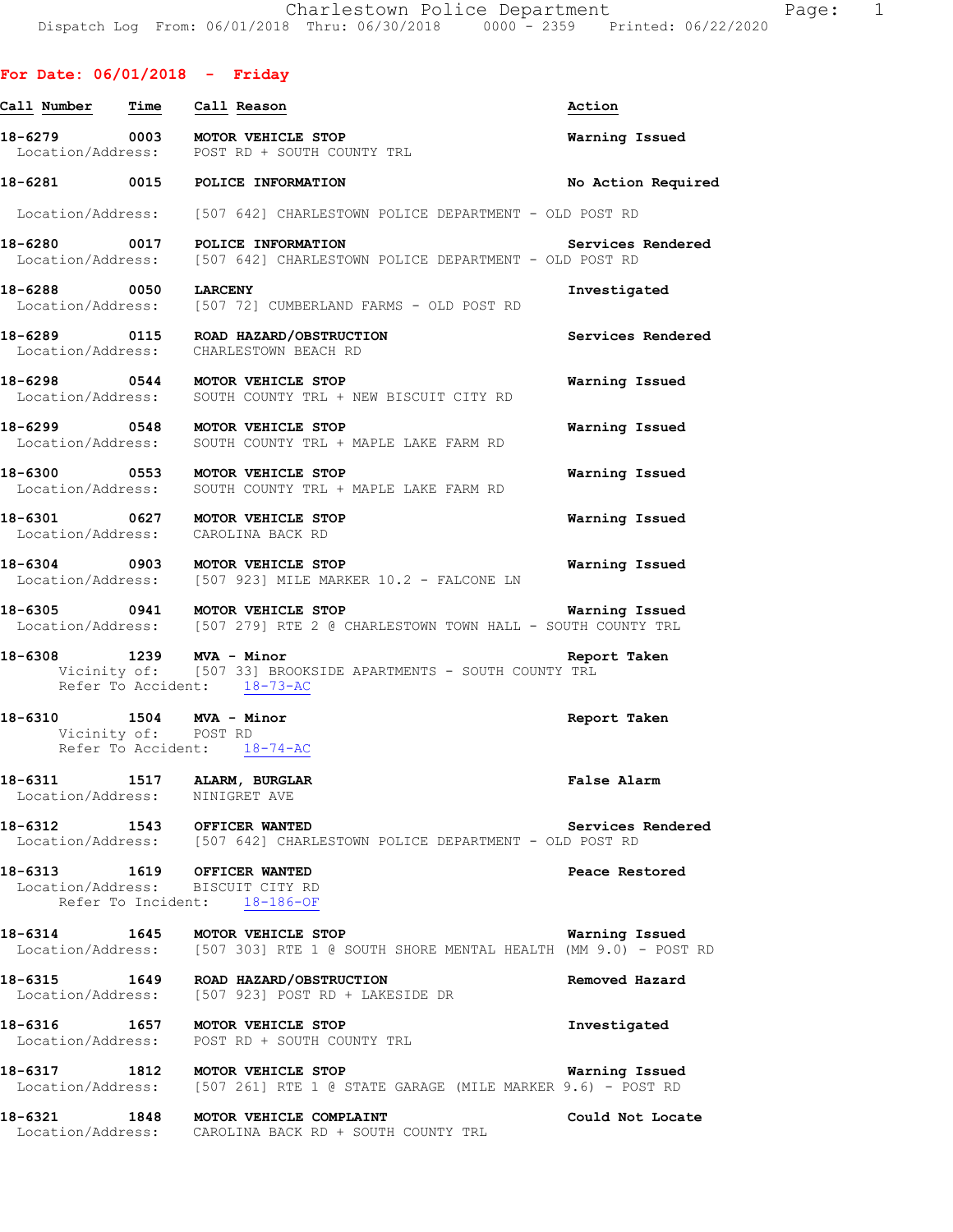**For Date: 06/01/2018 - Friday**

| Call Number | Time | Call Reason | Action |
|---|---|---|---|
| 18-6279 | 0003 | MOTOR VEHICLE STOP | Warning Issued |
| | | Location/Address: POST RD + SOUTH COUNTY TRL | |
| 18-6281 | 0015 | POLICE INFORMATION | No Action Required |
| | | Location/Address: [507 642] CHARLESTOWN POLICE DEPARTMENT - OLD POST RD | |
| 18-6280 | 0017 | POLICE INFORMATION | Services Rendered |
| | | Location/Address: [507 642] CHARLESTOWN POLICE DEPARTMENT - OLD POST RD | |
| 18-6288 | 0050 | LARCENY | Investigated |
| | | Location/Address: [507 72] CUMBERLAND FARMS - OLD POST RD | |
| 18-6289 | 0115 | ROAD HAZARD/OBSTRUCTION | Services Rendered |
| | | Location/Address: CHARLESTOWN BEACH RD | |
| 18-6298 | 0544 | MOTOR VEHICLE STOP | Warning Issued |
| | | Location/Address: SOUTH COUNTY TRL + NEW BISCUIT CITY RD | |
| 18-6299 | 0548 | MOTOR VEHICLE STOP | Warning Issued |
| | | Location/Address: SOUTH COUNTY TRL + MAPLE LAKE FARM RD | |
| 18-6300 | 0553 | MOTOR VEHICLE STOP | Warning Issued |
| | | Location/Address: SOUTH COUNTY TRL + MAPLE LAKE FARM RD | |
| 18-6301 | 0627 | MOTOR VEHICLE STOP | Warning Issued |
| | | Location/Address: CAROLINA BACK RD | |
| 18-6304 | 0903 | MOTOR VEHICLE STOP | Warning Issued |
| | | Location/Address: [507 923] MILE MARKER 10.2 - FALCONE LN | |
| 18-6305 | 0941 | MOTOR VEHICLE STOP | Warning Issued |
| | | Location/Address: [507 279] RTE 2 @ CHARLESTOWN TOWN HALL - SOUTH COUNTY TRL | |
| 18-6308 | 1239 | MVA - Minor | Report Taken |
| | | Vicinity of: [507 33] BROOKSIDE APARTMENTS - SOUTH COUNTY TRL<br>Refer To Accident: 18-73-AC | |
| 18-6310 | 1504 | MVA - Minor | Report Taken |
| | | Vicinity of: POST RD<br>Refer To Accident: 18-74-AC | |
| 18-6311 | 1517 | ALARM, BURGLAR | False Alarm |
| | | Location/Address: NINIGRET AVE | |
| 18-6312 | 1543 | OFFICER WANTED | Services Rendered |
| | | Location/Address: [507 642] CHARLESTOWN POLICE DEPARTMENT - OLD POST RD | |
| 18-6313 | 1619 | OFFICER WANTED | Peace Restored |
| | | Location/Address: BISCUIT CITY RD<br>Refer To Incident: 18-186-OF | |
| 18-6314 | 1645 | MOTOR VEHICLE STOP | Warning Issued |
| | | Location/Address: [507 303] RTE 1 @ SOUTH SHORE MENTAL HEALTH (MM 9.0) - POST RD | |
| 18-6315 | 1649 | ROAD HAZARD/OBSTRUCTION | Removed Hazard |
| | | Location/Address: [507 923] POST RD + LAKESIDE DR | |
| 18-6316 | 1657 | MOTOR VEHICLE STOP | Investigated |
| | | Location/Address: POST RD + SOUTH COUNTY TRL | |
| 18-6317 | 1812 | MOTOR VEHICLE STOP | Warning Issued |
| | | Location/Address: [507 261] RTE 1 @ STATE GARAGE (MILE MARKER 9.6) - POST RD | |
| 18-6321 | 1848 | MOTOR VEHICLE COMPLAINT | Could Not Locate |
| | | Location/Address: CAROLINA BACK RD + SOUTH COUNTY TRL | |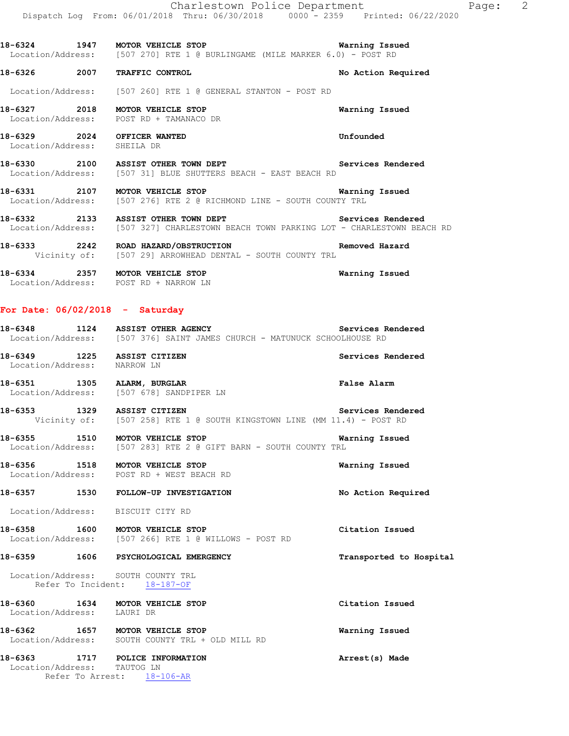18-6324 1947 **MOTOR VEHICLE STOP** **Warning Issued**
Location/Address: [507 270] RTE 1 @ BURLINGAME (MILE MARKER 6.0) - POST RD

18-6326 2007 **TRAFFIC CONTROL** **No Action Required**
Location/Address: [507 260] RTE 1 @ GENERAL STANTON - POST RD

18-6327 2018 **MOTOR VEHICLE STOP** **Warning Issued**
Location/Address: POST RD + TAMANACO DR

18-6329 2024 **OFFICER WANTED** **Unfounded**
Location/Address: SHEILA DR

18-6330 2100 **ASSIST OTHER TOWN DEPT** **Services Rendered**
Location/Address: [507 31] BLUE SHUTTERS BEACH - EAST BEACH RD

18-6331 2107 **MOTOR VEHICLE STOP** **Warning Issued**
Location/Address: [507 276] RTE 2 @ RICHMOND LINE - SOUTH COUNTY TRL

18-6332 2133 **ASSIST OTHER TOWN DEPT** **Services Rendered**
Location/Address: [507 327] CHARLESTOWN BEACH TOWN PARKING LOT - CHARLESTOWN BEACH RD

18-6333 2242 **ROAD HAZARD/OBSTRUCTION** **Removed Hazard**
Vicinity of: [507 29] ARROWHEAD DENTAL - SOUTH COUNTY TRL

18-6334 2357 **MOTOR VEHICLE STOP** **Warning Issued**
Location/Address: POST RD + NARROW LN

## For Date: 06/02/2018 - Saturday

18-6348 1124 **ASSIST OTHER AGENCY** **Services Rendered**
Location/Address: [507 376] SAINT JAMES CHURCH - MATUNUCK SCHOOLHOUSE RD

18-6349 1225 **ASSIST CITIZEN** **Services Rendered**
Location/Address: NARROW LN

18-6351 1305 **ALARM, BURGLAR** **False Alarm**
Location/Address: [507 678] SANDPIPER LN

18-6353 1329 **ASSIST CITIZEN** **Services Rendered**
Vicinity of: [507 258] RTE 1 @ SOUTH KINGSTOWN LINE (MM 11.4) - POST RD

18-6355 1510 **MOTOR VEHICLE STOP** **Warning Issued**
Location/Address: [507 283] RTE 2 @ GIFT BARN - SOUTH COUNTY TRL

18-6356 1518 **MOTOR VEHICLE STOP** **Warning Issued**
Location/Address: POST RD + WEST BEACH RD

18-6357 1530 **FOLLOW-UP INVESTIGATION** **No Action Required**
Location/Address: BISCUIT CITY RD

18-6358 1600 **MOTOR VEHICLE STOP** **Citation Issued**
Location/Address: [507 266] RTE 1 @ WILLOWS - POST RD

18-6359 1606 **PSYCHOLOGICAL EMERGENCY** **Transported to Hospital**
Location/Address: SOUTH COUNTY TRL
Refer To Incident: 18-187-OF

18-6360 1634 **MOTOR VEHICLE STOP** **Citation Issued**
Location/Address: LAURI DR

18-6362 1657 **MOTOR VEHICLE STOP** **Warning Issued**
Location/Address: SOUTH COUNTY TRL + OLD MILL RD

18-6363 1717 **POLICE INFORMATION** **Arrest(s) Made**
Location/Address: TAUTOG LN
Refer To Arrest: 18-106-AR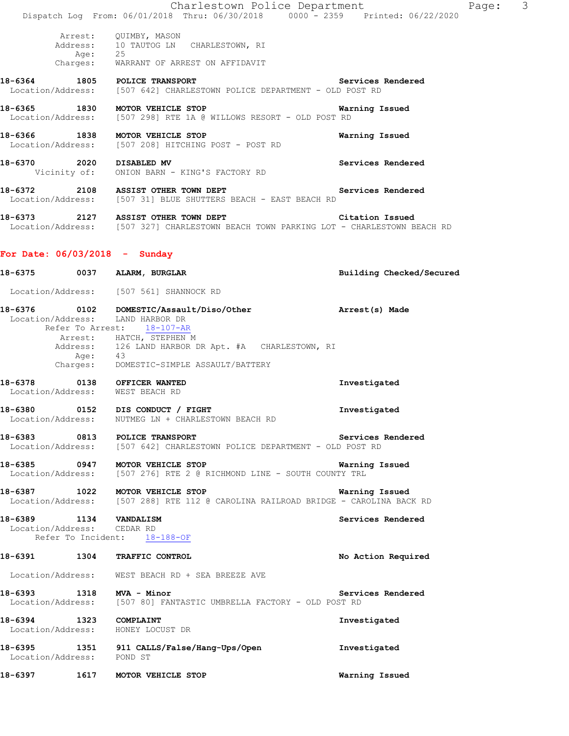Arrest: QUIMBY, MASON
Address: 10 TAUTOG LN CHARLESTOWN, RI
Age: 25
Charges: WARRANT OF ARREST ON AFFIDAVIT

**18-6364 1805 POLICE TRANSPORT** **Services Rendered**
Location/Address: [507 642] CHARLESTOWN POLICE DEPARTMENT - OLD POST RD

**18-6365 1830 MOTOR VEHICLE STOP** **Warning Issued**
Location/Address: [507 298] RTE 1A @ WILLOWS RESORT - OLD POST RD

**18-6366 1838 MOTOR VEHICLE STOP** **Warning Issued**
Location/Address: [507 208] HITCHING POST - POST RD

**18-6370 2020 DISABLED MV** **Services Rendered**
Vicinity of: ONION BARN - KING'S FACTORY RD

**18-6372 2108 ASSIST OTHER TOWN DEPT** **Services Rendered**
Location/Address: [507 31] BLUE SHUTTERS BEACH - EAST BEACH RD

**18-6373 2127 ASSIST OTHER TOWN DEPT** **Citation Issued**
Location/Address: [507 327] CHARLESTOWN BEACH TOWN PARKING LOT - CHARLESTOWN BEACH RD

## For Date: 06/03/2018 - Sunday

**18-6375 0037 ALARM, BURGLAR** **Building Checked/Secured**
Location/Address: [507 561] SHANNOCK RD

**18-6376 0102 DOMESTIC/Assault/Diso/Other** **Arrest(s) Made**
Location/Address: LAND HARBOR DR
Refer To Arrest: 18-107-AR
Arrest: HATCH, STEPHEN M
Address: 126 LAND HARBOR DR Apt. #A CHARLESTOWN, RI
Age: 43
Charges: DOMESTIC-SIMPLE ASSAULT/BATTERY

**18-6378 0138 OFFICER WANTED** **Investigated**
Location/Address: WEST BEACH RD

**18-6380 0152 DIS CONDUCT / FIGHT** **Investigated**
Location/Address: NUTMEG LN + CHARLESTOWN BEACH RD

**18-6383 0813 POLICE TRANSPORT** **Services Rendered**
Location/Address: [507 642] CHARLESTOWN POLICE DEPARTMENT - OLD POST RD

**18-6385 0947 MOTOR VEHICLE STOP** **Warning Issued**
Location/Address: [507 276] RTE 2 @ RICHMOND LINE - SOUTH COUNTY TRL

**18-6387 1022 MOTOR VEHICLE STOP** **Warning Issued**
Location/Address: [507 288] RTE 112 @ CAROLINA RAILROAD BRIDGE - CAROLINA BACK RD

**18-6389 1134 VANDALISM** **Services Rendered**
Location/Address: CEDAR RD
Refer To Incident: 18-188-OF

**18-6391 1304 TRAFFIC CONTROL** **No Action Required**
Location/Address: WEST BEACH RD + SEA BREEZE AVE

**18-6393 1318 MVA - Minor** **Services Rendered**
Location/Address: [507 80] FANTASTIC UMBRELLA FACTORY - OLD POST RD

**18-6394 1323 COMPLAINT** **Investigated**
Location/Address: HONEY LOCUST DR

**18-6395 1351 911 CALLS/False/Hang-Ups/Open** **Investigated**
Location/Address: POND ST

**18-6397 1617 MOTOR VEHICLE STOP** **Warning Issued**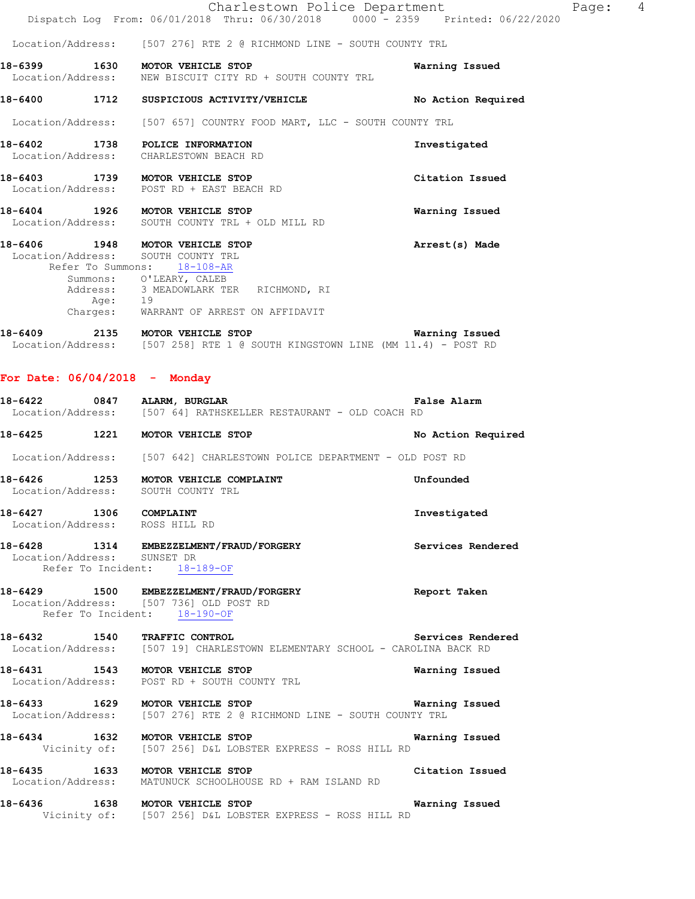Location/Address: [507 276] RTE 2 @ RICHMOND LINE - SOUTH COUNTY TRL

**18-6399 1630 MOTOR VEHICLE STOP** Warning Issued
Location/Address: NEW BISCUIT CITY RD + SOUTH COUNTY TRL

**18-6400 1712 SUSPICIOUS ACTIVITY/VEHICLE** No Action Required
Location/Address: [507 657] COUNTRY FOOD MART, LLC - SOUTH COUNTY TRL

**18-6402 1738 POLICE INFORMATION** Investigated
Location/Address: CHARLESTOWN BEACH RD

**18-6403 1739 MOTOR VEHICLE STOP** Citation Issued
Location/Address: POST RD + EAST BEACH RD

**18-6404 1926 MOTOR VEHICLE STOP** Warning Issued
Location/Address: SOUTH COUNTY TRL + OLD MILL RD

**18-6406 1948 MOTOR VEHICLE STOP** Arrest(s) Made
Location/Address: SOUTH COUNTY TRL
Refer To Summons: 18-108-AR
Summons: O'LEARY, CALEB
Address: 3 MEADOWLARK TER RICHMOND, RI
Age: 19
Charges: WARRANT OF ARREST ON AFFIDAVIT

**18-6409 2135 MOTOR VEHICLE STOP** Warning Issued
Location/Address: [507 258] RTE 1 @ SOUTH KINGSTOWN LINE (MM 11.4) - POST RD

## For Date: 06/04/2018 - Monday

**18-6422 0847 ALARM, BURGLAR** False Alarm
Location/Address: [507 64] RATHSKELLER RESTAURANT - OLD COACH RD

**18-6425 1221 MOTOR VEHICLE STOP** No Action Required
Location/Address: [507 642] CHARLESTOWN POLICE DEPARTMENT - OLD POST RD

**18-6426 1253 MOTOR VEHICLE COMPLAINT** Unfounded
Location/Address: SOUTH COUNTY TRL

**18-6427 1306 COMPLAINT** Investigated
Location/Address: ROSS HILL RD

**18-6428 1314 EMBEZZELMENT/FRAUD/FORGERY** Services Rendered
Location/Address: SUNSET DR
Refer To Incident: 18-189-OF

**18-6429 1500 EMBEZZELMENT/FRAUD/FORGERY** Report Taken
Location/Address: [507 736] OLD POST RD
Refer To Incident: 18-190-OF

**18-6432 1540 TRAFFIC CONTROL** Services Rendered
Location/Address: [507 19] CHARLESTOWN ELEMENTARY SCHOOL - CAROLINA BACK RD

**18-6431 1543 MOTOR VEHICLE STOP** Warning Issued
Location/Address: POST RD + SOUTH COUNTY TRL

**18-6433 1629 MOTOR VEHICLE STOP** Warning Issued
Location/Address: [507 276] RTE 2 @ RICHMOND LINE - SOUTH COUNTY TRL

**18-6434 1632 MOTOR VEHICLE STOP** Warning Issued
Vicinity of: [507 256] D&L LOBSTER EXPRESS - ROSS HILL RD

**18-6435 1633 MOTOR VEHICLE STOP** Citation Issued
Location/Address: MATUNUCK SCHOOLHOUSE RD + RAM ISLAND RD

**18-6436 1638 MOTOR VEHICLE STOP** Warning Issued
Vicinity of: [507 256] D&L LOBSTER EXPRESS - ROSS HILL RD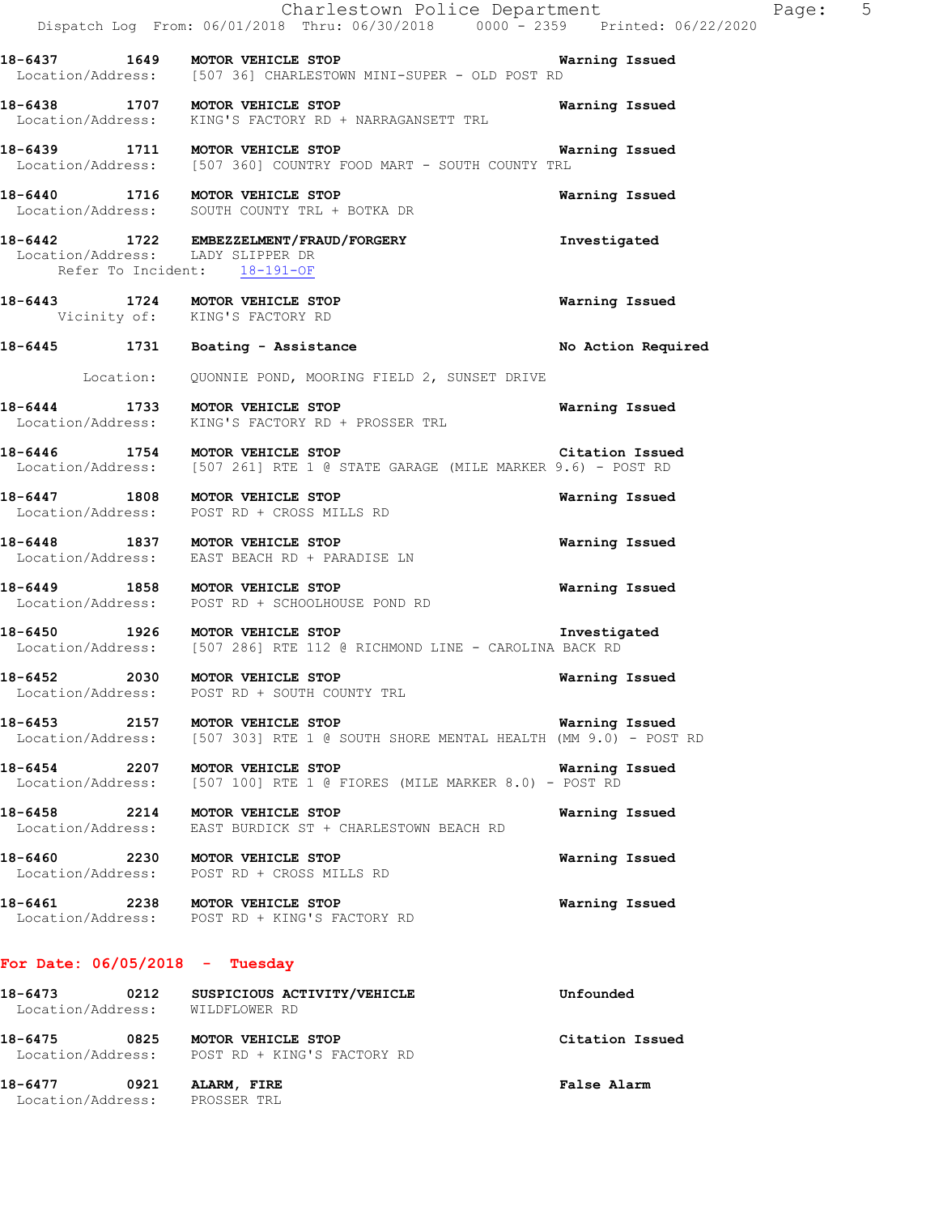**18-6437 1649 MOTOR VEHICLE STOP** Warning Issued
Location/Address: [507 36] CHARLESTOWN MINI-SUPER - OLD POST RD

**18-6438 1707 MOTOR VEHICLE STOP** Warning Issued
Location/Address: KING'S FACTORY RD + NARRAGANSETT TRL

**18-6439 1711 MOTOR VEHICLE STOP** Warning Issued
Location/Address: [507 360] COUNTRY FOOD MART - SOUTH COUNTY TRL

**18-6440 1716 MOTOR VEHICLE STOP** Warning Issued
Location/Address: SOUTH COUNTY TRL + BOTKA DR

**18-6442 1722 EMBEZZELMENT/FRAUD/FORGERY** Investigated
Location/Address: LADY SLIPPER DR
Refer To Incident: 18-191-OF

**18-6443 1724 MOTOR VEHICLE STOP** Warning Issued
Vicinity of: KING'S FACTORY RD

**18-6445 1731 Boating - Assistance** No Action Required
Location: QUONNIE POND, MOORING FIELD 2, SUNSET DRIVE

**18-6444 1733 MOTOR VEHICLE STOP** Warning Issued
Location/Address: KING'S FACTORY RD + PROSSER TRL

**18-6446 1754 MOTOR VEHICLE STOP** Citation Issued
Location/Address: [507 261] RTE 1 @ STATE GARAGE (MILE MARKER 9.6) - POST RD

**18-6447 1808 MOTOR VEHICLE STOP** Warning Issued
Location/Address: POST RD + CROSS MILLS RD

**18-6448 1837 MOTOR VEHICLE STOP** Warning Issued
Location/Address: EAST BEACH RD + PARADISE LN

**18-6449 1858 MOTOR VEHICLE STOP** Warning Issued
Location/Address: POST RD + SCHOOLHOUSE POND RD

**18-6450 1926 MOTOR VEHICLE STOP** Investigated
Location/Address: [507 286] RTE 112 @ RICHMOND LINE - CAROLINA BACK RD

**18-6452 2030 MOTOR VEHICLE STOP** Warning Issued
Location/Address: POST RD + SOUTH COUNTY TRL

**18-6453 2157 MOTOR VEHICLE STOP** Warning Issued
Location/Address: [507 303] RTE 1 @ SOUTH SHORE MENTAL HEALTH (MM 9.0) - POST RD

**18-6454 2207 MOTOR VEHICLE STOP** Warning Issued
Location/Address: [507 100] RTE 1 @ FIORES (MILE MARKER 8.0) - POST RD

**18-6458 2214 MOTOR VEHICLE STOP** Warning Issued
Location/Address: EAST BURDICK ST + CHARLESTOWN BEACH RD

**18-6460 2230 MOTOR VEHICLE STOP** Warning Issued
Location/Address: POST RD + CROSS MILLS RD

**18-6461 2238 MOTOR VEHICLE STOP** Warning Issued
Location/Address: POST RD + KING'S FACTORY RD

## For Date: 06/05/2018 - Tuesday

**18-6473 0212 SUSPICIOUS ACTIVITY/VEHICLE** Unfounded
Location/Address: WILDFLOWER RD

**18-6475 0825 MOTOR VEHICLE STOP** Citation Issued
Location/Address: POST RD + KING'S FACTORY RD

**18-6477 0921 ALARM, FIRE** False Alarm
Location/Address: PROSSER TRL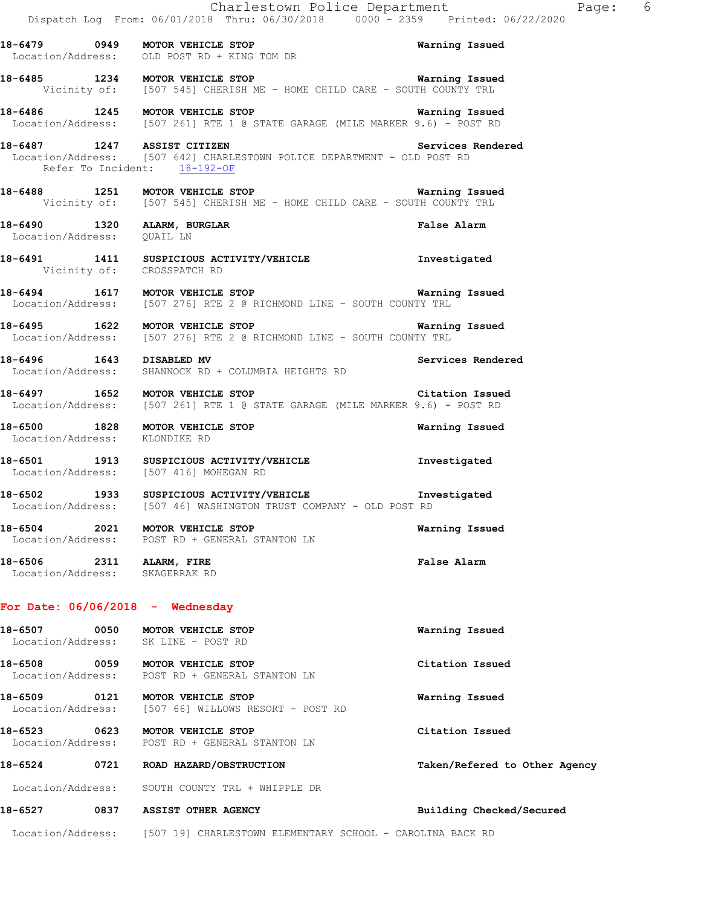18-6479 0949 **MOTOR VEHICLE STOP** **Warning Issued**
Location/Address: OLD POST RD + KING TOM DR

18-6485 1234 **MOTOR VEHICLE STOP** **Warning Issued**
Vicinity of: [507 545] CHERISH ME - HOME CHILD CARE - SOUTH COUNTY TRL

18-6486 1245 **MOTOR VEHICLE STOP** **Warning Issued**
Location/Address: [507 261] RTE 1 @ STATE GARAGE (MILE MARKER 9.6) - POST RD

18-6487 1247 **ASSIST CITIZEN** **Services Rendered**
Location/Address: [507 642] CHARLESTOWN POLICE DEPARTMENT - OLD POST RD
Refer To Incident: 18-192-OF

18-6488 1251 **MOTOR VEHICLE STOP** **Warning Issued**
Vicinity of: [507 545] CHERISH ME - HOME CHILD CARE - SOUTH COUNTY TRL

18-6490 1320 **ALARM, BURGLAR** **False Alarm**
Location/Address: QUAIL LN

18-6491 1411 **SUSPICIOUS ACTIVITY/VEHICLE** **Investigated**
Vicinity of: CROSSPATCH RD

18-6494 1617 **MOTOR VEHICLE STOP** **Warning Issued**
Location/Address: [507 276] RTE 2 @ RICHMOND LINE - SOUTH COUNTY TRL

18-6495 1622 **MOTOR VEHICLE STOP** **Warning Issued**
Location/Address: [507 276] RTE 2 @ RICHMOND LINE - SOUTH COUNTY TRL

18-6496 1643 **DISABLED MV** **Services Rendered**
Location/Address: SHANNOCK RD + COLUMBIA HEIGHTS RD

18-6497 1652 **MOTOR VEHICLE STOP** **Citation Issued**
Location/Address: [507 261] RTE 1 @ STATE GARAGE (MILE MARKER 9.6) - POST RD

18-6500 1828 **MOTOR VEHICLE STOP** **Warning Issued**
Location/Address: KLONDIKE RD

18-6501 1913 **SUSPICIOUS ACTIVITY/VEHICLE** **Investigated**
Location/Address: [507 416] MOHEGAN RD

18-6502 1933 **SUSPICIOUS ACTIVITY/VEHICLE** **Investigated**
Location/Address: [507 46] WASHINGTON TRUST COMPANY - OLD POST RD

18-6504 2021 **MOTOR VEHICLE STOP** **Warning Issued**
Location/Address: POST RD + GENERAL STANTON LN

18-6506 2311 **ALARM, FIRE** **False Alarm**
Location/Address: SKAGERRAK RD

**For Date: 06/06/2018 - Wednesday**

18-6507 0050 **MOTOR VEHICLE STOP** **Warning Issued**
Location/Address: SK LINE - POST RD

18-6508 0059 **MOTOR VEHICLE STOP** **Citation Issued**
Location/Address: POST RD + GENERAL STANTON LN

18-6509 0121 **MOTOR VEHICLE STOP** **Warning Issued**
Location/Address: [507 66] WILLOWS RESORT - POST RD

18-6523 0623 **MOTOR VEHICLE STOP** **Citation Issued**
Location/Address: POST RD + GENERAL STANTON LN

18-6524 0721 **ROAD HAZARD/OBSTRUCTION** **Taken/Refered to Other Agency**
Location/Address: SOUTH COUNTY TRL + WHIPPLE DR

18-6527 0837 **ASSIST OTHER AGENCY** **Building Checked/Secured**
Location/Address: [507 19] CHARLESTOWN ELEMENTARY SCHOOL - CAROLINA BACK RD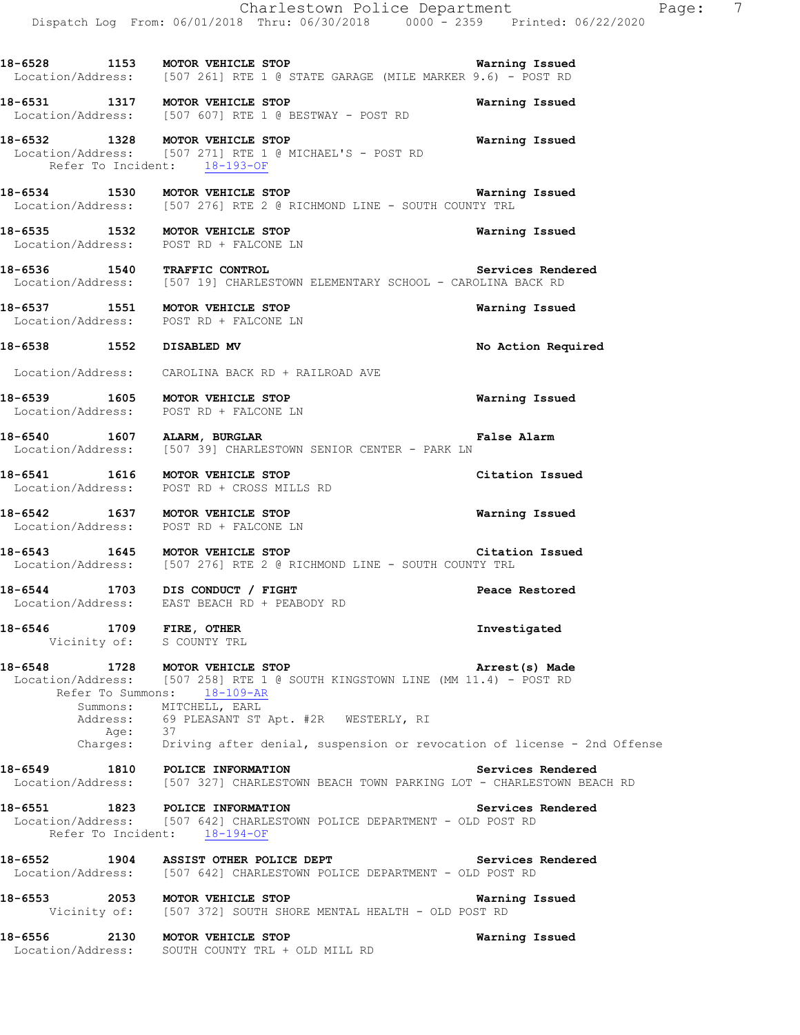18-6528 1153 MOTOR VEHICLE STOP Warning Issued
Location/Address: [507 261] RTE 1 @ STATE GARAGE (MILE MARKER 9.6) - POST RD

18-6531 1317 MOTOR VEHICLE STOP Warning Issued
Location/Address: [507 607] RTE 1 @ BESTWAY - POST RD

18-6532 1328 MOTOR VEHICLE STOP Warning Issued
Location/Address: [507 271] RTE 1 @ MICHAEL'S - POST RD
Refer To Incident: 18-193-OF

18-6534 1530 MOTOR VEHICLE STOP Warning Issued
Location/Address: [507 276] RTE 2 @ RICHMOND LINE - SOUTH COUNTY TRL

18-6535 1532 MOTOR VEHICLE STOP Warning Issued
Location/Address: POST RD + FALCONE LN

18-6536 1540 TRAFFIC CONTROL Services Rendered
Location/Address: [507 19] CHARLESTOWN ELEMENTARY SCHOOL - CAROLINA BACK RD

18-6537 1551 MOTOR VEHICLE STOP Warning Issued
Location/Address: POST RD + FALCONE LN

18-6538 1552 DISABLED MV No Action Required
Location/Address: CAROLINA BACK RD + RAILROAD AVE

18-6539 1605 MOTOR VEHICLE STOP Warning Issued
Location/Address: POST RD + FALCONE LN

18-6540 1607 ALARM, BURGLAR False Alarm
Location/Address: [507 39] CHARLESTOWN SENIOR CENTER - PARK LN

18-6541 1616 MOTOR VEHICLE STOP Citation Issued
Location/Address: POST RD + CROSS MILLS RD

18-6542 1637 MOTOR VEHICLE STOP Warning Issued
Location/Address: POST RD + FALCONE LN

18-6543 1645 MOTOR VEHICLE STOP Citation Issued
Location/Address: [507 276] RTE 2 @ RICHMOND LINE - SOUTH COUNTY TRL

18-6544 1703 DIS CONDUCT / FIGHT Peace Restored
Location/Address: EAST BEACH RD + PEABODY RD

18-6546 1709 FIRE, OTHER Investigated
Vicinity of: S COUNTY TRL

18-6548 1728 MOTOR VEHICLE STOP Arrest(s) Made
Location/Address: [507 258] RTE 1 @ SOUTH KINGSTOWN LINE (MM 11.4) - POST RD
Refer To Summons: 18-109-AR
Summons: MITCHELL, EARL
Address: 69 PLEASANT ST Apt. #2R WESTERLY, RI
Age: 37
Charges: Driving after denial, suspension or revocation of license - 2nd Offense

18-6549 1810 POLICE INFORMATION Services Rendered
Location/Address: [507 327] CHARLESTOWN BEACH TOWN PARKING LOT - CHARLESTOWN BEACH RD

18-6551 1823 POLICE INFORMATION Services Rendered
Location/Address: [507 642] CHARLESTOWN POLICE DEPARTMENT - OLD POST RD
Refer To Incident: 18-194-OF

18-6552 1904 ASSIST OTHER POLICE DEPT Services Rendered
Location/Address: [507 642] CHARLESTOWN POLICE DEPARTMENT - OLD POST RD

18-6553 2053 MOTOR VEHICLE STOP Warning Issued
Vicinity of: [507 372] SOUTH SHORE MENTAL HEALTH - OLD POST RD

18-6556 2130 MOTOR VEHICLE STOP Warning Issued
Location/Address: SOUTH COUNTY TRL + OLD MILL RD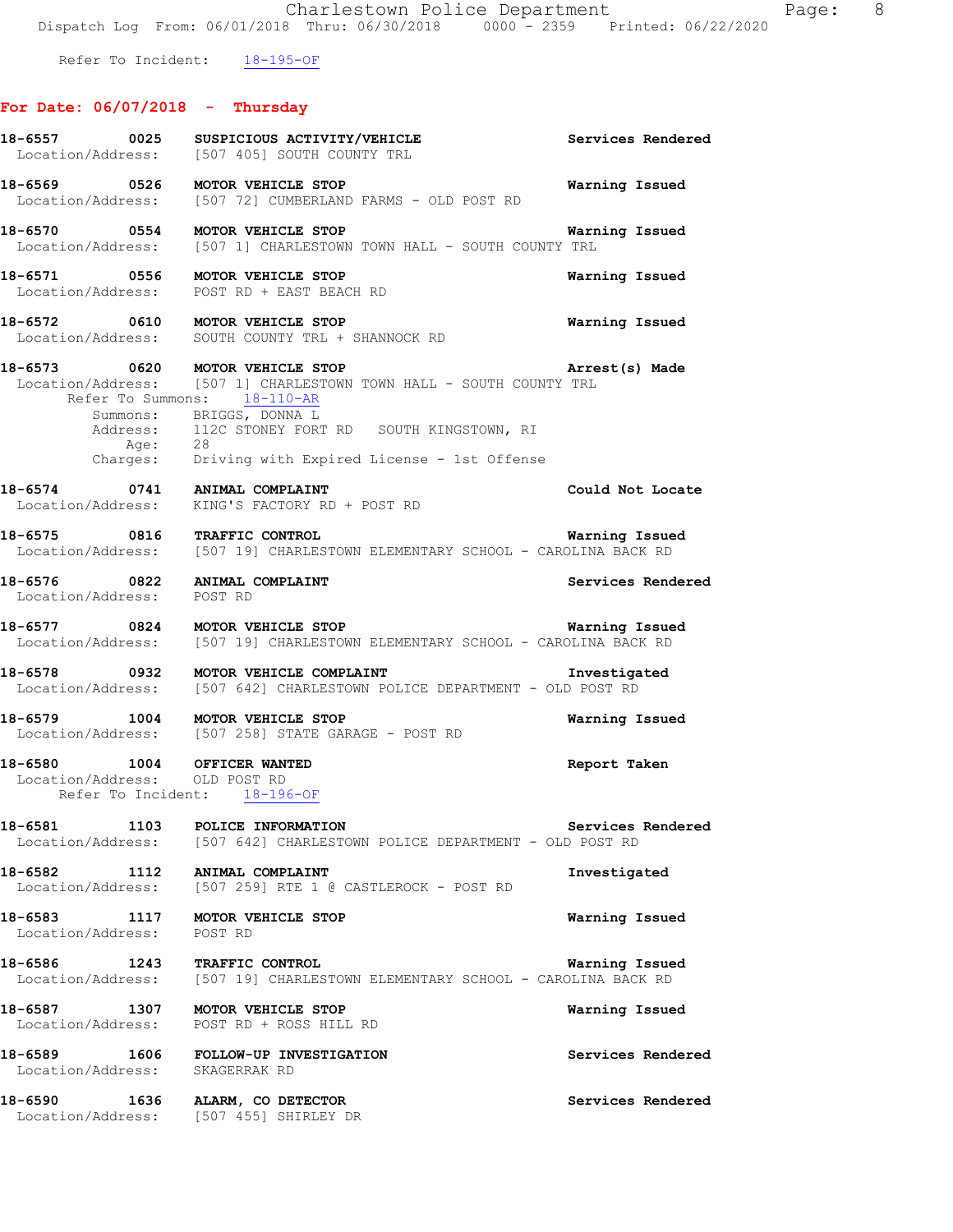Refer To Incident: 18-195-OF

## For Date: 06/07/2018 - Thursday

**18-6557 0025 SUSPICIOUS ACTIVITY/VEHICLE** Services Rendered
Location/Address: [507 405] SOUTH COUNTY TRL

**18-6569 0526 MOTOR VEHICLE STOP** Warning Issued
Location/Address: [507 72] CUMBERLAND FARMS - OLD POST RD

**18-6570 0554 MOTOR VEHICLE STOP** Warning Issued
Location/Address: [507 1] CHARLESTOWN TOWN HALL - SOUTH COUNTY TRL

**18-6571 0556 MOTOR VEHICLE STOP** Warning Issued
Location/Address: POST RD + EAST BEACH RD

**18-6572 0610 MOTOR VEHICLE STOP** Warning Issued
Location/Address: SOUTH COUNTY TRL + SHANNOCK RD

**18-6573 0620 MOTOR VEHICLE STOP** Arrest(s) Made
Location/Address: [507 1] CHARLESTOWN TOWN HALL - SOUTH COUNTY TRL
Refer To Summons: 18-110-AR
Summons: BRIGGS, DONNA L
Address: 112C STONEY FORT RD SOUTH KINGSTOWN, RI
Age: 28
Charges: Driving with Expired License - 1st Offense

**18-6574 0741 ANIMAL COMPLAINT** Could Not Locate
Location/Address: KING'S FACTORY RD + POST RD

**18-6575 0816 TRAFFIC CONTROL** Warning Issued
Location/Address: [507 19] CHARLESTOWN ELEMENTARY SCHOOL - CAROLINA BACK RD

**18-6576 0822 ANIMAL COMPLAINT** Services Rendered
Location/Address: POST RD

**18-6577 0824 MOTOR VEHICLE STOP** Warning Issued
Location/Address: [507 19] CHARLESTOWN ELEMENTARY SCHOOL - CAROLINA BACK RD

**18-6578 0932 MOTOR VEHICLE COMPLAINT** Investigated
Location/Address: [507 642] CHARLESTOWN POLICE DEPARTMENT - OLD POST RD

**18-6579 1004 MOTOR VEHICLE STOP** Warning Issued
Location/Address: [507 258] STATE GARAGE - POST RD

**18-6580 1004 OFFICER WANTED** Report Taken
Location/Address: OLD POST RD
Refer To Incident: 18-196-OF

**18-6581 1103 POLICE INFORMATION** Services Rendered
Location/Address: [507 642] CHARLESTOWN POLICE DEPARTMENT - OLD POST RD

**18-6582 1112 ANIMAL COMPLAINT** Investigated
Location/Address: [507 259] RTE 1 @ CASTLEROCK - POST RD

**18-6583 1117 MOTOR VEHICLE STOP** Warning Issued
Location/Address: POST RD

**18-6586 1243 TRAFFIC CONTROL** Warning Issued
Location/Address: [507 19] CHARLESTOWN ELEMENTARY SCHOOL - CAROLINA BACK RD

**18-6587 1307 MOTOR VEHICLE STOP** Warning Issued
Location/Address: POST RD + ROSS HILL RD

**18-6589 1606 FOLLOW-UP INVESTIGATION** Services Rendered
Location/Address: SKAGERRAK RD

**18-6590 1636 ALARM, CO DETECTOR** Services Rendered
Location/Address: [507 455] SHIRLEY DR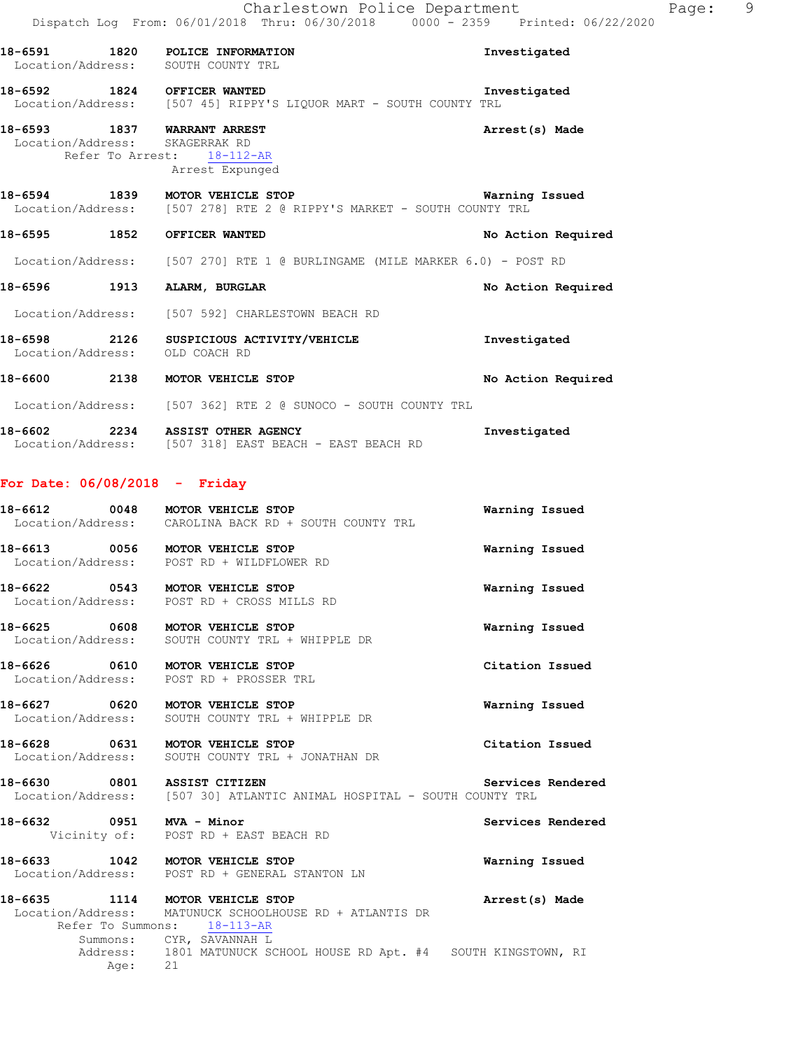**18-6591 1820 POLICE INFORMATION** Investigated
Location/Address: SOUTH COUNTY TRL

**18-6592 1824 OFFICER WANTED** Investigated
Location/Address: [507 45] RIPPY'S LIQUOR MART - SOUTH COUNTY TRL

**18-6593 1837 WARRANT ARREST** Arrest(s) Made
Location/Address: SKAGERRAK RD
Refer To Arrest: 18-112-AR
Arrest Expunged

**18-6594 1839 MOTOR VEHICLE STOP** Warning Issued
Location/Address: [507 278] RTE 2 @ RIPPY'S MARKET - SOUTH COUNTY TRL

**18-6595 1852 OFFICER WANTED** No Action Required
Location/Address: [507 270] RTE 1 @ BURLINGAME (MILE MARKER 6.0) - POST RD

**18-6596 1913 ALARM, BURGLAR** No Action Required
Location/Address: [507 592] CHARLESTOWN BEACH RD

**18-6598 2126 SUSPICIOUS ACTIVITY/VEHICLE** Investigated
Location/Address: OLD COACH RD

**18-6600 2138 MOTOR VEHICLE STOP** No Action Required
Location/Address: [507 362] RTE 2 @ SUNOCO - SOUTH COUNTY TRL

**18-6602 2234 ASSIST OTHER AGENCY** Investigated
Location/Address: [507 318] EAST BEACH - EAST BEACH RD

## For Date: 06/08/2018 - Friday

**18-6612 0048 MOTOR VEHICLE STOP** Warning Issued
Location/Address: CAROLINA BACK RD + SOUTH COUNTY TRL

**18-6613 0056 MOTOR VEHICLE STOP** Warning Issued
Location/Address: POST RD + WILDFLOWER RD

**18-6622 0543 MOTOR VEHICLE STOP** Warning Issued
Location/Address: POST RD + CROSS MILLS RD

**18-6625 0608 MOTOR VEHICLE STOP** Warning Issued
Location/Address: SOUTH COUNTY TRL + WHIPPLE DR

**18-6626 0610 MOTOR VEHICLE STOP** Citation Issued
Location/Address: POST RD + PROSSER TRL

**18-6627 0620 MOTOR VEHICLE STOP** Warning Issued
Location/Address: SOUTH COUNTY TRL + WHIPPLE DR

**18-6628 0631 MOTOR VEHICLE STOP** Citation Issued
Location/Address: SOUTH COUNTY TRL + JONATHAN DR

**18-6630 0801 ASSIST CITIZEN** Services Rendered
Location/Address: [507 30] ATLANTIC ANIMAL HOSPITAL - SOUTH COUNTY TRL

**18-6632 0951 MVA - Minor** Services Rendered
Vicinity of: POST RD + EAST BEACH RD

**18-6633 1042 MOTOR VEHICLE STOP** Warning Issued
Location/Address: POST RD + GENERAL STANTON LN

**18-6635 1114 MOTOR VEHICLE STOP** Arrest(s) Made
Location/Address: MATUNUCK SCHOOLHOUSE RD + ATLANTIS DR
Refer To Summons: 18-113-AR
Summons: CYR, SAVANNAH L
Address: 1801 MATUNUCK SCHOOL HOUSE RD Apt. #4 SOUTH KINGSTOWN, RI
Age: 21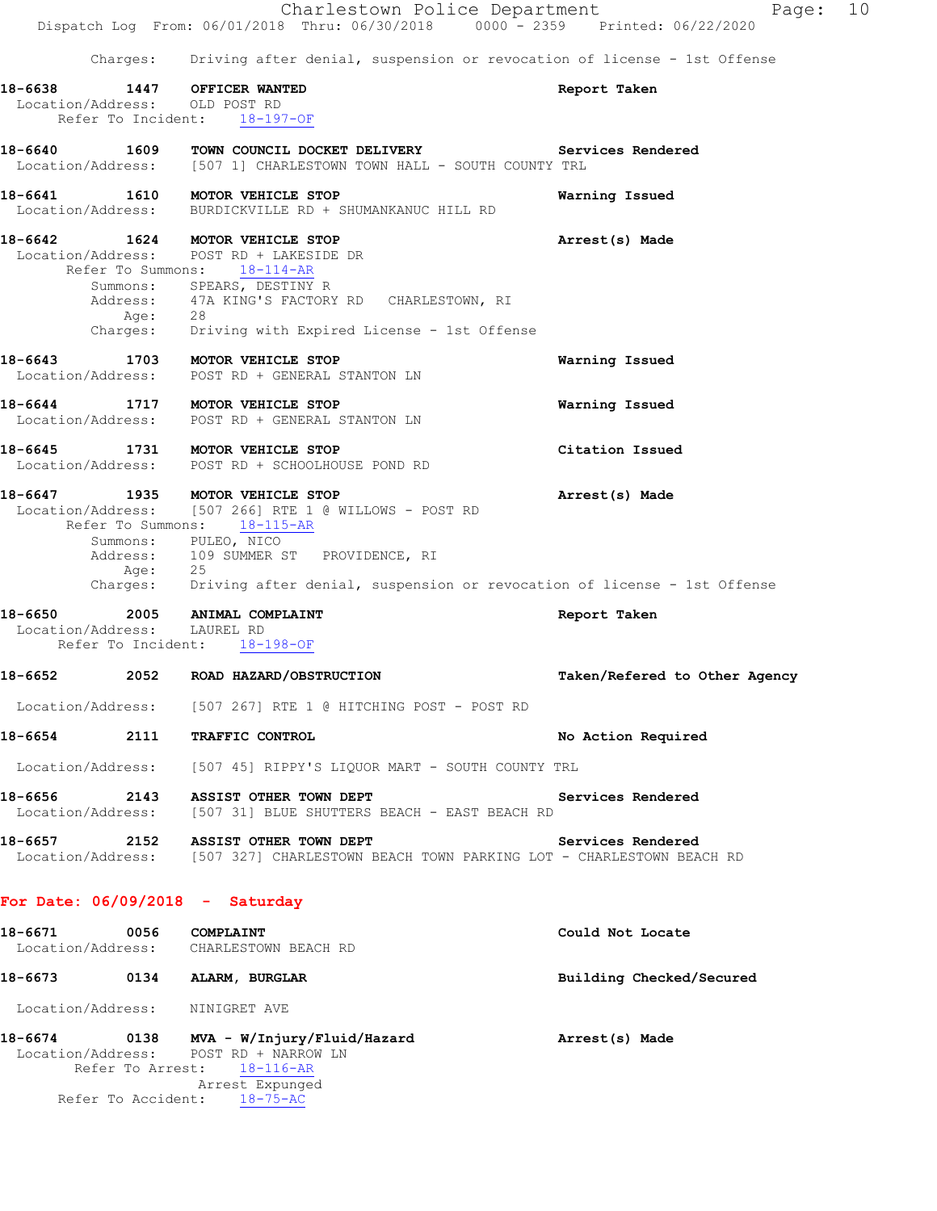Charges: Driving after denial, suspension or revocation of license - 1st Offense

**18-6638 1447 OFFICER WANTED** Report Taken
Location/Address: OLD POST RD
Refer To Incident: 18-197-OF

**18-6640 1609 TOWN COUNCIL DOCKET DELIVERY** Services Rendered
Location/Address: [507 1] CHARLESTOWN TOWN HALL - SOUTH COUNTY TRL

**18-6641 1610 MOTOR VEHICLE STOP** Warning Issued
Location/Address: BURDICKVILLE RD + SHUMANKANUC HILL RD

**18-6642 1624 MOTOR VEHICLE STOP** Arrest(s) Made
Location/Address: POST RD + LAKESIDE DR
Refer To Summons: 18-114-AR
Summons: SPEARS, DESTINY R
Address: 47A KING'S FACTORY RD CHARLESTOWN, RI
Age: 28
Charges: Driving with Expired License - 1st Offense

**18-6643 1703 MOTOR VEHICLE STOP** Warning Issued
Location/Address: POST RD + GENERAL STANTON LN

**18-6644 1717 MOTOR VEHICLE STOP** Warning Issued
Location/Address: POST RD + GENERAL STANTON LN

**18-6645 1731 MOTOR VEHICLE STOP** Citation Issued
Location/Address: POST RD + SCHOOLHOUSE POND RD

**18-6647 1935 MOTOR VEHICLE STOP** Arrest(s) Made
Location/Address: [507 266] RTE 1 @ WILLOWS - POST RD
Refer To Summons: 18-115-AR
Summons: PULEO, NICO
Address: 109 SUMMER ST PROVIDENCE, RI
Age: 25
Charges: Driving after denial, suspension or revocation of license - 1st Offense

**18-6650 2005 ANIMAL COMPLAINT** Report Taken
Location/Address: LAUREL RD
Refer To Incident: 18-198-OF

**18-6652 2052 ROAD HAZARD/OBSTRUCTION** Taken/Refered to Other Agency
Location/Address: [507 267] RTE 1 @ HITCHING POST - POST RD

**18-6654 2111 TRAFFIC CONTROL** No Action Required
Location/Address: [507 45] RIPPY'S LIQUOR MART - SOUTH COUNTY TRL

**18-6656 2143 ASSIST OTHER TOWN DEPT** Services Rendered
Location/Address: [507 31] BLUE SHUTTERS BEACH - EAST BEACH RD

**18-6657 2152 ASSIST OTHER TOWN DEPT** Services Rendered
Location/Address: [507 327] CHARLESTOWN BEACH TOWN PARKING LOT - CHARLESTOWN BEACH RD

## For Date: 06/09/2018 - Saturday

**18-6671 0056 COMPLAINT** Could Not Locate
Location/Address: CHARLESTOWN BEACH RD

**18-6673 0134 ALARM, BURGLAR** Building Checked/Secured
Location/Address: NINIGRET AVE

**18-6674 0138 MVA - W/Injury/Fluid/Hazard** Arrest(s) Made
Location/Address: POST RD + NARROW LN
Refer To Arrest: 18-116-AR
Arrest Expunged
Refer To Accident: 18-75-AC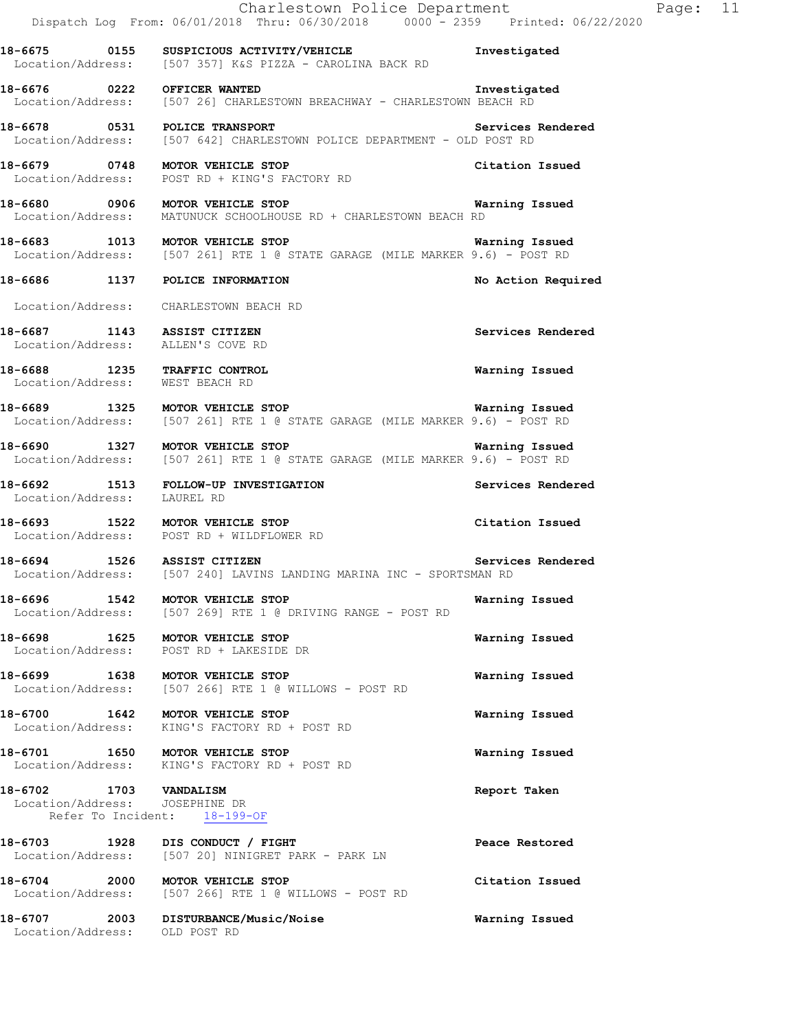18-6675 0155 SUSPICIOUS ACTIVITY/VEHICLE Investigated
Location/Address: [507 357] K&S PIZZA - CAROLINA BACK RD

18-6676 0222 OFFICER WANTED Investigated
Location/Address: [507 26] CHARLESTOWN BREACHWAY - CHARLESTOWN BEACH RD

18-6678 0531 POLICE TRANSPORT Services Rendered
Location/Address: [507 642] CHARLESTOWN POLICE DEPARTMENT - OLD POST RD

18-6679 0748 MOTOR VEHICLE STOP Citation Issued
Location/Address: POST RD + KING'S FACTORY RD

18-6680 0906 MOTOR VEHICLE STOP Warning Issued
Location/Address: MATUNUCK SCHOOLHOUSE RD + CHARLESTOWN BEACH RD

18-6683 1013 MOTOR VEHICLE STOP Warning Issued
Location/Address: [507 261] RTE 1 @ STATE GARAGE (MILE MARKER 9.6) - POST RD

18-6686 1137 POLICE INFORMATION No Action Required
Location/Address: CHARLESTOWN BEACH RD

18-6687 1143 ASSIST CITIZEN Services Rendered
Location/Address: ALLEN'S COVE RD

18-6688 1235 TRAFFIC CONTROL Warning Issued
Location/Address: WEST BEACH RD

18-6689 1325 MOTOR VEHICLE STOP Warning Issued
Location/Address: [507 261] RTE 1 @ STATE GARAGE (MILE MARKER 9.6) - POST RD

18-6690 1327 MOTOR VEHICLE STOP Warning Issued
Location/Address: [507 261] RTE 1 @ STATE GARAGE (MILE MARKER 9.6) - POST RD

18-6692 1513 FOLLOW-UP INVESTIGATION Services Rendered
Location/Address: LAUREL RD

18-6693 1522 MOTOR VEHICLE STOP Citation Issued
Location/Address: POST RD + WILDFLOWER RD

18-6694 1526 ASSIST CITIZEN Services Rendered
Location/Address: [507 240] LAVINS LANDING MARINA INC - SPORTSMAN RD

18-6696 1542 MOTOR VEHICLE STOP Warning Issued
Location/Address: [507 269] RTE 1 @ DRIVING RANGE - POST RD

18-6698 1625 MOTOR VEHICLE STOP Warning Issued
Location/Address: POST RD + LAKESIDE DR

18-6699 1638 MOTOR VEHICLE STOP Warning Issued
Location/Address: [507 266] RTE 1 @ WILLOWS - POST RD

18-6700 1642 MOTOR VEHICLE STOP Warning Issued
Location/Address: KING'S FACTORY RD + POST RD

18-6701 1650 MOTOR VEHICLE STOP Warning Issued
Location/Address: KING'S FACTORY RD + POST RD

18-6702 1703 VANDALISM Report Taken
Location/Address: JOSEPHINE DR
Refer To Incident: 18-199-OF

18-6703 1928 DIS CONDUCT / FIGHT Peace Restored
Location/Address: [507 20] NINIGRET PARK - PARK LN

18-6704 2000 MOTOR VEHICLE STOP Citation Issued
Location/Address: [507 266] RTE 1 @ WILLOWS - POST RD

18-6707 2003 DISTURBANCE/Music/Noise Warning Issued
Location/Address: OLD POST RD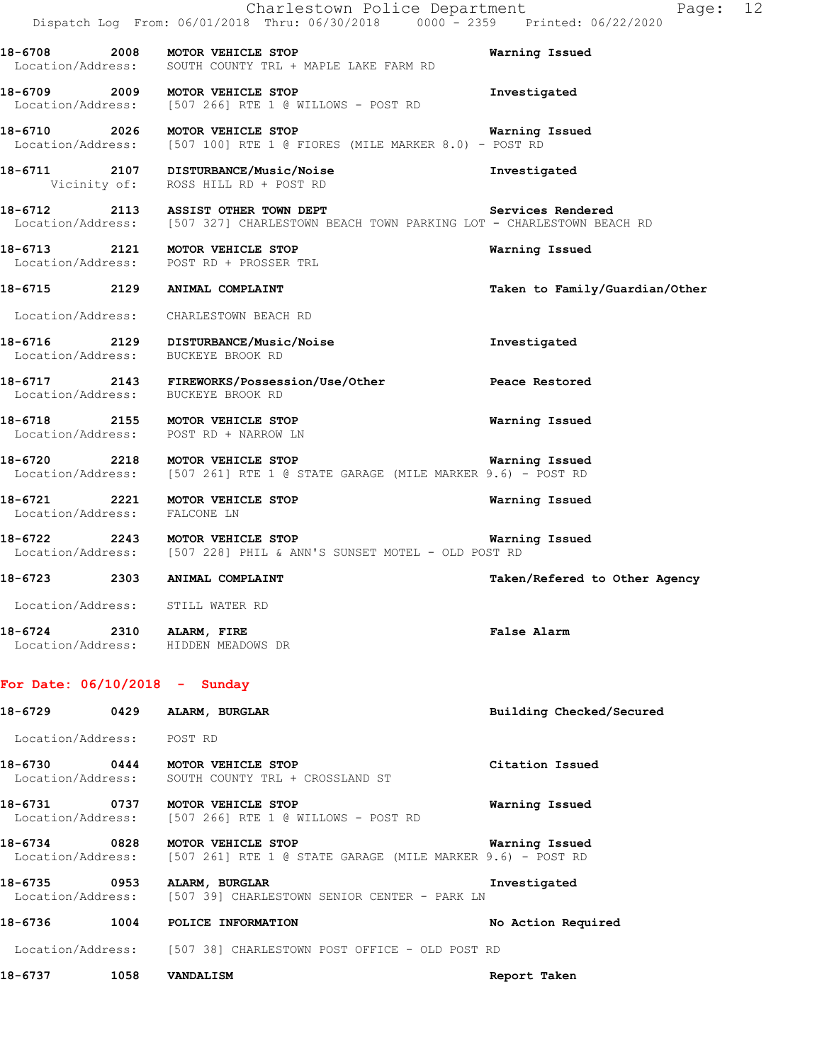**18-6708 2008 MOTOR VEHICLE STOP** — Warning Issued
Location/Address: SOUTH COUNTY TRL + MAPLE LAKE FARM RD

**18-6709 2009 MOTOR VEHICLE STOP** — Investigated
Location/Address: [507 266] RTE 1 @ WILLOWS - POST RD

**18-6710 2026 MOTOR VEHICLE STOP** — Warning Issued
Location/Address: [507 100] RTE 1 @ FIORES (MILE MARKER 8.0) - POST RD

**18-6711 2107 DISTURBANCE/Music/Noise** — Investigated
Vicinity of: ROSS HILL RD + POST RD

**18-6712 2113 ASSIST OTHER TOWN DEPT** — Services Rendered
Location/Address: [507 327] CHARLESTOWN BEACH TOWN PARKING LOT - CHARLESTOWN BEACH RD

**18-6713 2121 MOTOR VEHICLE STOP** — Warning Issued
Location/Address: POST RD + PROSSER TRL

**18-6715 2129 ANIMAL COMPLAINT** — Taken to Family/Guardian/Other
Location/Address: CHARLESTOWN BEACH RD

**18-6716 2129 DISTURBANCE/Music/Noise** — Investigated
Location/Address: BUCKEYE BROOK RD

**18-6717 2143 FIREWORKS/Possession/Use/Other** — Peace Restored
Location/Address: BUCKEYE BROOK RD

**18-6718 2155 MOTOR VEHICLE STOP** — Warning Issued
Location/Address: POST RD + NARROW LN

**18-6720 2218 MOTOR VEHICLE STOP** — Warning Issued
Location/Address: [507 261] RTE 1 @ STATE GARAGE (MILE MARKER 9.6) - POST RD

**18-6721 2221 MOTOR VEHICLE STOP** — Warning Issued
Location/Address: FALCONE LN

**18-6722 2243 MOTOR VEHICLE STOP** — Warning Issued
Location/Address: [507 228] PHIL & ANN'S SUNSET MOTEL - OLD POST RD

**18-6723 2303 ANIMAL COMPLAINT** — Taken/Refered to Other Agency
Location/Address: STILL WATER RD

**18-6724 2310 ALARM, FIRE** — False Alarm
Location/Address: HIDDEN MEADOWS DR

## For Date: 06/10/2018 - Sunday

**18-6729 0429 ALARM, BURGLAR** — Building Checked/Secured
Location/Address: POST RD

**18-6730 0444 MOTOR VEHICLE STOP** — Citation Issued
Location/Address: SOUTH COUNTY TRL + CROSSLAND ST

**18-6731 0737 MOTOR VEHICLE STOP** — Warning Issued
Location/Address: [507 266] RTE 1 @ WILLOWS - POST RD

**18-6734 0828 MOTOR VEHICLE STOP** — Warning Issued
Location/Address: [507 261] RTE 1 @ STATE GARAGE (MILE MARKER 9.6) - POST RD

**18-6735 0953 ALARM, BURGLAR** — Investigated
Location/Address: [507 39] CHARLESTOWN SENIOR CENTER - PARK LN

**18-6736 1004 POLICE INFORMATION** — No Action Required
Location/Address: [507 38] CHARLESTOWN POST OFFICE - OLD POST RD

**18-6737 1058 VANDALISM** — Report Taken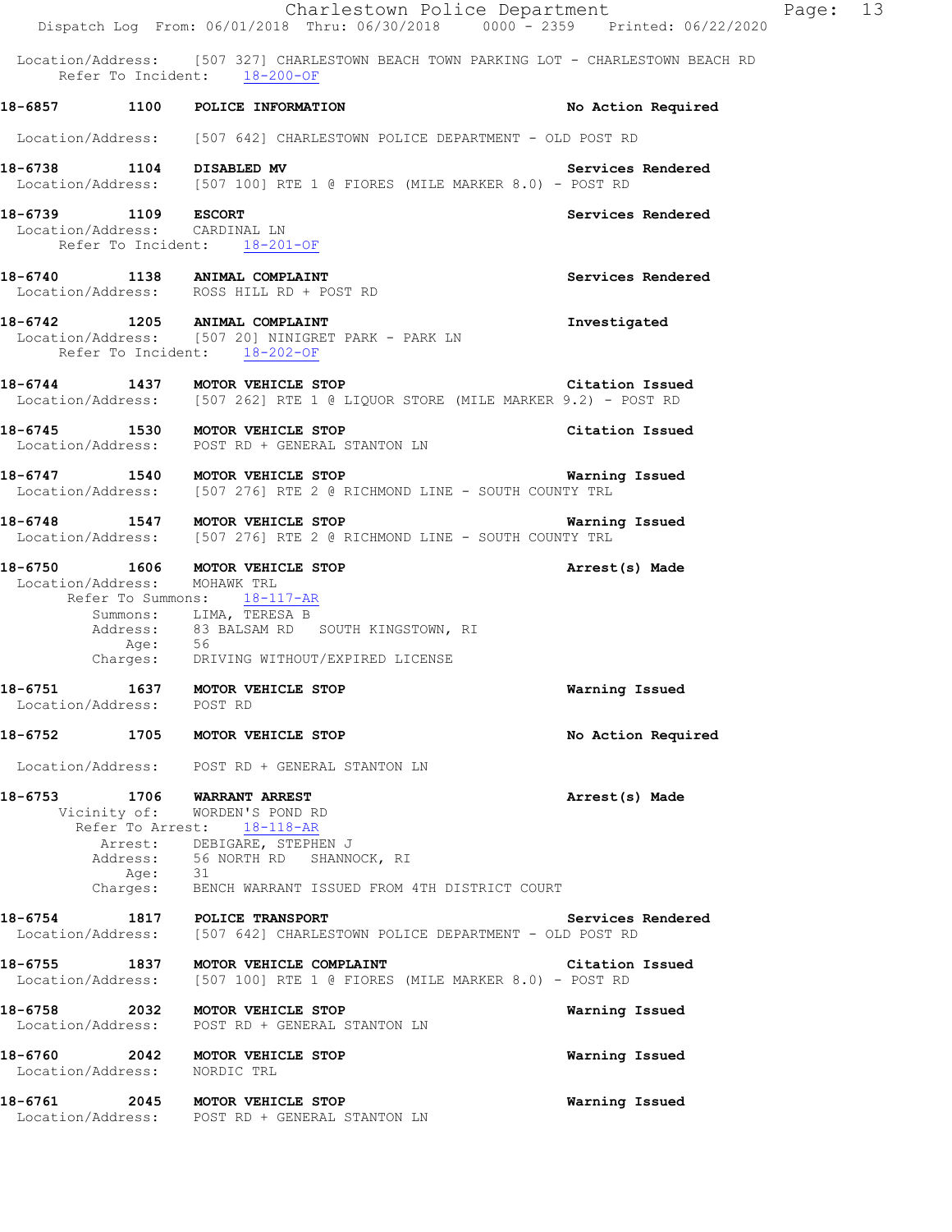Location/Address: [507 327] CHARLESTOWN BEACH TOWN PARKING LOT - CHARLESTOWN BEACH RD
Refer To Incident: 18-200-OF

**18-6857 1100 POLICE INFORMATION** — **No Action Required**

Location/Address: [507 642] CHARLESTOWN POLICE DEPARTMENT - OLD POST RD

**18-6738 1104 DISABLED MV** — **Services Rendered**
Location/Address: [507 100] RTE 1 @ FIORES (MILE MARKER 8.0) - POST RD

**18-6739 1109 ESCORT** — **Services Rendered**
Location/Address: CARDINAL LN
Refer To Incident: 18-201-OF

**18-6740 1138 ANIMAL COMPLAINT** — **Services Rendered**
Location/Address: ROSS HILL RD + POST RD

**18-6742 1205 ANIMAL COMPLAINT** — **Investigated**
Location/Address: [507 20] NINIGRET PARK - PARK LN
Refer To Incident: 18-202-OF

**18-6744 1437 MOTOR VEHICLE STOP** — **Citation Issued**
Location/Address: [507 262] RTE 1 @ LIQUOR STORE (MILE MARKER 9.2) - POST RD

**18-6745 1530 MOTOR VEHICLE STOP** — **Citation Issued**
Location/Address: POST RD + GENERAL STANTON LN

**18-6747 1540 MOTOR VEHICLE STOP** — **Warning Issued**
Location/Address: [507 276] RTE 2 @ RICHMOND LINE - SOUTH COUNTY TRL

**18-6748 1547 MOTOR VEHICLE STOP** — **Warning Issued**
Location/Address: [507 276] RTE 2 @ RICHMOND LINE - SOUTH COUNTY TRL

**18-6750 1606 MOTOR VEHICLE STOP** — **Arrest(s) Made**
Location/Address: MOHAWK TRL
Refer To Summons: 18-117-AR
Summons: LIMA, TERESA B
Address: 83 BALSAM RD SOUTH KINGSTOWN, RI
Age: 56
Charges: DRIVING WITHOUT/EXPIRED LICENSE

**18-6751 1637 MOTOR VEHICLE STOP** — **Warning Issued**
Location/Address: POST RD

**18-6752 1705 MOTOR VEHICLE STOP** — **No Action Required**

Location/Address: POST RD + GENERAL STANTON LN

**18-6753 1706 WARRANT ARREST** — **Arrest(s) Made**
Vicinity of: WORDEN'S POND RD
Refer To Arrest: 18-118-AR
Arrest: DEBIGARE, STEPHEN J
Address: 56 NORTH RD SHANNOCK, RI
Age: 31
Charges: BENCH WARRANT ISSUED FROM 4TH DISTRICT COURT

**18-6754 1817 POLICE TRANSPORT** — **Services Rendered**
Location/Address: [507 642] CHARLESTOWN POLICE DEPARTMENT - OLD POST RD

**18-6755 1837 MOTOR VEHICLE COMPLAINT** — **Citation Issued**
Location/Address: [507 100] RTE 1 @ FIORES (MILE MARKER 8.0) - POST RD

**18-6758 2032 MOTOR VEHICLE STOP** — **Warning Issued**
Location/Address: POST RD + GENERAL STANTON LN

**18-6760 2042 MOTOR VEHICLE STOP** — **Warning Issued**
Location/Address: NORDIC TRL

**18-6761 2045 MOTOR VEHICLE STOP** — **Warning Issued**
Location/Address: POST RD + GENERAL STANTON LN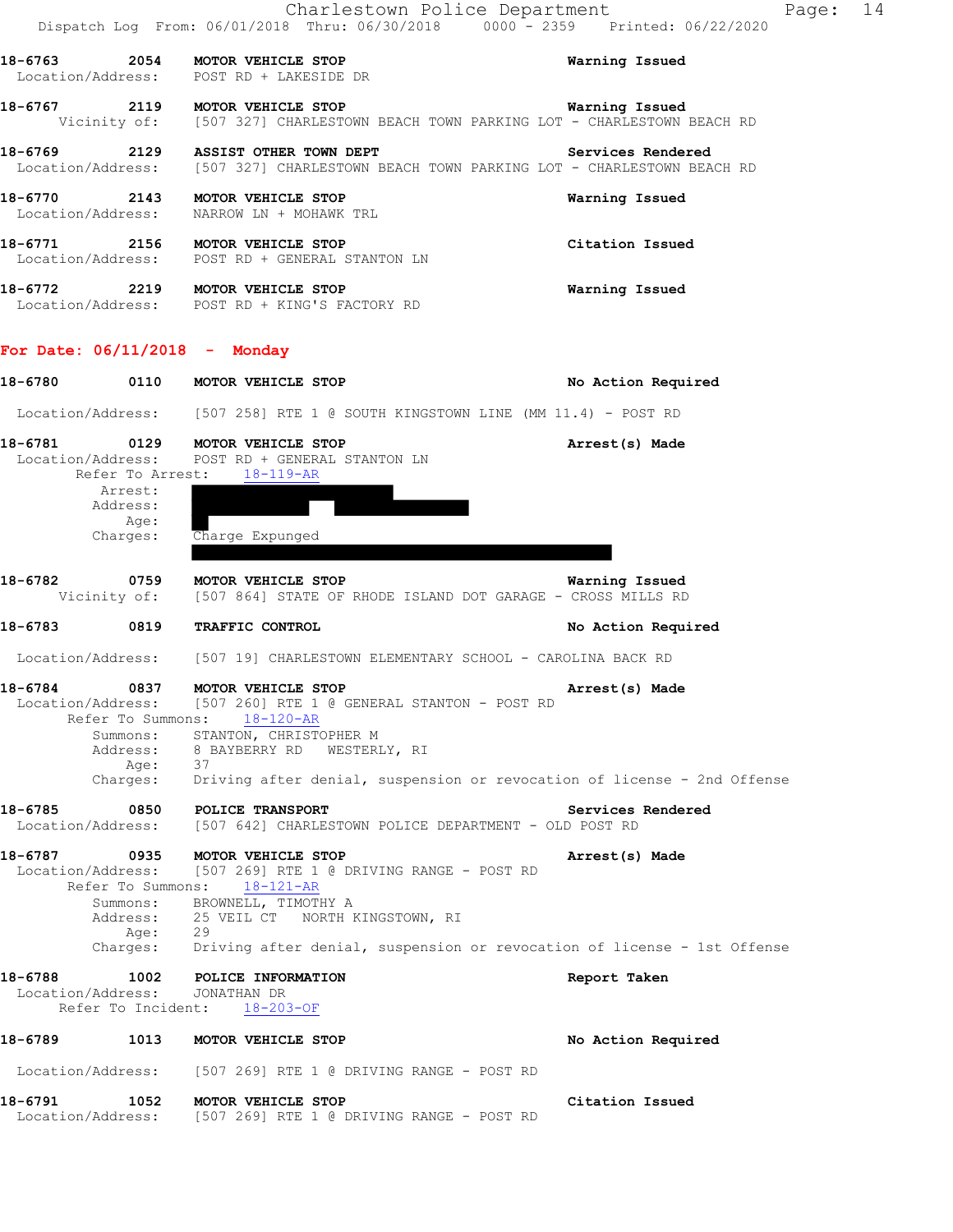18-6763 2054 **MOTOR VEHICLE STOP** **Warning Issued**
Location/Address: POST RD + LAKESIDE DR

18-6767 2119 **MOTOR VEHICLE STOP** **Warning Issued**
Vicinity of: [507 327] CHARLESTOWN BEACH TOWN PARKING LOT - CHARLESTOWN BEACH RD

18-6769 2129 **ASSIST OTHER TOWN DEPT** **Services Rendered**
Location/Address: [507 327] CHARLESTOWN BEACH TOWN PARKING LOT - CHARLESTOWN BEACH RD

18-6770 2143 **MOTOR VEHICLE STOP** **Warning Issued**
Location/Address: NARROW LN + MOHAWK TRL

18-6771 2156 **MOTOR VEHICLE STOP** **Citation Issued**
Location/Address: POST RD + GENERAL STANTON LN

18-6772 2219 **MOTOR VEHICLE STOP** **Warning Issued**
Location/Address: POST RD + KING'S FACTORY RD

## For Date: 06/11/2018 - Monday

18-6780 0110 **MOTOR VEHICLE STOP** **No Action Required**

Location/Address: [507 258] RTE 1 @ SOUTH KINGSTOWN LINE (MM 11.4) - POST RD

18-6781 0129 **MOTOR VEHICLE STOP** **Arrest(s) Made**
Location/Address: POST RD + GENERAL STANTON LN
Refer To Arrest: 18-119-AR
Arrest:
Address:
Age:
Charges: Charge Expunged

18-6782 0759 **MOTOR VEHICLE STOP** **Warning Issued**
Vicinity of: [507 864] STATE OF RHODE ISLAND DOT GARAGE - CROSS MILLS RD

18-6783 0819 **TRAFFIC CONTROL** **No Action Required**

Location/Address: [507 19] CHARLESTOWN ELEMENTARY SCHOOL - CAROLINA BACK RD

18-6784 0837 **MOTOR VEHICLE STOP** **Arrest(s) Made**
Location/Address: [507 260] RTE 1 @ GENERAL STANTON - POST RD
Refer To Summons: 18-120-AR
Summons: STANTON, CHRISTOPHER M
Address: 8 BAYBERRY RD WESTERLY, RI
Age: 37
Charges: Driving after denial, suspension or revocation of license - 2nd Offense

18-6785 0850 **POLICE TRANSPORT** **Services Rendered**
Location/Address: [507 642] CHARLESTOWN POLICE DEPARTMENT - OLD POST RD

18-6787 0935 **MOTOR VEHICLE STOP** **Arrest(s) Made**
Location/Address: [507 269] RTE 1 @ DRIVING RANGE - POST RD
Refer To Summons: 18-121-AR
Summons: BROWNELL, TIMOTHY A
Address: 25 VEIL CT NORTH KINGSTOWN, RI
Age: 29
Charges: Driving after denial, suspension or revocation of license - 1st Offense

18-6788 1002 **POLICE INFORMATION** **Report Taken**
Location/Address: JONATHAN DR
Refer To Incident: 18-203-OF

18-6789 1013 **MOTOR VEHICLE STOP** **No Action Required**

Location/Address: [507 269] RTE 1 @ DRIVING RANGE - POST RD

18-6791 1052 **MOTOR VEHICLE STOP** **Citation Issued**
Location/Address: [507 269] RTE 1 @ DRIVING RANGE - POST RD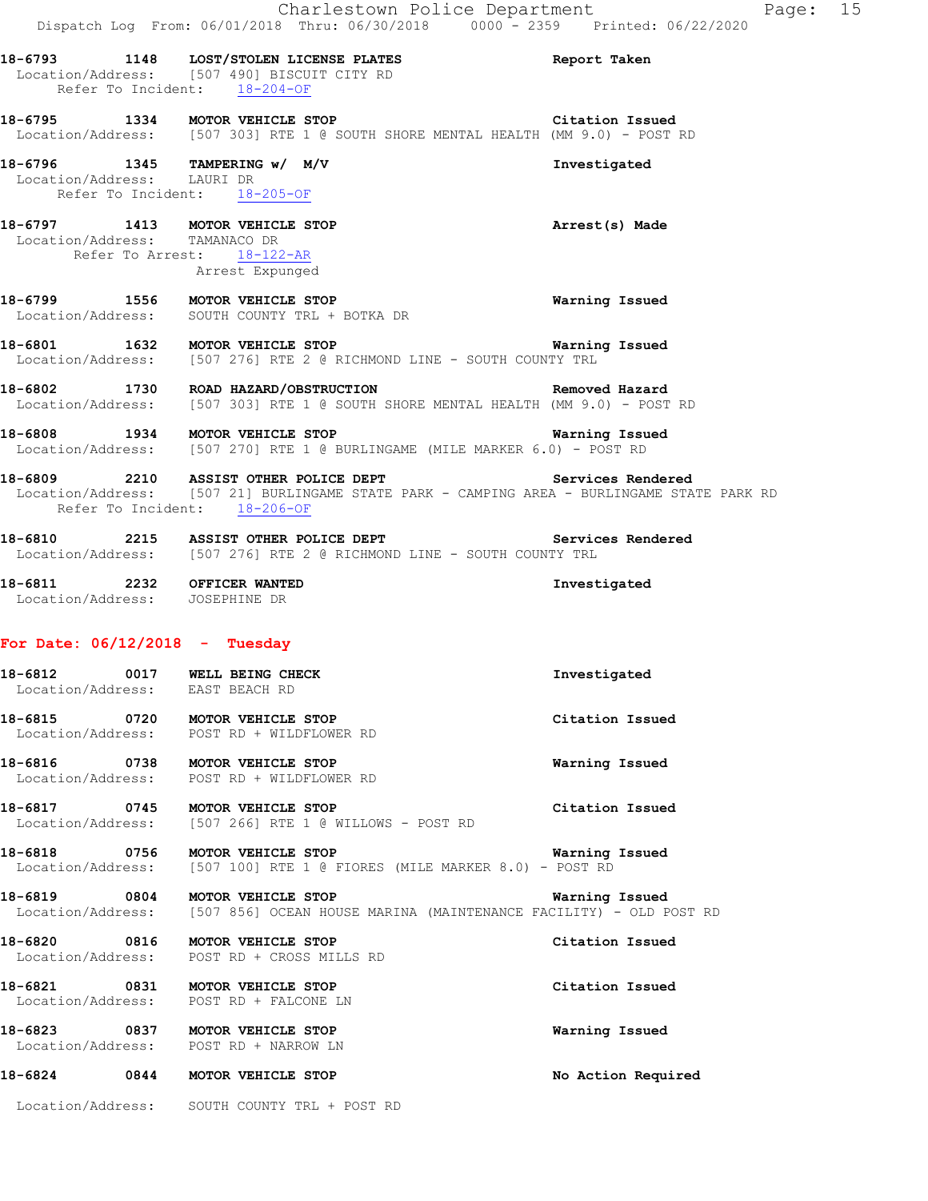**18-6793 1148 LOST/STOLEN LICENSE PLATES** Report Taken
Location/Address: [507 490] BISCUIT CITY RD
Refer To Incident: 18-204-OF

**18-6795 1334 MOTOR VEHICLE STOP** Citation Issued
Location/Address: [507 303] RTE 1 @ SOUTH SHORE MENTAL HEALTH (MM 9.0) - POST RD

**18-6796 1345 TAMPERING w/ M/V** Investigated
Location/Address: LAURI DR
Refer To Incident: 18-205-OF

**18-6797 1413 MOTOR VEHICLE STOP** Arrest(s) Made
Location/Address: TAMANACO DR
Refer To Arrest: 18-122-AR
Arrest Expunged

**18-6799 1556 MOTOR VEHICLE STOP** Warning Issued
Location/Address: SOUTH COUNTY TRL + BOTKA DR

**18-6801 1632 MOTOR VEHICLE STOP** Warning Issued
Location/Address: [507 276] RTE 2 @ RICHMOND LINE - SOUTH COUNTY TRL

**18-6802 1730 ROAD HAZARD/OBSTRUCTION** Removed Hazard
Location/Address: [507 303] RTE 1 @ SOUTH SHORE MENTAL HEALTH (MM 9.0) - POST RD

**18-6808 1934 MOTOR VEHICLE STOP** Warning Issued
Location/Address: [507 270] RTE 1 @ BURLINGAME (MILE MARKER 6.0) - POST RD

**18-6809 2210 ASSIST OTHER POLICE DEPT** Services Rendered
Location/Address: [507 21] BURLINGAME STATE PARK - CAMPING AREA - BURLINGAME STATE PARK RD
Refer To Incident: 18-206-OF

**18-6810 2215 ASSIST OTHER POLICE DEPT** Services Rendered
Location/Address: [507 276] RTE 2 @ RICHMOND LINE - SOUTH COUNTY TRL

**18-6811 2232 OFFICER WANTED** Investigated
Location/Address: JOSEPHINE DR

## For Date: 06/12/2018 - Tuesday

**18-6812 0017 WELL BEING CHECK** Investigated
Location/Address: EAST BEACH RD

**18-6815 0720 MOTOR VEHICLE STOP** Citation Issued
Location/Address: POST RD + WILDFLOWER RD

**18-6816 0738 MOTOR VEHICLE STOP** Warning Issued
Location/Address: POST RD + WILDFLOWER RD

**18-6817 0745 MOTOR VEHICLE STOP** Citation Issued
Location/Address: [507 266] RTE 1 @ WILLOWS - POST RD

**18-6818 0756 MOTOR VEHICLE STOP** Warning Issued
Location/Address: [507 100] RTE 1 @ FIORES (MILE MARKER 8.0) - POST RD

**18-6819 0804 MOTOR VEHICLE STOP** Warning Issued
Location/Address: [507 856] OCEAN HOUSE MARINA (MAINTENANCE FACILITY) - OLD POST RD

**18-6820 0816 MOTOR VEHICLE STOP** Citation Issued
Location/Address: POST RD + CROSS MILLS RD

**18-6821 0831 MOTOR VEHICLE STOP** Citation Issued
Location/Address: POST RD + FALCONE LN

**18-6823 0837 MOTOR VEHICLE STOP** Warning Issued
Location/Address: POST RD + NARROW LN

**18-6824 0844 MOTOR VEHICLE STOP** No Action Required
Location/Address: SOUTH COUNTY TRL + POST RD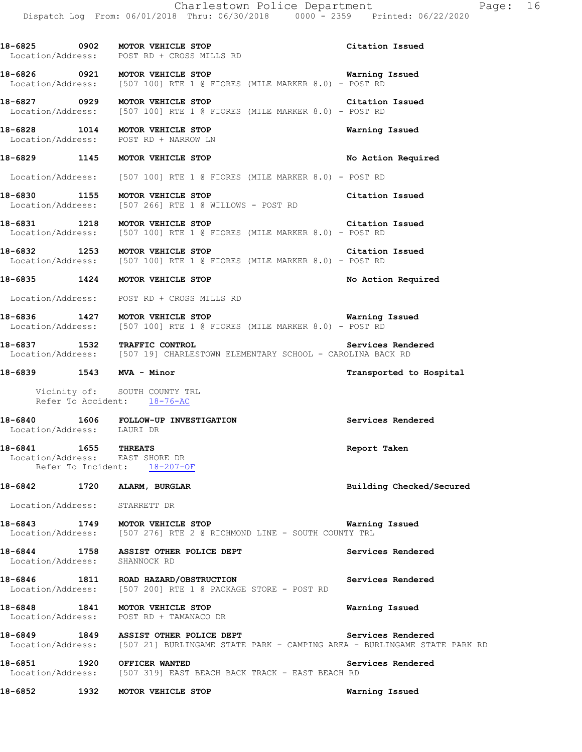18-6825 0902 **MOTOR VEHICLE STOP** **Citation Issued**
Location/Address: POST RD + CROSS MILLS RD

18-6826 0921 **MOTOR VEHICLE STOP** **Warning Issued**
Location/Address: [507 100] RTE 1 @ FIORES (MILE MARKER 8.0) - POST RD

18-6827 0929 **MOTOR VEHICLE STOP** **Citation Issued**
Location/Address: [507 100] RTE 1 @ FIORES (MILE MARKER 8.0) - POST RD

18-6828 1014 **MOTOR VEHICLE STOP** **Warning Issued**
Location/Address: POST RD + NARROW LN

18-6829 1145 **MOTOR VEHICLE STOP** **No Action Required**
Location/Address: [507 100] RTE 1 @ FIORES (MILE MARKER 8.0) - POST RD

18-6830 1155 **MOTOR VEHICLE STOP** **Citation Issued**
Location/Address: [507 266] RTE 1 @ WILLOWS - POST RD

18-6831 1218 **MOTOR VEHICLE STOP** **Citation Issued**
Location/Address: [507 100] RTE 1 @ FIORES (MILE MARKER 8.0) - POST RD

18-6832 1253 **MOTOR VEHICLE STOP** **Citation Issued**
Location/Address: [507 100] RTE 1 @ FIORES (MILE MARKER 8.0) - POST RD

18-6835 1424 **MOTOR VEHICLE STOP** **No Action Required**
Location/Address: POST RD + CROSS MILLS RD

18-6836 1427 **MOTOR VEHICLE STOP** **Warning Issued**
Location/Address: [507 100] RTE 1 @ FIORES (MILE MARKER 8.0) - POST RD

18-6837 1532 **TRAFFIC CONTROL** **Services Rendered**
Location/Address: [507 19] CHARLESTOWN ELEMENTARY SCHOOL - CAROLINA BACK RD

18-6839 1543 **MVA - Minor** **Transported to Hospital**
Vicinity of: SOUTH COUNTY TRL
Refer To Accident: 18-76-AC

18-6840 1606 **FOLLOW-UP INVESTIGATION** **Services Rendered**
Location/Address: LAURI DR

18-6841 1655 **THREATS** **Report Taken**
Location/Address: EAST SHORE DR
Refer To Incident: 18-207-OF

18-6842 1720 **ALARM, BURGLAR** **Building Checked/Secured**
Location/Address: STARRETT DR

18-6843 1749 **MOTOR VEHICLE STOP** **Warning Issued**
Location/Address: [507 276] RTE 2 @ RICHMOND LINE - SOUTH COUNTY TRL

18-6844 1758 **ASSIST OTHER POLICE DEPT** **Services Rendered**
Location/Address: SHANNOCK RD

18-6846 1811 **ROAD HAZARD/OBSTRUCTION** **Services Rendered**
Location/Address: [507 200] RTE 1 @ PACKAGE STORE - POST RD

18-6848 1841 **MOTOR VEHICLE STOP** **Warning Issued**
Location/Address: POST RD + TAMANACO DR

18-6849 1849 **ASSIST OTHER POLICE DEPT** **Services Rendered**
Location/Address: [507 21] BURLINGAME STATE PARK - CAMPING AREA - BURLINGAME STATE PARK RD

18-6851 1920 **OFFICER WANTED** **Services Rendered**
Location/Address: [507 319] EAST BEACH BACK TRACK - EAST BEACH RD

18-6852 1932 **MOTOR VEHICLE STOP** **Warning Issued**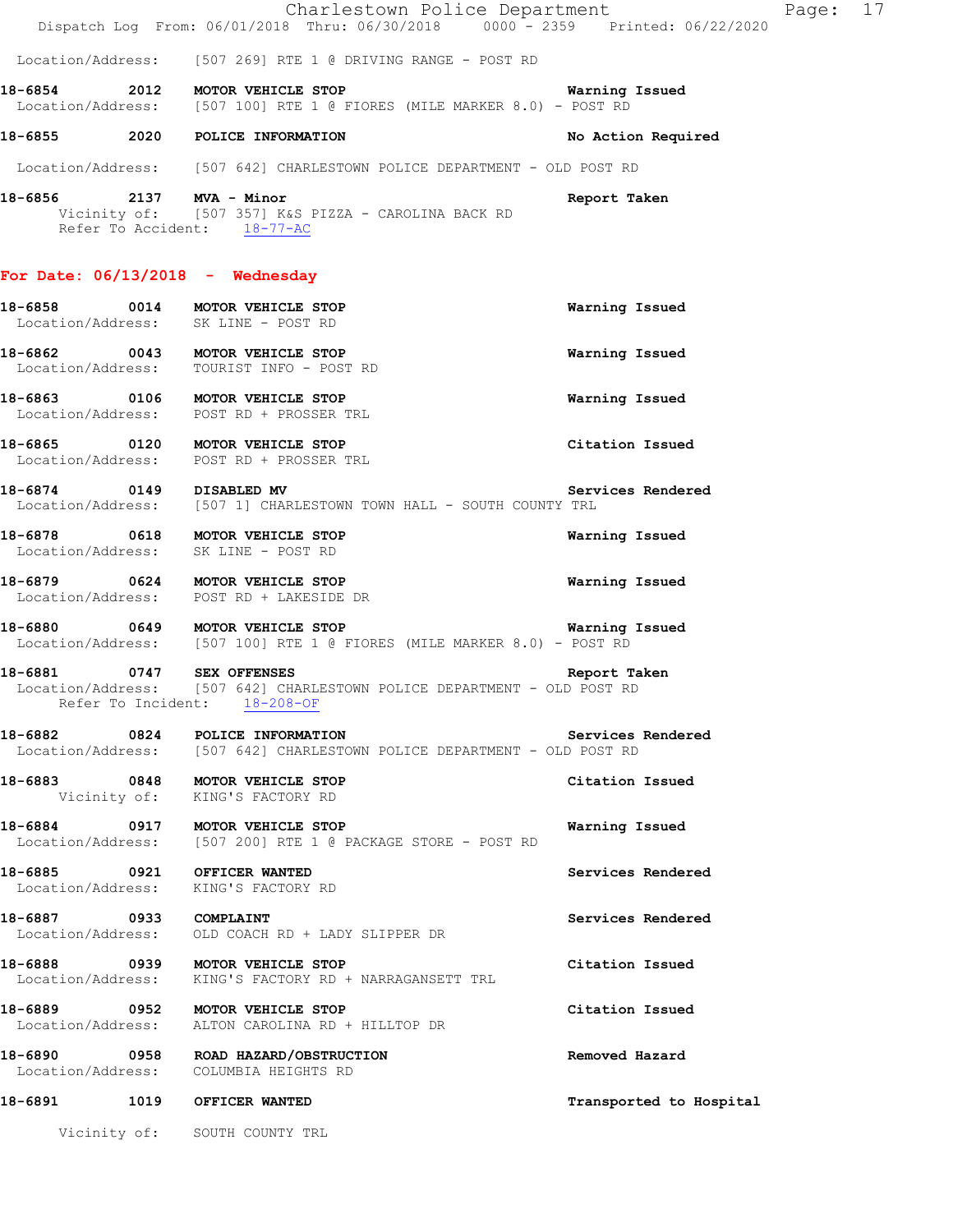Location/Address: [507 269] RTE 1 @ DRIVING RANGE - POST RD

**18-6854 2012 MOTOR VEHICLE STOP** Warning Issued
Location/Address: [507 100] RTE 1 @ FIORES (MILE MARKER 8.0) - POST RD

**18-6855 2020 POLICE INFORMATION** No Action Required
Location/Address: [507 642] CHARLESTOWN POLICE DEPARTMENT - OLD POST RD

**18-6856 2137 MVA - Minor** Report Taken
Vicinity of: [507 357] K&S PIZZA - CAROLINA BACK RD
Refer To Accident: 18-77-AC

## For Date: 06/13/2018 - Wednesday

**18-6858 0014 MOTOR VEHICLE STOP** Warning Issued
Location/Address: SK LINE - POST RD

**18-6862 0043 MOTOR VEHICLE STOP** Warning Issued
Location/Address: TOURIST INFO - POST RD

**18-6863 0106 MOTOR VEHICLE STOP** Warning Issued
Location/Address: POST RD + PROSSER TRL

**18-6865 0120 MOTOR VEHICLE STOP** Citation Issued
Location/Address: POST RD + PROSSER TRL

**18-6874 0149 DISABLED MV** Services Rendered
Location/Address: [507 1] CHARLESTOWN TOWN HALL - SOUTH COUNTY TRL

**18-6878 0618 MOTOR VEHICLE STOP** Warning Issued
Location/Address: SK LINE - POST RD

**18-6879 0624 MOTOR VEHICLE STOP** Warning Issued
Location/Address: POST RD + LAKESIDE DR

**18-6880 0649 MOTOR VEHICLE STOP** Warning Issued
Location/Address: [507 100] RTE 1 @ FIORES (MILE MARKER 8.0) - POST RD

**18-6881 0747 SEX OFFENSES** Report Taken
Location/Address: [507 642] CHARLESTOWN POLICE DEPARTMENT - OLD POST RD
Refer To Incident: 18-208-OF

**18-6882 0824 POLICE INFORMATION** Services Rendered
Location/Address: [507 642] CHARLESTOWN POLICE DEPARTMENT - OLD POST RD

**18-6883 0848 MOTOR VEHICLE STOP** Citation Issued
Vicinity of: KING'S FACTORY RD

**18-6884 0917 MOTOR VEHICLE STOP** Warning Issued
Location/Address: [507 200] RTE 1 @ PACKAGE STORE - POST RD

**18-6885 0921 OFFICER WANTED** Services Rendered
Location/Address: KING'S FACTORY RD

**18-6887 0933 COMPLAINT** Services Rendered
Location/Address: OLD COACH RD + LADY SLIPPER DR

**18-6888 0939 MOTOR VEHICLE STOP** Citation Issued
Location/Address: KING'S FACTORY RD + NARRAGANSETT TRL

**18-6889 0952 MOTOR VEHICLE STOP** Citation Issued
Location/Address: ALTON CAROLINA RD + HILLTOP DR

**18-6890 0958 ROAD HAZARD/OBSTRUCTION** Removed Hazard
Location/Address: COLUMBIA HEIGHTS RD

**18-6891 1019 OFFICER WANTED** Transported to Hospital
Vicinity of: SOUTH COUNTY TRL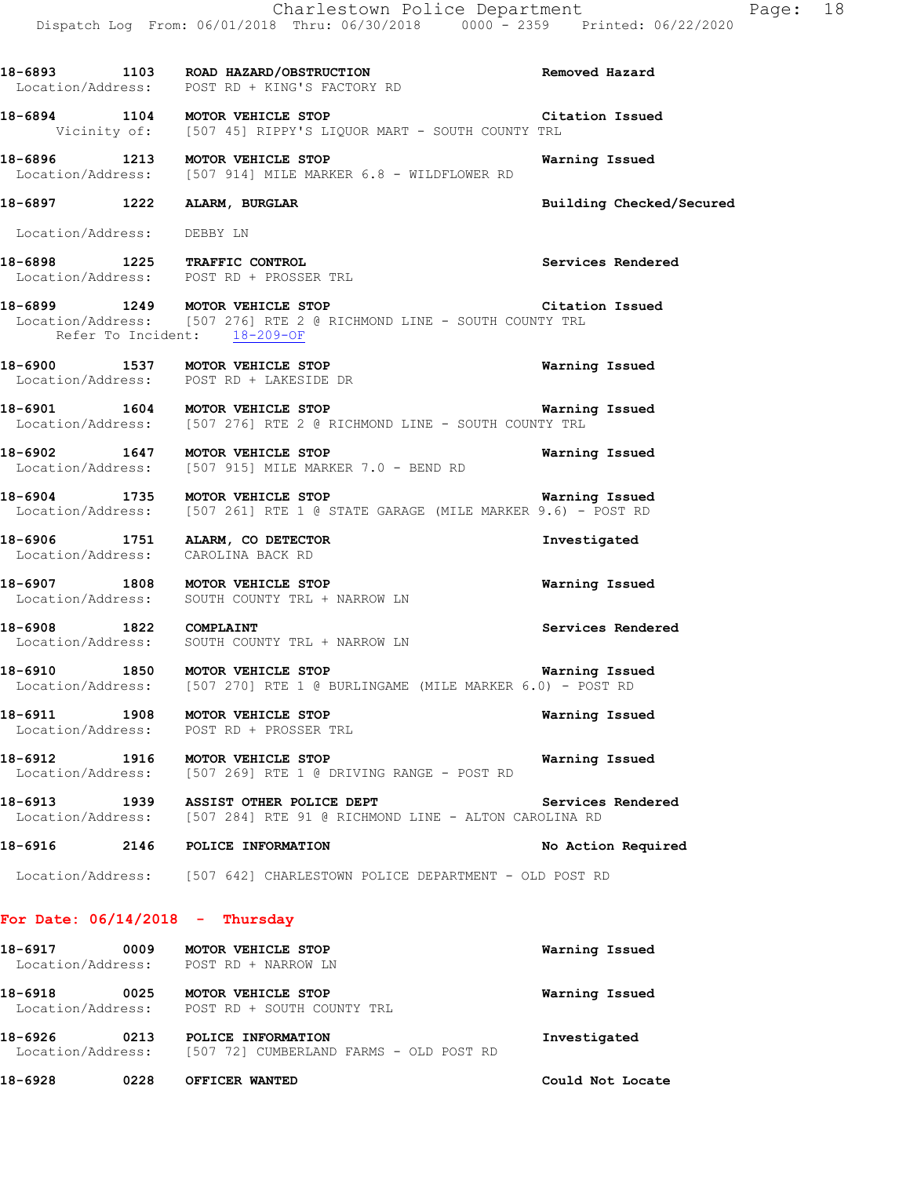18-6893 1103 ROAD HAZARD/OBSTRUCTION Removed Hazard
Location/Address: POST RD + KING'S FACTORY RD

18-6894 1104 MOTOR VEHICLE STOP Citation Issued
Vicinity of: [507 45] RIPPY'S LIQUOR MART - SOUTH COUNTY TRL

18-6896 1213 MOTOR VEHICLE STOP Warning Issued
Location/Address: [507 914] MILE MARKER 6.8 - WILDFLOWER RD

18-6897 1222 ALARM, BURGLAR Building Checked/Secured

Location/Address: DEBBY LN

18-6898 1225 TRAFFIC CONTROL Services Rendered
Location/Address: POST RD + PROSSER TRL

18-6899 1249 MOTOR VEHICLE STOP Citation Issued
Location/Address: [507 276] RTE 2 @ RICHMOND LINE - SOUTH COUNTY TRL
Refer To Incident: 18-209-OF

18-6900 1537 MOTOR VEHICLE STOP Warning Issued
Location/Address: POST RD + LAKESIDE DR

18-6901 1604 MOTOR VEHICLE STOP Warning Issued
Location/Address: [507 276] RTE 2 @ RICHMOND LINE - SOUTH COUNTY TRL

18-6902 1647 MOTOR VEHICLE STOP Warning Issued
Location/Address: [507 915] MILE MARKER 7.0 - BEND RD

18-6904 1735 MOTOR VEHICLE STOP Warning Issued
Location/Address: [507 261] RTE 1 @ STATE GARAGE (MILE MARKER 9.6) - POST RD

18-6906 1751 ALARM, CO DETECTOR Investigated
Location/Address: CAROLINA BACK RD

18-6907 1808 MOTOR VEHICLE STOP Warning Issued
Location/Address: SOUTH COUNTY TRL + NARROW LN

18-6908 1822 COMPLAINT Services Rendered
Location/Address: SOUTH COUNTY TRL + NARROW LN

18-6910 1850 MOTOR VEHICLE STOP Warning Issued
Location/Address: [507 270] RTE 1 @ BURLINGAME (MILE MARKER 6.0) - POST RD

18-6911 1908 MOTOR VEHICLE STOP Warning Issued
Location/Address: POST RD + PROSSER TRL

18-6912 1916 MOTOR VEHICLE STOP Warning Issued
Location/Address: [507 269] RTE 1 @ DRIVING RANGE - POST RD

18-6913 1939 ASSIST OTHER POLICE DEPT Services Rendered
Location/Address: [507 284] RTE 91 @ RICHMOND LINE - ALTON CAROLINA RD

18-6916 2146 POLICE INFORMATION No Action Required

Location/Address: [507 642] CHARLESTOWN POLICE DEPARTMENT - OLD POST RD

**For Date: 06/14/2018 - Thursday**

18-6917 0009 MOTOR VEHICLE STOP Warning Issued
Location/Address: POST RD + NARROW LN

18-6918 0025 MOTOR VEHICLE STOP Warning Issued
Location/Address: POST RD + SOUTH COUNTY TRL

18-6926 0213 POLICE INFORMATION Investigated
Location/Address: [507 72] CUMBERLAND FARMS - OLD POST RD

18-6928 0228 OFFICER WANTED Could Not Locate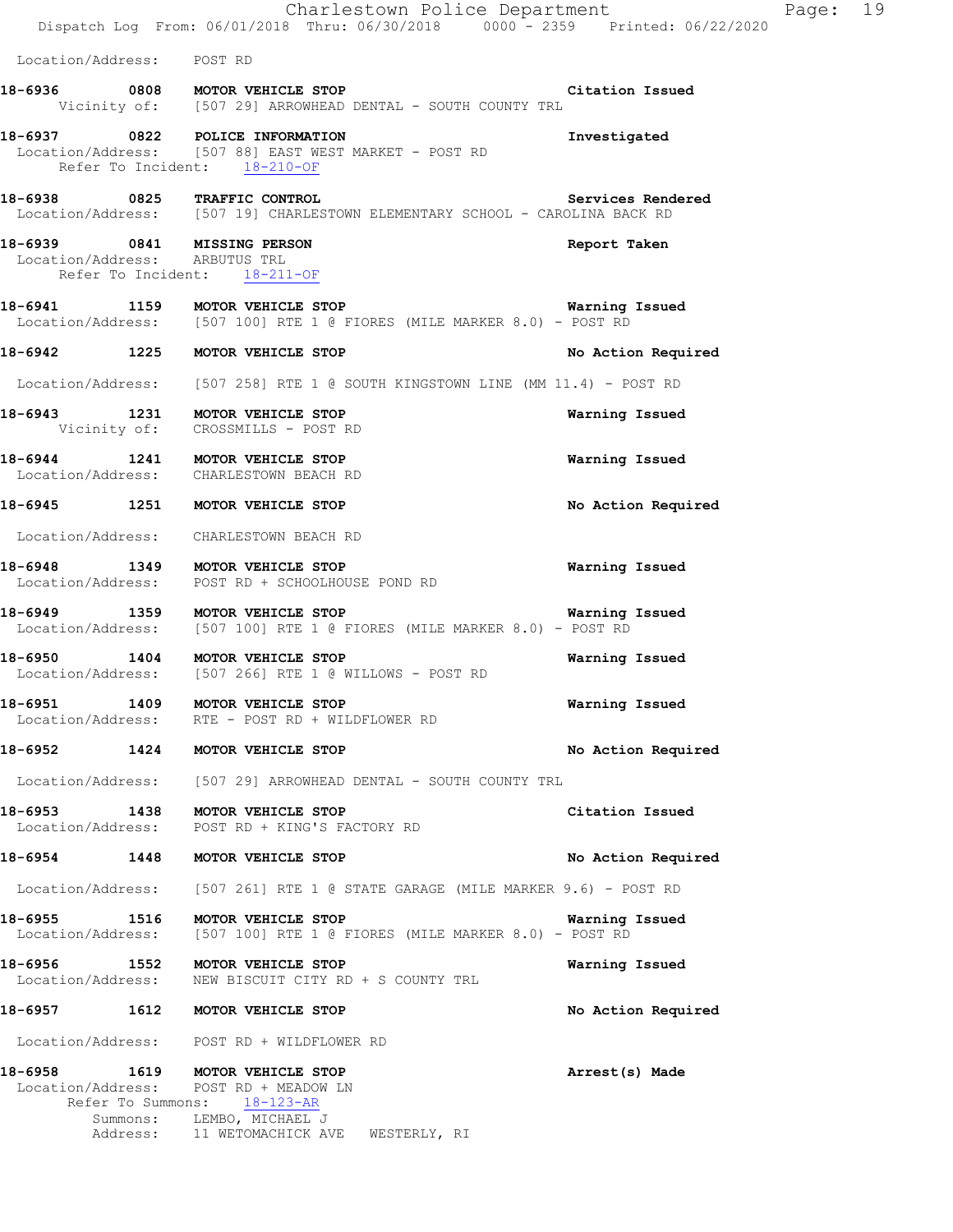Location/Address: POST RD

**18-6936 0808 MOTOR VEHICLE STOP** **Citation Issued**
Vicinity of: [507 29] ARROWHEAD DENTAL - SOUTH COUNTY TRL

**18-6937 0822 POLICE INFORMATION** **Investigated**
Location/Address: [507 88] EAST WEST MARKET - POST RD
Refer To Incident: 18-210-OF

**18-6938 0825 TRAFFIC CONTROL** **Services Rendered**
Location/Address: [507 19] CHARLESTOWN ELEMENTARY SCHOOL - CAROLINA BACK RD

**18-6939 0841 MISSING PERSON** **Report Taken**
Location/Address: ARBUTUS TRL
Refer To Incident: 18-211-OF

**18-6941 1159 MOTOR VEHICLE STOP** **Warning Issued**
Location/Address: [507 100] RTE 1 @ FIORES (MILE MARKER 8.0) - POST RD

**18-6942 1225 MOTOR VEHICLE STOP** **No Action Required**
Location/Address: [507 258] RTE 1 @ SOUTH KINGSTOWN LINE (MM 11.4) - POST RD

**18-6943 1231 MOTOR VEHICLE STOP** **Warning Issued**
Vicinity of: CROSSMILLS - POST RD

**18-6944 1241 MOTOR VEHICLE STOP** **Warning Issued**
Location/Address: CHARLESTOWN BEACH RD

**18-6945 1251 MOTOR VEHICLE STOP** **No Action Required**
Location/Address: CHARLESTOWN BEACH RD

**18-6948 1349 MOTOR VEHICLE STOP** **Warning Issued**
Location/Address: POST RD + SCHOOLHOUSE POND RD

**18-6949 1359 MOTOR VEHICLE STOP** **Warning Issued**
Location/Address: [507 100] RTE 1 @ FIORES (MILE MARKER 8.0) - POST RD

**18-6950 1404 MOTOR VEHICLE STOP** **Warning Issued**
Location/Address: [507 266] RTE 1 @ WILLOWS - POST RD

**18-6951 1409 MOTOR VEHICLE STOP** **Warning Issued**
Location/Address: RTE - POST RD + WILDFLOWER RD

**18-6952 1424 MOTOR VEHICLE STOP** **No Action Required**
Location/Address: [507 29] ARROWHEAD DENTAL - SOUTH COUNTY TRL

**18-6953 1438 MOTOR VEHICLE STOP** **Citation Issued**
Location/Address: POST RD + KING'S FACTORY RD

**18-6954 1448 MOTOR VEHICLE STOP** **No Action Required**
Location/Address: [507 261] RTE 1 @ STATE GARAGE (MILE MARKER 9.6) - POST RD

**18-6955 1516 MOTOR VEHICLE STOP** **Warning Issued**
Location/Address: [507 100] RTE 1 @ FIORES (MILE MARKER 8.0) - POST RD

**18-6956 1552 MOTOR VEHICLE STOP** **Warning Issued**
Location/Address: NEW BISCUIT CITY RD + S COUNTY TRL

**18-6957 1612 MOTOR VEHICLE STOP** **No Action Required**
Location/Address: POST RD + WILDFLOWER RD

**18-6958 1619 MOTOR VEHICLE STOP** **Arrest(s) Made**
Location/Address: POST RD + MEADOW LN
Refer To Summons: 18-123-AR
Summons: LEMBO, MICHAEL J
Address: 11 WETOMACHICK AVE WESTERLY, RI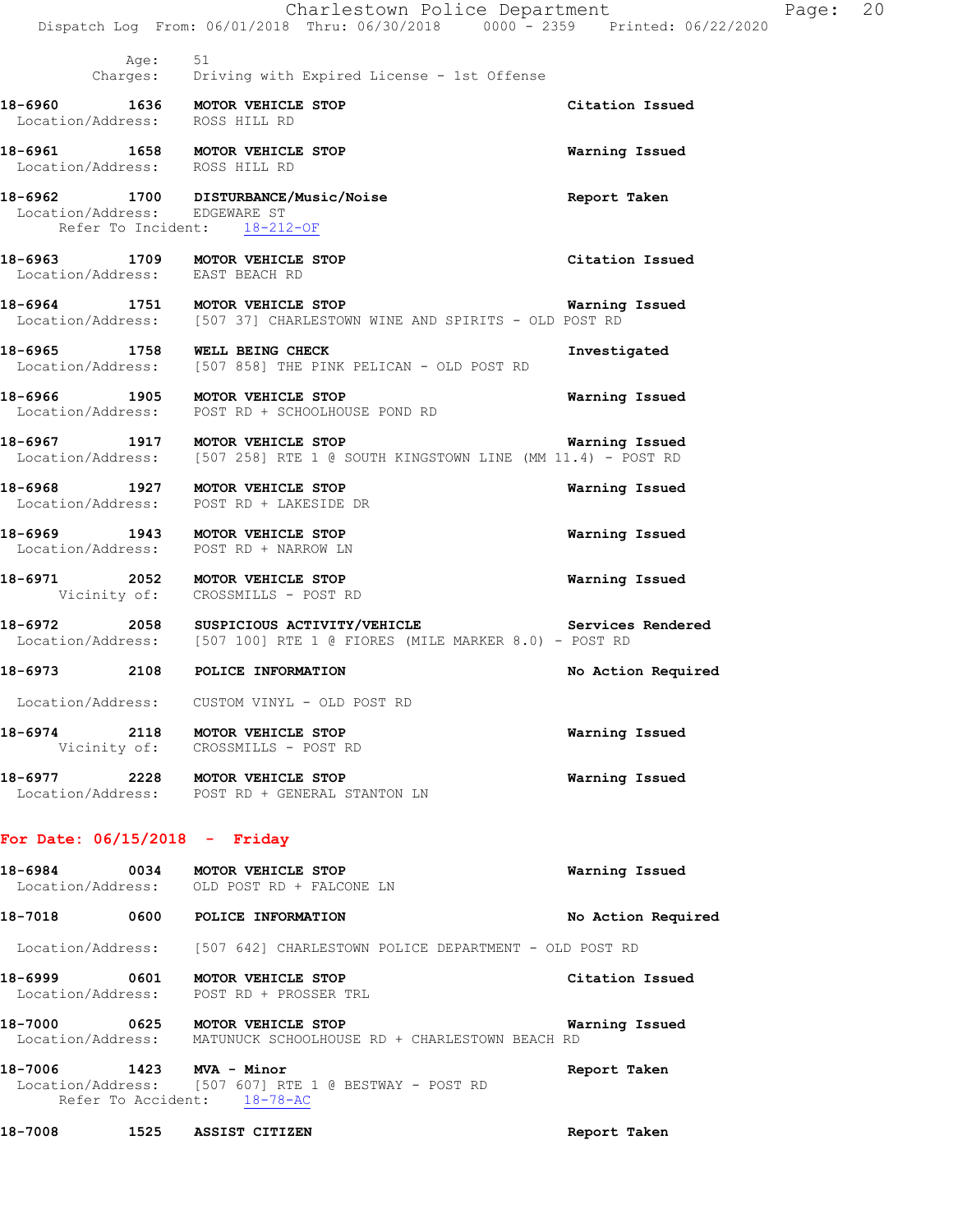Age: 51
Charges: Driving with Expired License - 1st Offense

**18-6960 1636 MOTOR VEHICLE STOP** — Citation Issued
Location/Address: ROSS HILL RD

**18-6961 1658 MOTOR VEHICLE STOP** — Warning Issued
Location/Address: ROSS HILL RD

**18-6962 1700 DISTURBANCE/Music/Noise** — Report Taken
Location/Address: EDGEWARE ST
Refer To Incident: 18-212-OF

**18-6963 1709 MOTOR VEHICLE STOP** — Citation Issued
Location/Address: EAST BEACH RD

**18-6964 1751 MOTOR VEHICLE STOP** — Warning Issued
Location/Address: [507 37] CHARLESTOWN WINE AND SPIRITS - OLD POST RD

**18-6965 1758 WELL BEING CHECK** — Investigated
Location/Address: [507 858] THE PINK PELICAN - OLD POST RD

**18-6966 1905 MOTOR VEHICLE STOP** — Warning Issued
Location/Address: POST RD + SCHOOLHOUSE POND RD

**18-6967 1917 MOTOR VEHICLE STOP** — Warning Issued
Location/Address: [507 258] RTE 1 @ SOUTH KINGSTOWN LINE (MM 11.4) - POST RD

**18-6968 1927 MOTOR VEHICLE STOP** — Warning Issued
Location/Address: POST RD + LAKESIDE DR

**18-6969 1943 MOTOR VEHICLE STOP** — Warning Issued
Location/Address: POST RD + NARROW LN

**18-6971 2052 MOTOR VEHICLE STOP** — Warning Issued
Vicinity of: CROSSMILLS - POST RD

**18-6972 2058 SUSPICIOUS ACTIVITY/VEHICLE** — Services Rendered
Location/Address: [507 100] RTE 1 @ FIORES (MILE MARKER 8.0) - POST RD

**18-6973 2108 POLICE INFORMATION** — No Action Required
Location/Address: CUSTOM VINYL - OLD POST RD

**18-6974 2118 MOTOR VEHICLE STOP** — Warning Issued
Vicinity of: CROSSMILLS - POST RD

**18-6977 2228 MOTOR VEHICLE STOP** — Warning Issued
Location/Address: POST RD + GENERAL STANTON LN

## For Date: 06/15/2018 - Friday

**18-6984 0034 MOTOR VEHICLE STOP** — Warning Issued
Location/Address: OLD POST RD + FALCONE LN

**18-7018 0600 POLICE INFORMATION** — No Action Required
Location/Address: [507 642] CHARLESTOWN POLICE DEPARTMENT - OLD POST RD

**18-6999 0601 MOTOR VEHICLE STOP** — Citation Issued
Location/Address: POST RD + PROSSER TRL

**18-7000 0625 MOTOR VEHICLE STOP** — Warning Issued
Location/Address: MATUNUCK SCHOOLHOUSE RD + CHARLESTOWN BEACH RD

**18-7006 1423 MVA - Minor** — Report Taken
Location/Address: [507 607] RTE 1 @ BESTWAY - POST RD
Refer To Accident: 18-78-AC

**18-7008 1525 ASSIST CITIZEN** — Report Taken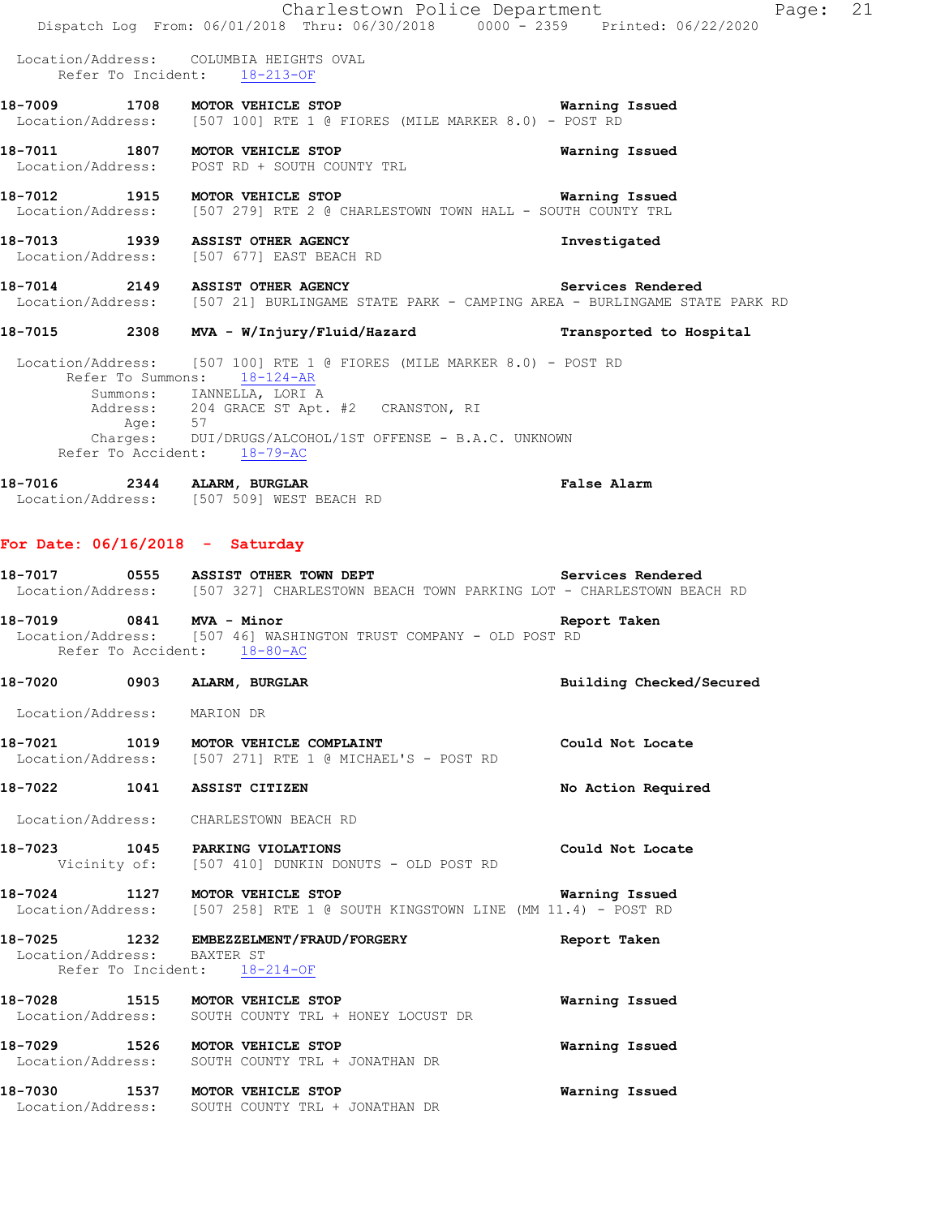Location/Address: COLUMBIA HEIGHTS OVAL
Refer To Incident: 18-213-OF

**18-7009 1708 MOTOR VEHICLE STOP** **Warning Issued**
Location/Address: [507 100] RTE 1 @ FIORES (MILE MARKER 8.0) - POST RD

**18-7011 1807 MOTOR VEHICLE STOP** **Warning Issued**
Location/Address: POST RD + SOUTH COUNTY TRL

**18-7012 1915 MOTOR VEHICLE STOP** **Warning Issued**
Location/Address: [507 279] RTE 2 @ CHARLESTOWN TOWN HALL - SOUTH COUNTY TRL

**18-7013 1939 ASSIST OTHER AGENCY** **Investigated**
Location/Address: [507 677] EAST BEACH RD

**18-7014 2149 ASSIST OTHER AGENCY** **Services Rendered**
Location/Address: [507 21] BURLINGAME STATE PARK - CAMPING AREA - BURLINGAME STATE PARK RD

**18-7015 2308 MVA - W/Injury/Fluid/Hazard** **Transported to Hospital**

Location/Address: [507 100] RTE 1 @ FIORES (MILE MARKER 8.0) - POST RD
Refer To Summons: 18-124-AR
Summons: IANNELLA, LORI A
Address: 204 GRACE ST Apt. #2 CRANSTON, RI
Age: 57
Charges: DUI/DRUGS/ALCOHOL/1ST OFFENSE - B.A.C. UNKNOWN
Refer To Accident: 18-79-AC

**18-7016 2344 ALARM, BURGLAR** **False Alarm**
Location/Address: [507 509] WEST BEACH RD

## For Date: 06/16/2018 - Saturday

**18-7017 0555 ASSIST OTHER TOWN DEPT** **Services Rendered**
Location/Address: [507 327] CHARLESTOWN BEACH TOWN PARKING LOT - CHARLESTOWN BEACH RD

**18-7019 0841 MVA - Minor** **Report Taken**
Location/Address: [507 46] WASHINGTON TRUST COMPANY - OLD POST RD
Refer To Accident: 18-80-AC

**18-7020 0903 ALARM, BURGLAR** **Building Checked/Secured**

Location/Address: MARION DR

**18-7021 1019 MOTOR VEHICLE COMPLAINT** **Could Not Locate**
Location/Address: [507 271] RTE 1 @ MICHAEL'S - POST RD

**18-7022 1041 ASSIST CITIZEN** **No Action Required**

Location/Address: CHARLESTOWN BEACH RD

**18-7023 1045 PARKING VIOLATIONS** **Could Not Locate**
Vicinity of: [507 410] DUNKIN DONUTS - OLD POST RD

**18-7024 1127 MOTOR VEHICLE STOP** **Warning Issued**
Location/Address: [507 258] RTE 1 @ SOUTH KINGSTOWN LINE (MM 11.4) - POST RD

**18-7025 1232 EMBEZZELMENT/FRAUD/FORGERY** **Report Taken**
Location/Address: BAXTER ST
Refer To Incident: 18-214-OF

**18-7028 1515 MOTOR VEHICLE STOP** **Warning Issued**
Location/Address: SOUTH COUNTY TRL + HONEY LOCUST DR

**18-7029 1526 MOTOR VEHICLE STOP** **Warning Issued**
Location/Address: SOUTH COUNTY TRL + JONATHAN DR

**18-7030 1537 MOTOR VEHICLE STOP** **Warning Issued**
Location/Address: SOUTH COUNTY TRL + JONATHAN DR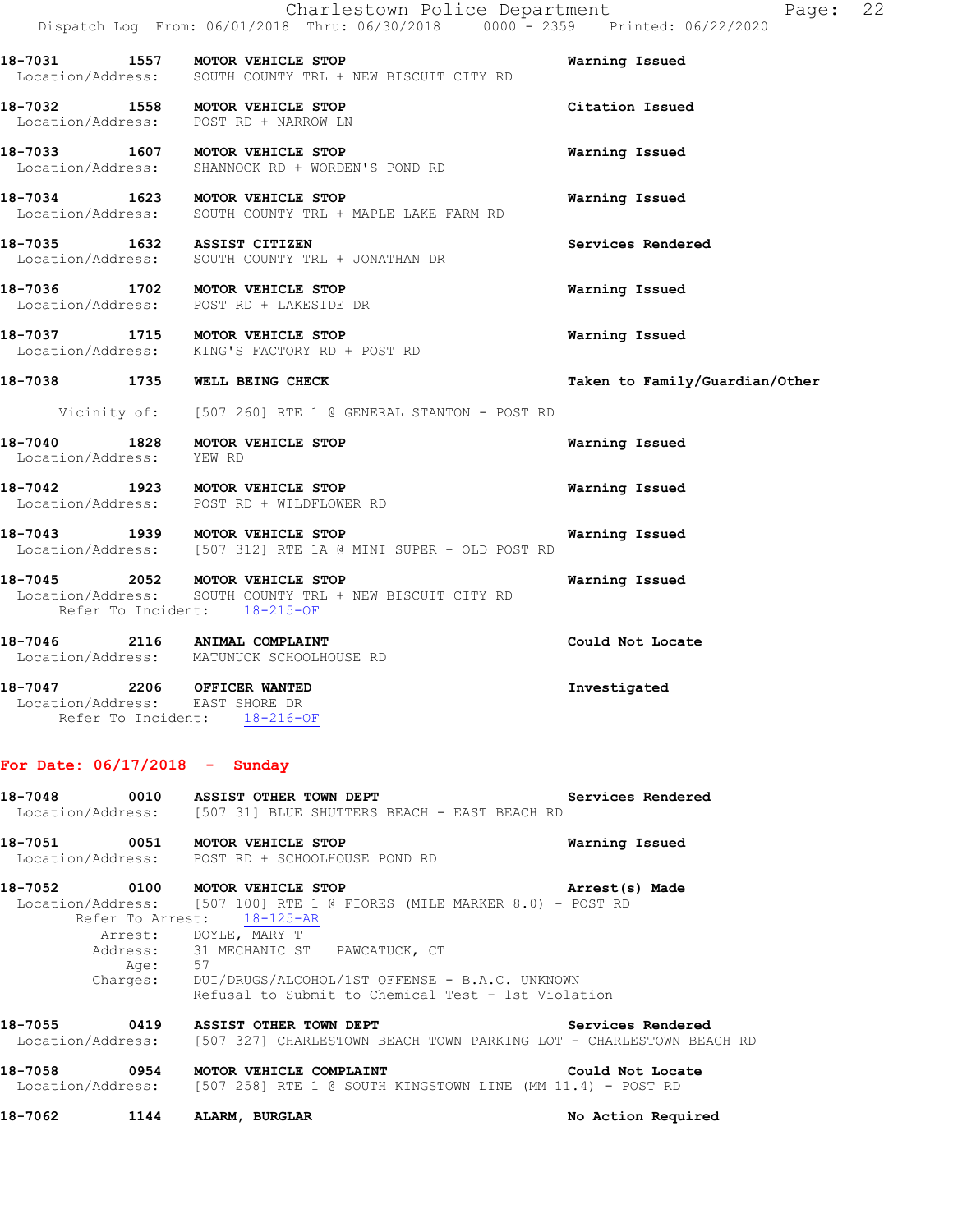**18-7031** 1557 **MOTOR VEHICLE STOP** **Warning Issued**
Location/Address: SOUTH COUNTY TRL + NEW BISCUIT CITY RD

**18-7032** 1558 **MOTOR VEHICLE STOP** **Citation Issued**
Location/Address: POST RD + NARROW LN

**18-7033** 1607 **MOTOR VEHICLE STOP** **Warning Issued**
Location/Address: SHANNOCK RD + WORDEN'S POND RD

**18-7034** 1623 **MOTOR VEHICLE STOP** **Warning Issued**
Location/Address: SOUTH COUNTY TRL + MAPLE LAKE FARM RD

**18-7035** 1632 **ASSIST CITIZEN** **Services Rendered**
Location/Address: SOUTH COUNTY TRL + JONATHAN DR

**18-7036** 1702 **MOTOR VEHICLE STOP** **Warning Issued**
Location/Address: POST RD + LAKESIDE DR

**18-7037** 1715 **MOTOR VEHICLE STOP** **Warning Issued**
Location/Address: KING'S FACTORY RD + POST RD

**18-7038** 1735 **WELL BEING CHECK** **Taken to Family/Guardian/Other**
Vicinity of: [507 260] RTE 1 @ GENERAL STANTON - POST RD

**18-7040** 1828 **MOTOR VEHICLE STOP** **Warning Issued**
Location/Address: YEW RD

**18-7042** 1923 **MOTOR VEHICLE STOP** **Warning Issued**
Location/Address: POST RD + WILDFLOWER RD

**18-7043** 1939 **MOTOR VEHICLE STOP** **Warning Issued**
Location/Address: [507 312] RTE 1A @ MINI SUPER - OLD POST RD

**18-7045** 2052 **MOTOR VEHICLE STOP** **Warning Issued**
Location/Address: SOUTH COUNTY TRL + NEW BISCUIT CITY RD
Refer To Incident: 18-215-OF

**18-7046** 2116 **ANIMAL COMPLAINT** **Could Not Locate**
Location/Address: MATUNUCK SCHOOLHOUSE RD

**18-7047** 2206 **OFFICER WANTED** **Investigated**
Location/Address: EAST SHORE DR
Refer To Incident: 18-216-OF

## For Date: 06/17/2018 - Sunday

**18-7048** 0010 **ASSIST OTHER TOWN DEPT** **Services Rendered**
Location/Address: [507 31] BLUE SHUTTERS BEACH - EAST BEACH RD

**18-7051** 0051 **MOTOR VEHICLE STOP** **Warning Issued**
Location/Address: POST RD + SCHOOLHOUSE POND RD

**18-7052** 0100 **MOTOR VEHICLE STOP** **Arrest(s) Made**
Location/Address: [507 100] RTE 1 @ FIORES (MILE MARKER 8.0) - POST RD
Refer To Arrest: 18-125-AR
Arrest: DOYLE, MARY T
Address: 31 MECHANIC ST PAWCATUCK, CT
Age: 57
Charges: DUI/DRUGS/ALCOHOL/1ST OFFENSE - B.A.C. UNKNOWN
Refusal to Submit to Chemical Test - 1st Violation

**18-7055** 0419 **ASSIST OTHER TOWN DEPT** **Services Rendered**
Location/Address: [507 327] CHARLESTOWN BEACH TOWN PARKING LOT - CHARLESTOWN BEACH RD

**18-7058** 0954 **MOTOR VEHICLE COMPLAINT** **Could Not Locate**
Location/Address: [507 258] RTE 1 @ SOUTH KINGSTOWN LINE (MM 11.4) - POST RD

**18-7062** 1144 **ALARM, BURGLAR** **No Action Required**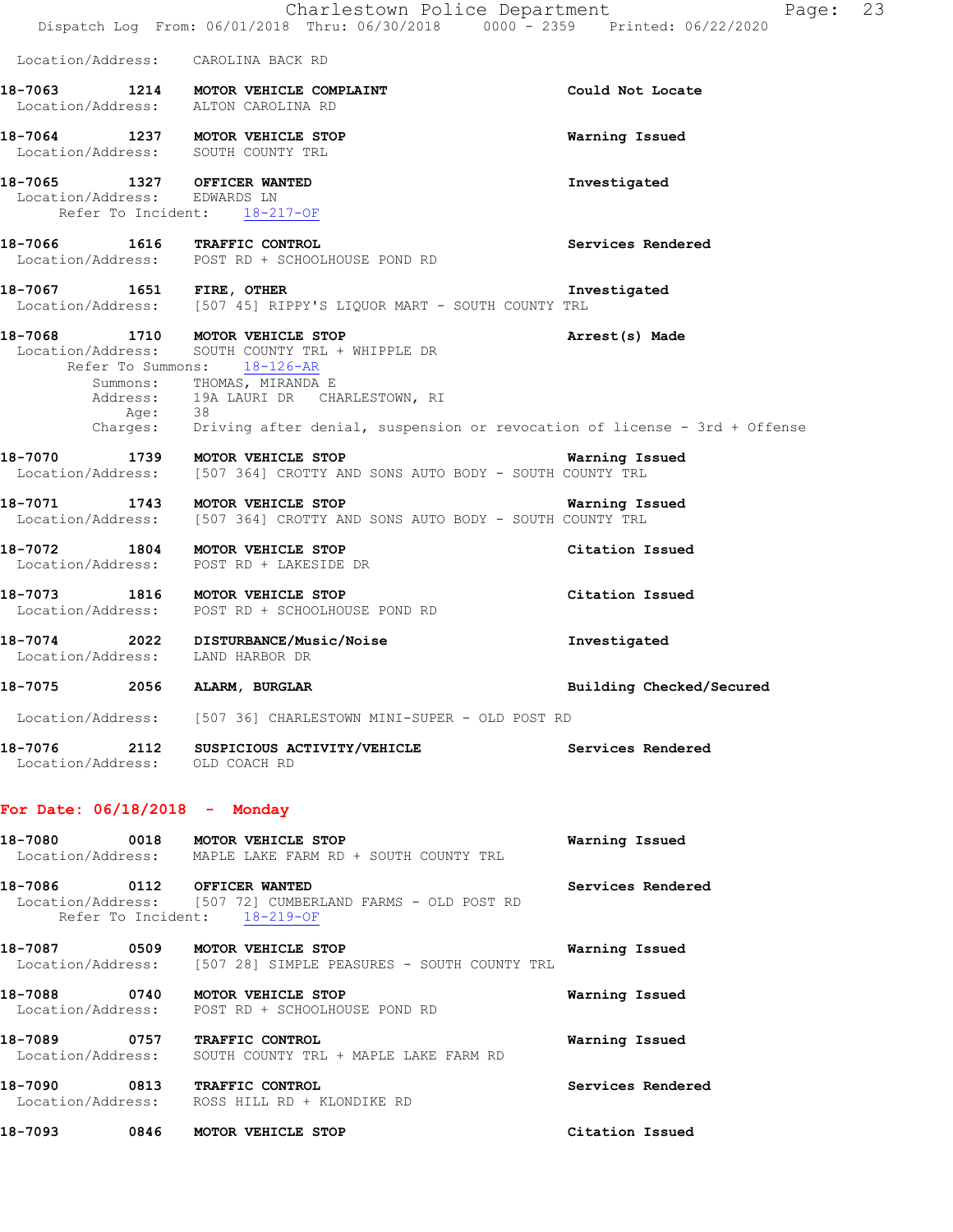Location/Address: CAROLINA BACK RD

**18-7063 1214 MOTOR VEHICLE COMPLAINT** Could Not Locate
Location/Address: ALTON CAROLINA RD

**18-7064 1237 MOTOR VEHICLE STOP** Warning Issued
Location/Address: SOUTH COUNTY TRL

**18-7065 1327 OFFICER WANTED** Investigated
Location/Address: EDWARDS LN
Refer To Incident: 18-217-OF

**18-7066 1616 TRAFFIC CONTROL** Services Rendered
Location/Address: POST RD + SCHOOLHOUSE POND RD

**18-7067 1651 FIRE, OTHER** Investigated
Location/Address: [507 45] RIPPY'S LIQUOR MART - SOUTH COUNTY TRL

**18-7068 1710 MOTOR VEHICLE STOP** Arrest(s) Made
Location/Address: SOUTH COUNTY TRL + WHIPPLE DR
Refer To Summons: 18-126-AR
Summons: THOMAS, MIRANDA E
Address: 19A LAURI DR CHARLESTOWN, RI
Age: 38
Charges: Driving after denial, suspension or revocation of license - 3rd + Offense

**18-7070 1739 MOTOR VEHICLE STOP** Warning Issued
Location/Address: [507 364] CROTTY AND SONS AUTO BODY - SOUTH COUNTY TRL

**18-7071 1743 MOTOR VEHICLE STOP** Warning Issued
Location/Address: [507 364] CROTTY AND SONS AUTO BODY - SOUTH COUNTY TRL

**18-7072 1804 MOTOR VEHICLE STOP** Citation Issued
Location/Address: POST RD + LAKESIDE DR

**18-7073 1816 MOTOR VEHICLE STOP** Citation Issued
Location/Address: POST RD + SCHOOLHOUSE POND RD

**18-7074 2022 DISTURBANCE/Music/Noise** Investigated
Location/Address: LAND HARBOR DR

**18-7075 2056 ALARM, BURGLAR** Building Checked/Secured
Location/Address: [507 36] CHARLESTOWN MINI-SUPER - OLD POST RD

**18-7076 2112 SUSPICIOUS ACTIVITY/VEHICLE** Services Rendered
Location/Address: OLD COACH RD

## For Date: 06/18/2018 - Monday

**18-7080 0018 MOTOR VEHICLE STOP** Warning Issued
Location/Address: MAPLE LAKE FARM RD + SOUTH COUNTY TRL

**18-7086 0112 OFFICER WANTED** Services Rendered
Location/Address: [507 72] CUMBERLAND FARMS - OLD POST RD
Refer To Incident: 18-219-OF

**18-7087 0509 MOTOR VEHICLE STOP** Warning Issued
Location/Address: [507 28] SIMPLE PEASURES - SOUTH COUNTY TRL

**18-7088 0740 MOTOR VEHICLE STOP** Warning Issued
Location/Address: POST RD + SCHOOLHOUSE POND RD

**18-7089 0757 TRAFFIC CONTROL** Warning Issued
Location/Address: SOUTH COUNTY TRL + MAPLE LAKE FARM RD

**18-7090 0813 TRAFFIC CONTROL** Services Rendered
Location/Address: ROSS HILL RD + KLONDIKE RD

**18-7093 0846 MOTOR VEHICLE STOP** Citation Issued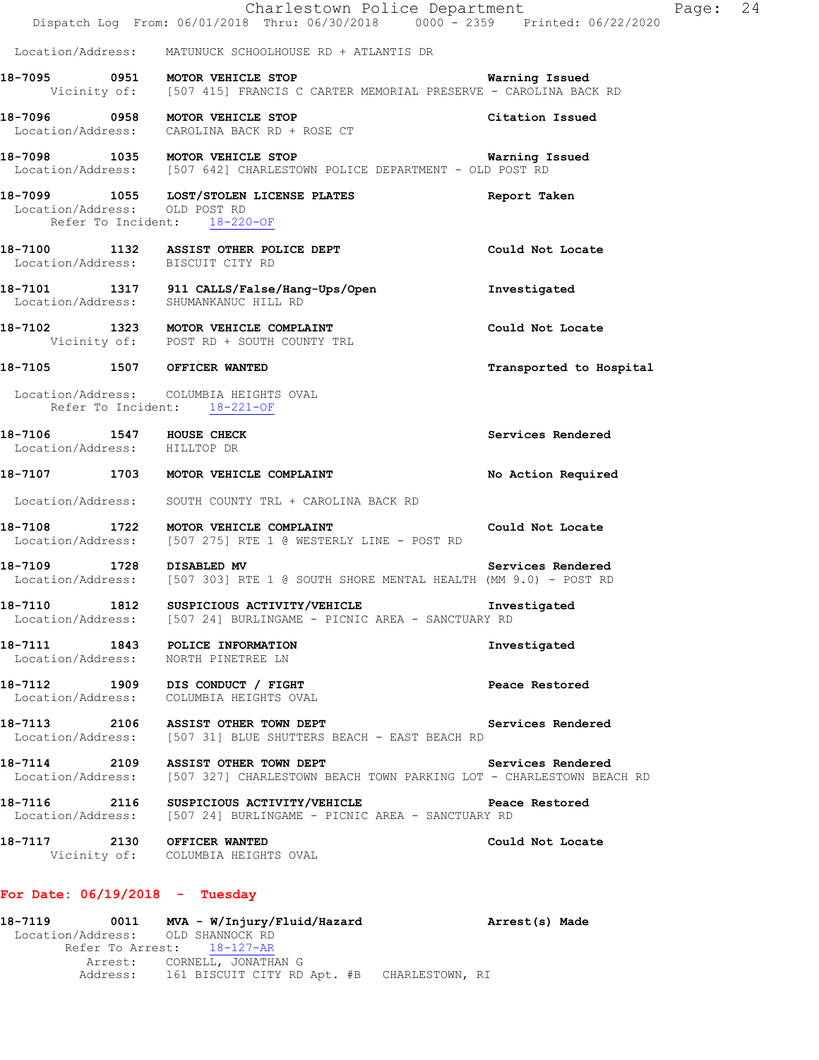Location/Address: MATUNUCK SCHOOLHOUSE RD + ATLANTIS DR

**18-7095 0951 MOTOR VEHICLE STOP** **Warning Issued**
Vicinity of: [507 415] FRANCIS C CARTER MEMORIAL PRESERVE - CAROLINA BACK RD

**18-7096 0958 MOTOR VEHICLE STOP** **Citation Issued**
Location/Address: CAROLINA BACK RD + ROSE CT

**18-7098 1035 MOTOR VEHICLE STOP** **Warning Issued**
Location/Address: [507 642] CHARLESTOWN POLICE DEPARTMENT - OLD POST RD

**18-7099 1055 LOST/STOLEN LICENSE PLATES** **Report Taken**
Location/Address: OLD POST RD
Refer To Incident: 18-220-OF

**18-7100 1132 ASSIST OTHER POLICE DEPT** **Could Not Locate**
Location/Address: BISCUIT CITY RD

**18-7101 1317 911 CALLS/False/Hang-Ups/Open** **Investigated**
Location/Address: SHUMANKANUC HILL RD

**18-7102 1323 MOTOR VEHICLE COMPLAINT** **Could Not Locate**
Vicinity of: POST RD + SOUTH COUNTY TRL

**18-7105 1507 OFFICER WANTED** **Transported to Hospital**
Location/Address: COLUMBIA HEIGHTS OVAL
Refer To Incident: 18-221-OF

**18-7106 1547 HOUSE CHECK** **Services Rendered**
Location/Address: HILLTOP DR

**18-7107 1703 MOTOR VEHICLE COMPLAINT** **No Action Required**
Location/Address: SOUTH COUNTY TRL + CAROLINA BACK RD

**18-7108 1722 MOTOR VEHICLE COMPLAINT** **Could Not Locate**
Location/Address: [507 275] RTE 1 @ WESTERLY LINE - POST RD

**18-7109 1728 DISABLED MV** **Services Rendered**
Location/Address: [507 303] RTE 1 @ SOUTH SHORE MENTAL HEALTH (MM 9.0) - POST RD

**18-7110 1812 SUSPICIOUS ACTIVITY/VEHICLE** **Investigated**
Location/Address: [507 24] BURLINGAME - PICNIC AREA - SANCTUARY RD

**18-7111 1843 POLICE INFORMATION** **Investigated**
Location/Address: NORTH PINETREE LN

**18-7112 1909 DIS CONDUCT / FIGHT** **Peace Restored**
Location/Address: COLUMBIA HEIGHTS OVAL

**18-7113 2106 ASSIST OTHER TOWN DEPT** **Services Rendered**
Location/Address: [507 31] BLUE SHUTTERS BEACH - EAST BEACH RD

**18-7114 2109 ASSIST OTHER TOWN DEPT** **Services Rendered**
Location/Address: [507 327] CHARLESTOWN BEACH TOWN PARKING LOT - CHARLESTOWN BEACH RD

**18-7116 2116 SUSPICIOUS ACTIVITY/VEHICLE** **Peace Restored**
Location/Address: [507 24] BURLINGAME - PICNIC AREA - SANCTUARY RD

**18-7117 2130 OFFICER WANTED** **Could Not Locate**
Vicinity of: COLUMBIA HEIGHTS OVAL

## For Date: 06/19/2018 - Tuesday

**18-7119 0011 MVA - W/Injury/Fluid/Hazard** **Arrest(s) Made**
Location/Address: OLD SHANNOCK RD
Refer To Arrest: 18-127-AR
Arrest: CORNELL, JONATHAN G
Address: 161 BISCUIT CITY RD Apt. #B CHARLESTOWN, RI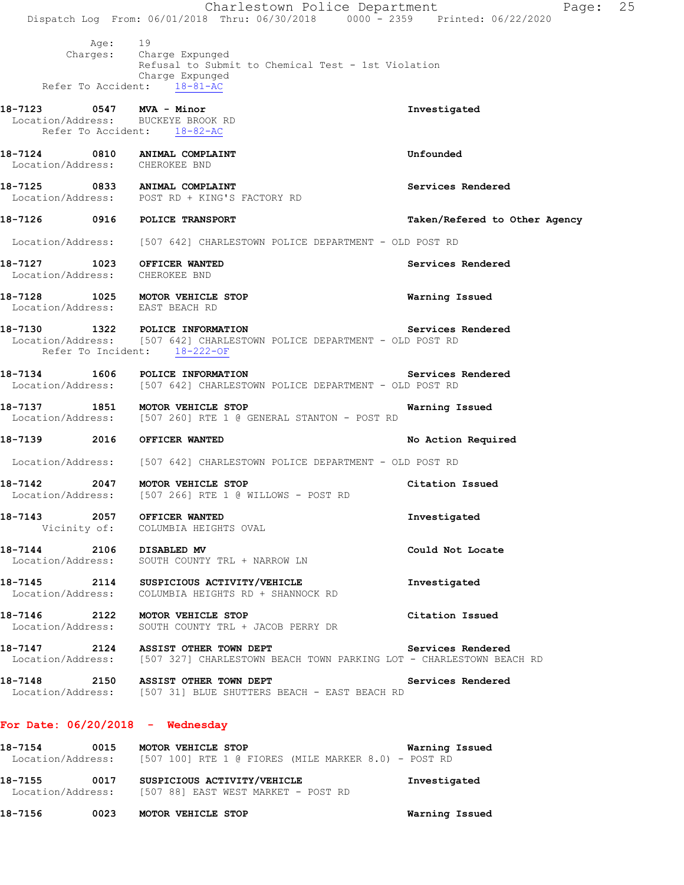Age: 19
Charges: Charge Expunged
Refusal to Submit to Chemical Test - 1st Violation
Charge Expunged
Refer To Accident: 18-81-AC

**18-7123 0547 MVA - Minor** — **Investigated**
Location/Address: BUCKEYE BROOK RD
Refer To Accident: 18-82-AC

**18-7124 0810 ANIMAL COMPLAINT** — **Unfounded**
Location/Address: CHEROKEE BND

**18-7125 0833 ANIMAL COMPLAINT** — **Services Rendered**
Location/Address: POST RD + KING'S FACTORY RD

**18-7126 0916 POLICE TRANSPORT** — **Taken/Refered to Other Agency**
Location/Address: [507 642] CHARLESTOWN POLICE DEPARTMENT - OLD POST RD

**18-7127 1023 OFFICER WANTED** — **Services Rendered**
Location/Address: CHEROKEE BND

**18-7128 1025 MOTOR VEHICLE STOP** — **Warning Issued**
Location/Address: EAST BEACH RD

**18-7130 1322 POLICE INFORMATION** — **Services Rendered**
Location/Address: [507 642] CHARLESTOWN POLICE DEPARTMENT - OLD POST RD
Refer To Incident: 18-222-OF

**18-7134 1606 POLICE INFORMATION** — **Services Rendered**
Location/Address: [507 642] CHARLESTOWN POLICE DEPARTMENT - OLD POST RD

**18-7137 1851 MOTOR VEHICLE STOP** — **Warning Issued**
Location/Address: [507 260] RTE 1 @ GENERAL STANTON - POST RD

**18-7139 2016 OFFICER WANTED** — **No Action Required**
Location/Address: [507 642] CHARLESTOWN POLICE DEPARTMENT - OLD POST RD

**18-7142 2047 MOTOR VEHICLE STOP** — **Citation Issued**
Location/Address: [507 266] RTE 1 @ WILLOWS - POST RD

**18-7143 2057 OFFICER WANTED** — **Investigated**
Vicinity of: COLUMBIA HEIGHTS OVAL

**18-7144 2106 DISABLED MV** — **Could Not Locate**
Location/Address: SOUTH COUNTY TRL + NARROW LN

**18-7145 2114 SUSPICIOUS ACTIVITY/VEHICLE** — **Investigated**
Location/Address: COLUMBIA HEIGHTS RD + SHANNOCK RD

**18-7146 2122 MOTOR VEHICLE STOP** — **Citation Issued**
Location/Address: SOUTH COUNTY TRL + JACOB PERRY DR

**18-7147 2124 ASSIST OTHER TOWN DEPT** — **Services Rendered**
Location/Address: [507 327] CHARLESTOWN BEACH TOWN PARKING LOT - CHARLESTOWN BEACH RD

**18-7148 2150 ASSIST OTHER TOWN DEPT** — **Services Rendered**
Location/Address: [507 31] BLUE SHUTTERS BEACH - EAST BEACH RD

## For Date: 06/20/2018 - Wednesday

**18-7154 0015 MOTOR VEHICLE STOP** — **Warning Issued**
Location/Address: [507 100] RTE 1 @ FIORES (MILE MARKER 8.0) - POST RD

**18-7155 0017 SUSPICIOUS ACTIVITY/VEHICLE** — **Investigated**
Location/Address: [507 88] EAST WEST MARKET - POST RD

**18-7156 0023 MOTOR VEHICLE STOP** — **Warning Issued**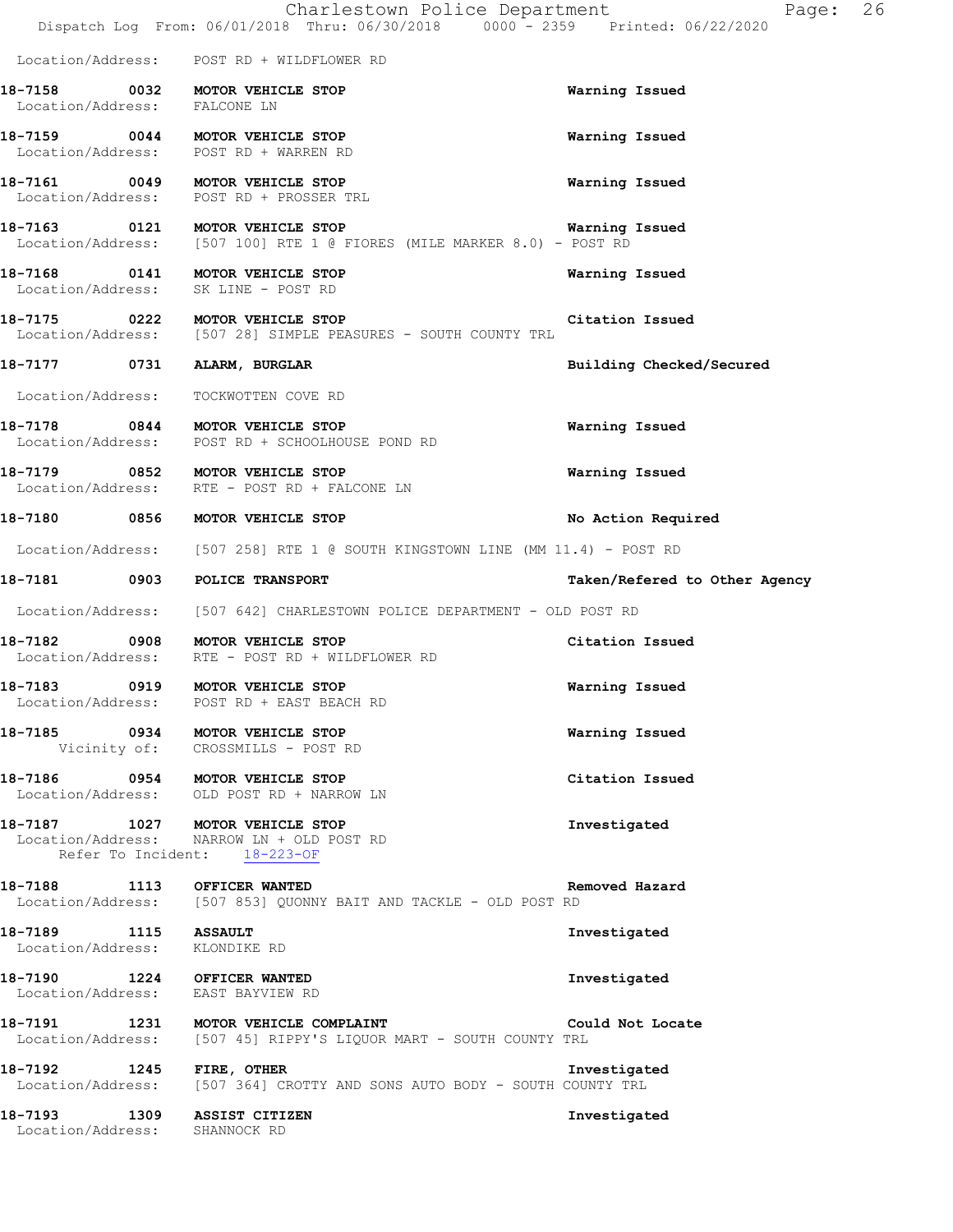Location/Address: POST RD + WILDFLOWER RD

**18-7158 0032 MOTOR VEHICLE STOP** Warning Issued
Location/Address: FALCONE LN

**18-7159 0044 MOTOR VEHICLE STOP** Warning Issued
Location/Address: POST RD + WARREN RD

**18-7161 0049 MOTOR VEHICLE STOP** Warning Issued
Location/Address: POST RD + PROSSER TRL

**18-7163 0121 MOTOR VEHICLE STOP** Warning Issued
Location/Address: [507 100] RTE 1 @ FIORES (MILE MARKER 8.0) - POST RD

**18-7168 0141 MOTOR VEHICLE STOP** Warning Issued
Location/Address: SK LINE - POST RD

**18-7175 0222 MOTOR VEHICLE STOP** Citation Issued
Location/Address: [507 28] SIMPLE PEASURES - SOUTH COUNTY TRL

**18-7177 0731 ALARM, BURGLAR** Building Checked/Secured
Location/Address: TOCKWOTTEN COVE RD

**18-7178 0844 MOTOR VEHICLE STOP** Warning Issued
Location/Address: POST RD + SCHOOLHOUSE POND RD

**18-7179 0852 MOTOR VEHICLE STOP** Warning Issued
Location/Address: RTE - POST RD + FALCONE LN

**18-7180 0856 MOTOR VEHICLE STOP** No Action Required
Location/Address: [507 258] RTE 1 @ SOUTH KINGSTOWN LINE (MM 11.4) - POST RD

**18-7181 0903 POLICE TRANSPORT** Taken/Refered to Other Agency
Location/Address: [507 642] CHARLESTOWN POLICE DEPARTMENT - OLD POST RD

**18-7182 0908 MOTOR VEHICLE STOP** Citation Issued
Location/Address: RTE - POST RD + WILDFLOWER RD

**18-7183 0919 MOTOR VEHICLE STOP** Warning Issued
Location/Address: POST RD + EAST BEACH RD

**18-7185 0934 MOTOR VEHICLE STOP** Warning Issued
Vicinity of: CROSSMILLS - POST RD

**18-7186 0954 MOTOR VEHICLE STOP** Citation Issued
Location/Address: OLD POST RD + NARROW LN

**18-7187 1027 MOTOR VEHICLE STOP** Investigated
Location/Address: NARROW LN + OLD POST RD
Refer To Incident: 18-223-OF

**18-7188 1113 OFFICER WANTED** Removed Hazard
Location/Address: [507 853] QUONNY BAIT AND TACKLE - OLD POST RD

**18-7189 1115 ASSAULT** Investigated
Location/Address: KLONDIKE RD

**18-7190 1224 OFFICER WANTED** Investigated
Location/Address: EAST BAYVIEW RD

**18-7191 1231 MOTOR VEHICLE COMPLAINT** Could Not Locate
Location/Address: [507 45] RIPPY'S LIQUOR MART - SOUTH COUNTY TRL

**18-7192 1245 FIRE, OTHER** Investigated
Location/Address: [507 364] CROTTY AND SONS AUTO BODY - SOUTH COUNTY TRL

**18-7193 1309 ASSIST CITIZEN** Investigated
Location/Address: SHANNOCK RD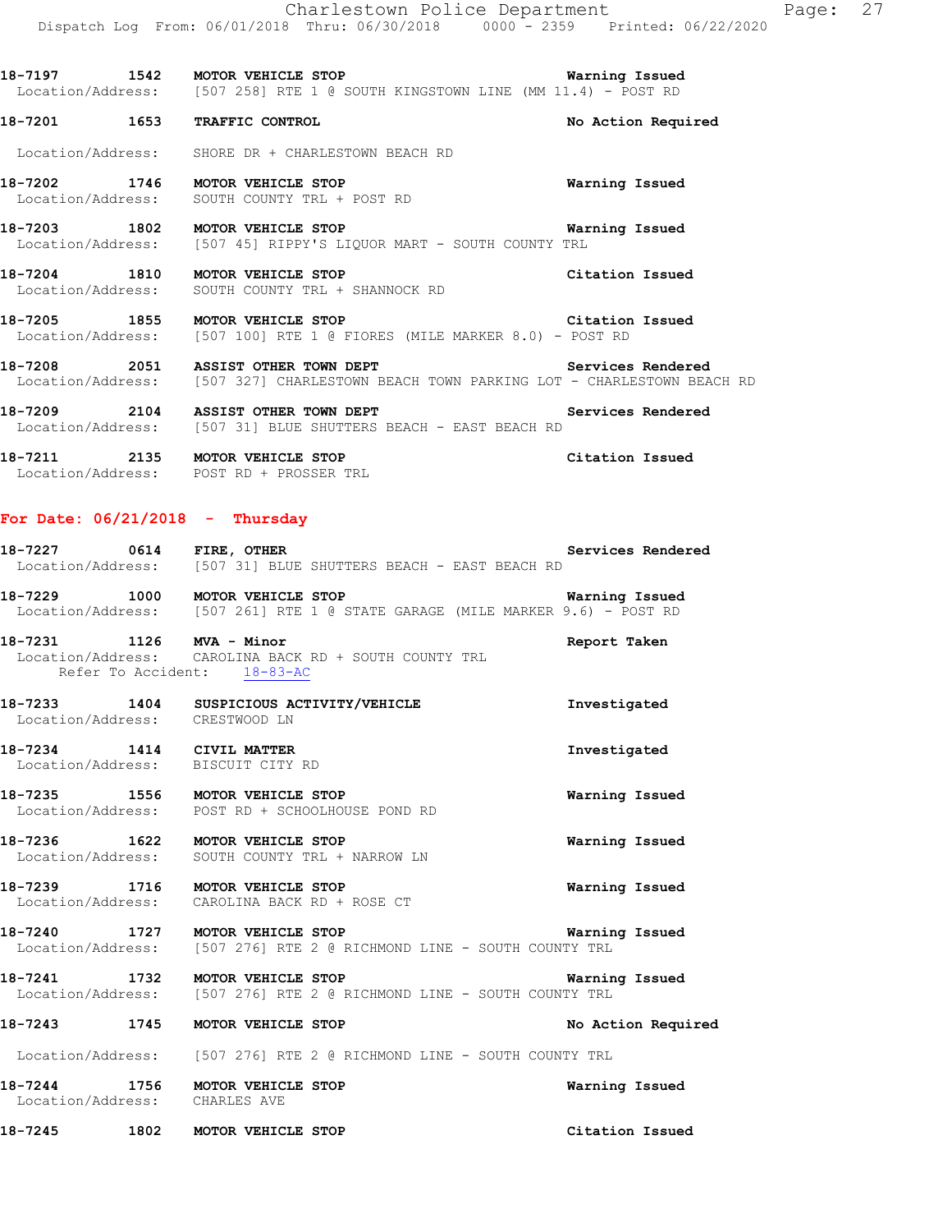18-7197 1542 **MOTOR VEHICLE STOP** Warning Issued
Location/Address: [507 258] RTE 1 @ SOUTH KINGSTOWN LINE (MM 11.4) - POST RD

18-7201 1653 **TRAFFIC CONTROL** No Action Required
Location/Address: SHORE DR + CHARLESTOWN BEACH RD

18-7202 1746 **MOTOR VEHICLE STOP** Warning Issued
Location/Address: SOUTH COUNTY TRL + POST RD

18-7203 1802 **MOTOR VEHICLE STOP** Warning Issued
Location/Address: [507 45] RIPPY'S LIQUOR MART - SOUTH COUNTY TRL

18-7204 1810 **MOTOR VEHICLE STOP** Citation Issued
Location/Address: SOUTH COUNTY TRL + SHANNOCK RD

18-7205 1855 **MOTOR VEHICLE STOP** Citation Issued
Location/Address: [507 100] RTE 1 @ FIORES (MILE MARKER 8.0) - POST RD

18-7208 2051 **ASSIST OTHER TOWN DEPT** Services Rendered
Location/Address: [507 327] CHARLESTOWN BEACH TOWN PARKING LOT - CHARLESTOWN BEACH RD

18-7209 2104 **ASSIST OTHER TOWN DEPT** Services Rendered
Location/Address: [507 31] BLUE SHUTTERS BEACH - EAST BEACH RD

18-7211 2135 **MOTOR VEHICLE STOP** Citation Issued
Location/Address: POST RD + PROSSER TRL

## For Date: 06/21/2018 - Thursday

18-7227 0614 **FIRE, OTHER** Services Rendered
Location/Address: [507 31] BLUE SHUTTERS BEACH - EAST BEACH RD

18-7229 1000 **MOTOR VEHICLE STOP** Warning Issued
Location/Address: [507 261] RTE 1 @ STATE GARAGE (MILE MARKER 9.6) - POST RD

18-7231 1126 **MVA - Minor** Report Taken
Location/Address: CAROLINA BACK RD + SOUTH COUNTY TRL
Refer To Accident: 18-83-AC

18-7233 1404 **SUSPICIOUS ACTIVITY/VEHICLE** Investigated
Location/Address: CRESTWOOD LN

18-7234 1414 **CIVIL MATTER** Investigated
Location/Address: BISCUIT CITY RD

18-7235 1556 **MOTOR VEHICLE STOP** Warning Issued
Location/Address: POST RD + SCHOOLHOUSE POND RD

18-7236 1622 **MOTOR VEHICLE STOP** Warning Issued
Location/Address: SOUTH COUNTY TRL + NARROW LN

18-7239 1716 **MOTOR VEHICLE STOP** Warning Issued
Location/Address: CAROLINA BACK RD + ROSE CT

18-7240 1727 **MOTOR VEHICLE STOP** Warning Issued
Location/Address: [507 276] RTE 2 @ RICHMOND LINE - SOUTH COUNTY TRL

18-7241 1732 **MOTOR VEHICLE STOP** Warning Issued
Location/Address: [507 276] RTE 2 @ RICHMOND LINE - SOUTH COUNTY TRL

18-7243 1745 **MOTOR VEHICLE STOP** No Action Required
Location/Address: [507 276] RTE 2 @ RICHMOND LINE - SOUTH COUNTY TRL

18-7244 1756 **MOTOR VEHICLE STOP** Warning Issued
Location/Address: CHARLES AVE

18-7245 1802 **MOTOR VEHICLE STOP** Citation Issued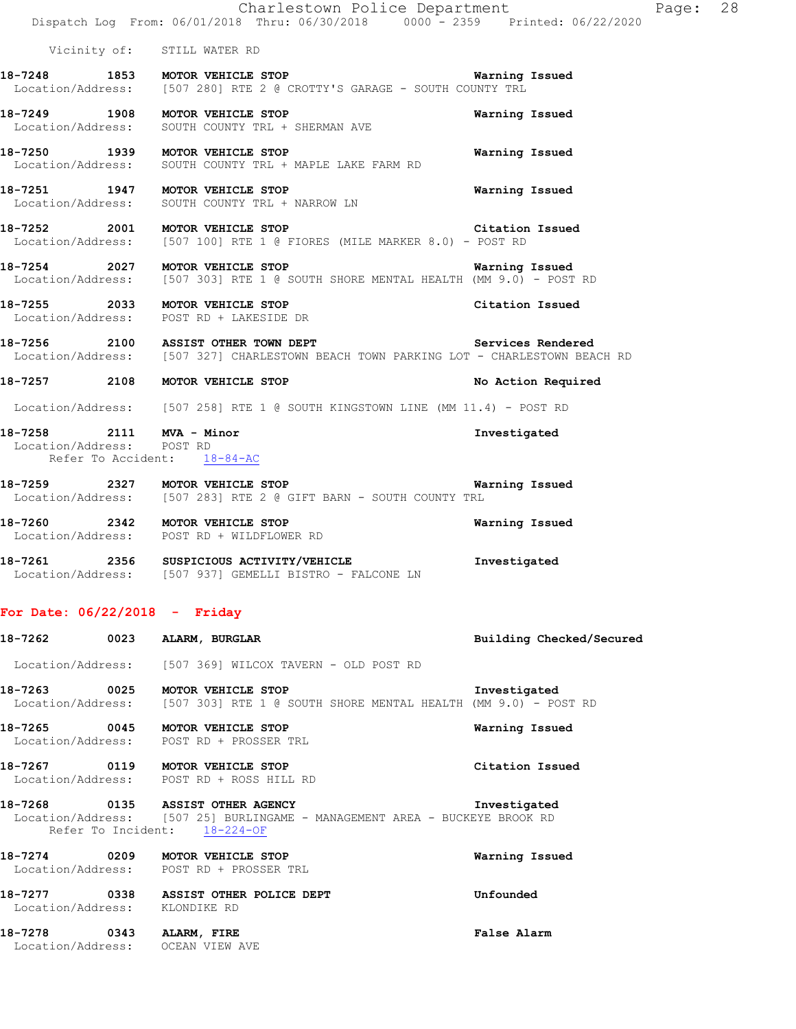Vicinity of: STILL WATER RD

**18-7248 1853 MOTOR VEHICLE STOP** Warning Issued
Location/Address: [507 280] RTE 2 @ CROTTY'S GARAGE - SOUTH COUNTY TRL

**18-7249 1908 MOTOR VEHICLE STOP** Warning Issued
Location/Address: SOUTH COUNTY TRL + SHERMAN AVE

**18-7250 1939 MOTOR VEHICLE STOP** Warning Issued
Location/Address: SOUTH COUNTY TRL + MAPLE LAKE FARM RD

**18-7251 1947 MOTOR VEHICLE STOP** Warning Issued
Location/Address: SOUTH COUNTY TRL + NARROW LN

**18-7252 2001 MOTOR VEHICLE STOP** Citation Issued
Location/Address: [507 100] RTE 1 @ FIORES (MILE MARKER 8.0) - POST RD

**18-7254 2027 MOTOR VEHICLE STOP** Warning Issued
Location/Address: [507 303] RTE 1 @ SOUTH SHORE MENTAL HEALTH (MM 9.0) - POST RD

**18-7255 2033 MOTOR VEHICLE STOP** Citation Issued
Location/Address: POST RD + LAKESIDE DR

**18-7256 2100 ASSIST OTHER TOWN DEPT** Services Rendered
Location/Address: [507 327] CHARLESTOWN BEACH TOWN PARKING LOT - CHARLESTOWN BEACH RD

**18-7257 2108 MOTOR VEHICLE STOP** No Action Required
Location/Address: [507 258] RTE 1 @ SOUTH KINGSTOWN LINE (MM 11.4) - POST RD

**18-7258 2111 MVA - Minor** Investigated
Location/Address: POST RD
Refer To Accident: 18-84-AC

**18-7259 2327 MOTOR VEHICLE STOP** Warning Issued
Location/Address: [507 283] RTE 2 @ GIFT BARN - SOUTH COUNTY TRL

**18-7260 2342 MOTOR VEHICLE STOP** Warning Issued
Location/Address: POST RD + WILDFLOWER RD

**18-7261 2356 SUSPICIOUS ACTIVITY/VEHICLE** Investigated
Location/Address: [507 937] GEMELLI BISTRO - FALCONE LN

## For Date: 06/22/2018 - Friday

**18-7262 0023 ALARM, BURGLAR** Building Checked/Secured
Location/Address: [507 369] WILCOX TAVERN - OLD POST RD

**18-7263 0025 MOTOR VEHICLE STOP** Investigated
Location/Address: [507 303] RTE 1 @ SOUTH SHORE MENTAL HEALTH (MM 9.0) - POST RD

**18-7265 0045 MOTOR VEHICLE STOP** Warning Issued
Location/Address: POST RD + PROSSER TRL

**18-7267 0119 MOTOR VEHICLE STOP** Citation Issued
Location/Address: POST RD + ROSS HILL RD

**18-7268 0135 ASSIST OTHER AGENCY** Investigated
Location/Address: [507 25] BURLINGAME - MANAGEMENT AREA - BUCKEYE BROOK RD
Refer To Incident: 18-224-OF

**18-7274 0209 MOTOR VEHICLE STOP** Warning Issued
Location/Address: POST RD + PROSSER TRL

**18-7277 0338 ASSIST OTHER POLICE DEPT** Unfounded
Location/Address: KLONDIKE RD

**18-7278 0343 ALARM, FIRE** False Alarm
Location/Address: OCEAN VIEW AVE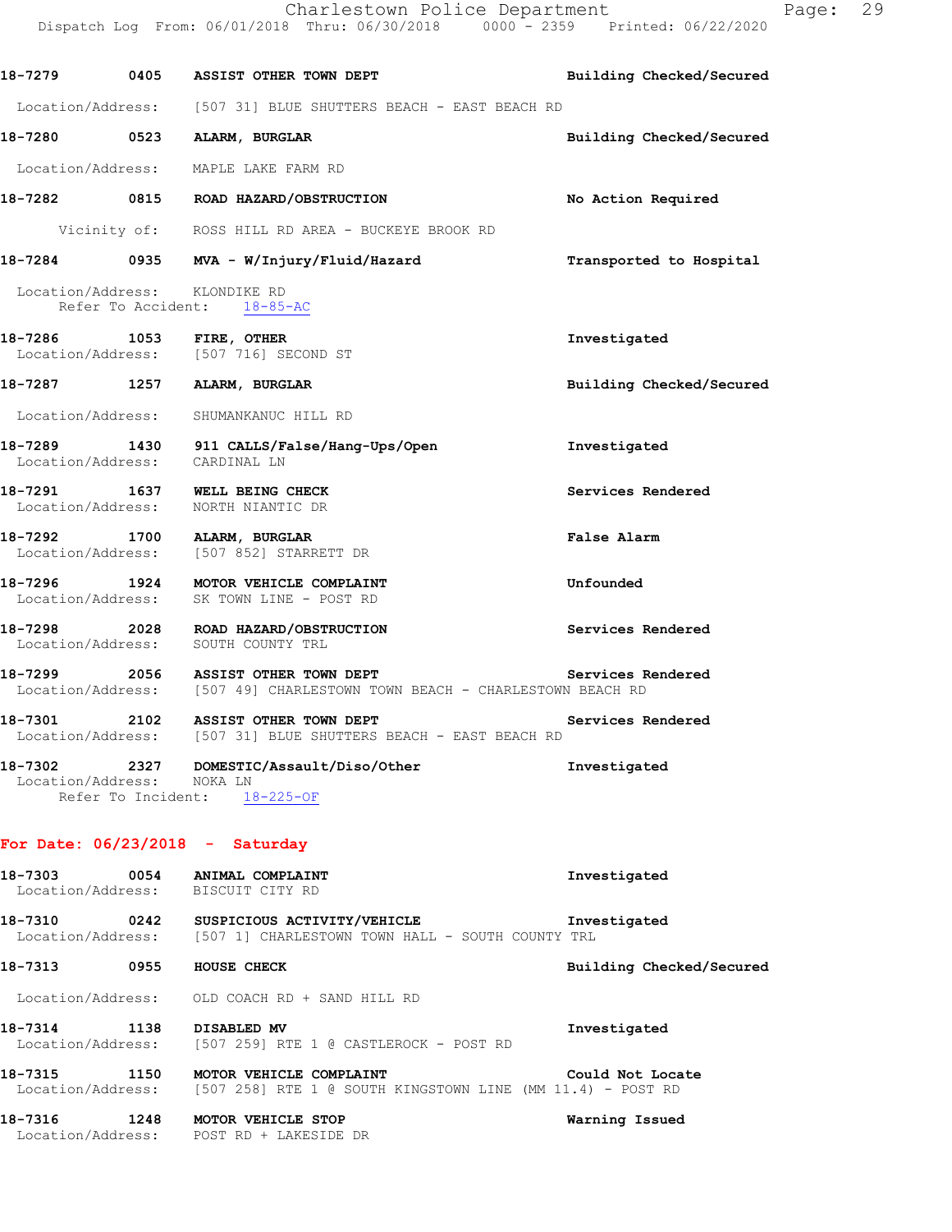18-7279 0405 **ASSIST OTHER TOWN DEPT** **Building Checked/Secured**
Location/Address: [507 31] BLUE SHUTTERS BEACH - EAST BEACH RD

18-7280 0523 **ALARM, BURGLAR** **Building Checked/Secured**
Location/Address: MAPLE LAKE FARM RD

18-7282 0815 **ROAD HAZARD/OBSTRUCTION** **No Action Required**
Vicinity of: ROSS HILL RD AREA - BUCKEYE BROOK RD

18-7284 0935 **MVA - W/Injury/Fluid/Hazard** **Transported to Hospital**
Location/Address: KLONDIKE RD
Refer To Accident: 18-85-AC

18-7286 1053 **FIRE, OTHER** **Investigated**
Location/Address: [507 716] SECOND ST

18-7287 1257 **ALARM, BURGLAR** **Building Checked/Secured**
Location/Address: SHUMANKANUC HILL RD

18-7289 1430 **911 CALLS/False/Hang-Ups/Open** **Investigated**
Location/Address: CARDINAL LN

18-7291 1637 **WELL BEING CHECK** **Services Rendered**
Location/Address: NORTH NIANTIC DR

18-7292 1700 **ALARM, BURGLAR** **False Alarm**
Location/Address: [507 852] STARRETT DR

18-7296 1924 **MOTOR VEHICLE COMPLAINT** **Unfounded**
Location/Address: SK TOWN LINE - POST RD

18-7298 2028 **ROAD HAZARD/OBSTRUCTION** **Services Rendered**
Location/Address: SOUTH COUNTY TRL

18-7299 2056 **ASSIST OTHER TOWN DEPT** **Services Rendered**
Location/Address: [507 49] CHARLESTOWN TOWN BEACH - CHARLESTOWN BEACH RD

18-7301 2102 **ASSIST OTHER TOWN DEPT** **Services Rendered**
Location/Address: [507 31] BLUE SHUTTERS BEACH - EAST BEACH RD

18-7302 2327 **DOMESTIC/Assault/Diso/Other** **Investigated**
Location/Address: NOKA LN
Refer To Incident: 18-225-OF

## For Date: 06/23/2018 - Saturday

18-7303 0054 **ANIMAL COMPLAINT** **Investigated**
Location/Address: BISCUIT CITY RD

18-7310 0242 **SUSPICIOUS ACTIVITY/VEHICLE** **Investigated**
Location/Address: [507 1] CHARLESTOWN TOWN HALL - SOUTH COUNTY TRL

18-7313 0955 **HOUSE CHECK** **Building Checked/Secured**
Location/Address: OLD COACH RD + SAND HILL RD

18-7314 1138 **DISABLED MV** **Investigated**
Location/Address: [507 259] RTE 1 @ CASTLEROCK - POST RD

18-7315 1150 **MOTOR VEHICLE COMPLAINT** **Could Not Locate**
Location/Address: [507 258] RTE 1 @ SOUTH KINGSTOWN LINE (MM 11.4) - POST RD

18-7316 1248 **MOTOR VEHICLE STOP** **Warning Issued**
Location/Address: POST RD + LAKESIDE DR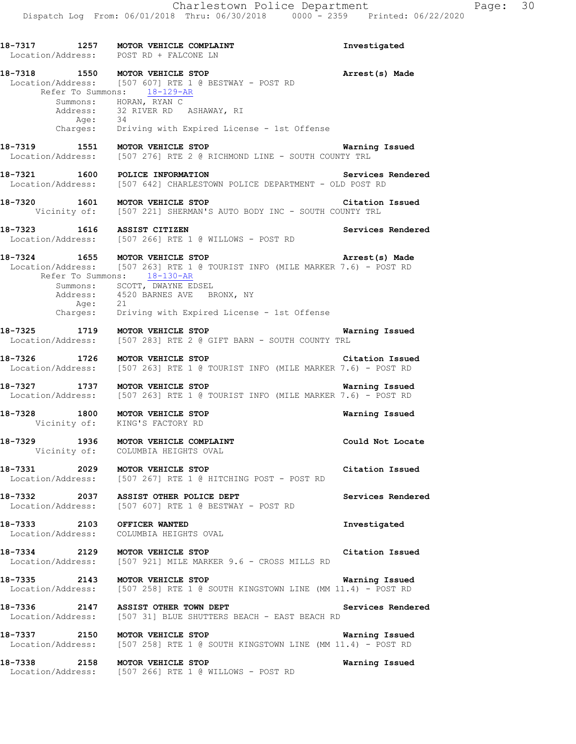18-7317 1257 MOTOR VEHICLE COMPLAINT Investigated
Location/Address: POST RD + FALCONE LN

18-7318 1550 MOTOR VEHICLE STOP Arrest(s) Made
Location/Address: [507 607] RTE 1 @ BESTWAY - POST RD
Refer To Summons: 18-129-AR
Summons: HORAN, RYAN C
Address: 32 RIVER RD ASHAWAY, RI
Age: 34
Charges: Driving with Expired License - 1st Offense

18-7319 1551 MOTOR VEHICLE STOP Warning Issued
Location/Address: [507 276] RTE 2 @ RICHMOND LINE - SOUTH COUNTY TRL

18-7321 1600 POLICE INFORMATION Services Rendered
Location/Address: [507 642] CHARLESTOWN POLICE DEPARTMENT - OLD POST RD

18-7320 1601 MOTOR VEHICLE STOP Citation Issued
Vicinity of: [507 221] SHERMAN'S AUTO BODY INC - SOUTH COUNTY TRL

18-7323 1616 ASSIST CITIZEN Services Rendered
Location/Address: [507 266] RTE 1 @ WILLOWS - POST RD

18-7324 1655 MOTOR VEHICLE STOP Arrest(s) Made
Location/Address: [507 263] RTE 1 @ TOURIST INFO (MILE MARKER 7.6) - POST RD
Refer To Summons: 18-130-AR
Summons: SCOTT, DWAYNE EDSEL
Address: 4520 BARNES AVE BRONX, NY
Age: 21
Charges: Driving with Expired License - 1st Offense

18-7325 1719 MOTOR VEHICLE STOP Warning Issued
Location/Address: [507 283] RTE 2 @ GIFT BARN - SOUTH COUNTY TRL

18-7326 1726 MOTOR VEHICLE STOP Citation Issued
Location/Address: [507 263] RTE 1 @ TOURIST INFO (MILE MARKER 7.6) - POST RD

18-7327 1737 MOTOR VEHICLE STOP Warning Issued
Location/Address: [507 263] RTE 1 @ TOURIST INFO (MILE MARKER 7.6) - POST RD

18-7328 1800 MOTOR VEHICLE STOP Warning Issued
Vicinity of: KING'S FACTORY RD

18-7329 1936 MOTOR VEHICLE COMPLAINT Could Not Locate
Vicinity of: COLUMBIA HEIGHTS OVAL

18-7331 2029 MOTOR VEHICLE STOP Citation Issued
Location/Address: [507 267] RTE 1 @ HITCHING POST - POST RD

18-7332 2037 ASSIST OTHER POLICE DEPT Services Rendered
Location/Address: [507 607] RTE 1 @ BESTWAY - POST RD

18-7333 2103 OFFICER WANTED Investigated
Location/Address: COLUMBIA HEIGHTS OVAL

18-7334 2129 MOTOR VEHICLE STOP Citation Issued
Location/Address: [507 921] MILE MARKER 9.6 - CROSS MILLS RD

18-7335 2143 MOTOR VEHICLE STOP Warning Issued
Location/Address: [507 258] RTE 1 @ SOUTH KINGSTOWN LINE (MM 11.4) - POST RD

18-7336 2147 ASSIST OTHER TOWN DEPT Services Rendered
Location/Address: [507 31] BLUE SHUTTERS BEACH - EAST BEACH RD

18-7337 2150 MOTOR VEHICLE STOP Warning Issued
Location/Address: [507 258] RTE 1 @ SOUTH KINGSTOWN LINE (MM 11.4) - POST RD

18-7338 2158 MOTOR VEHICLE STOP Warning Issued
Location/Address: [507 266] RTE 1 @ WILLOWS - POST RD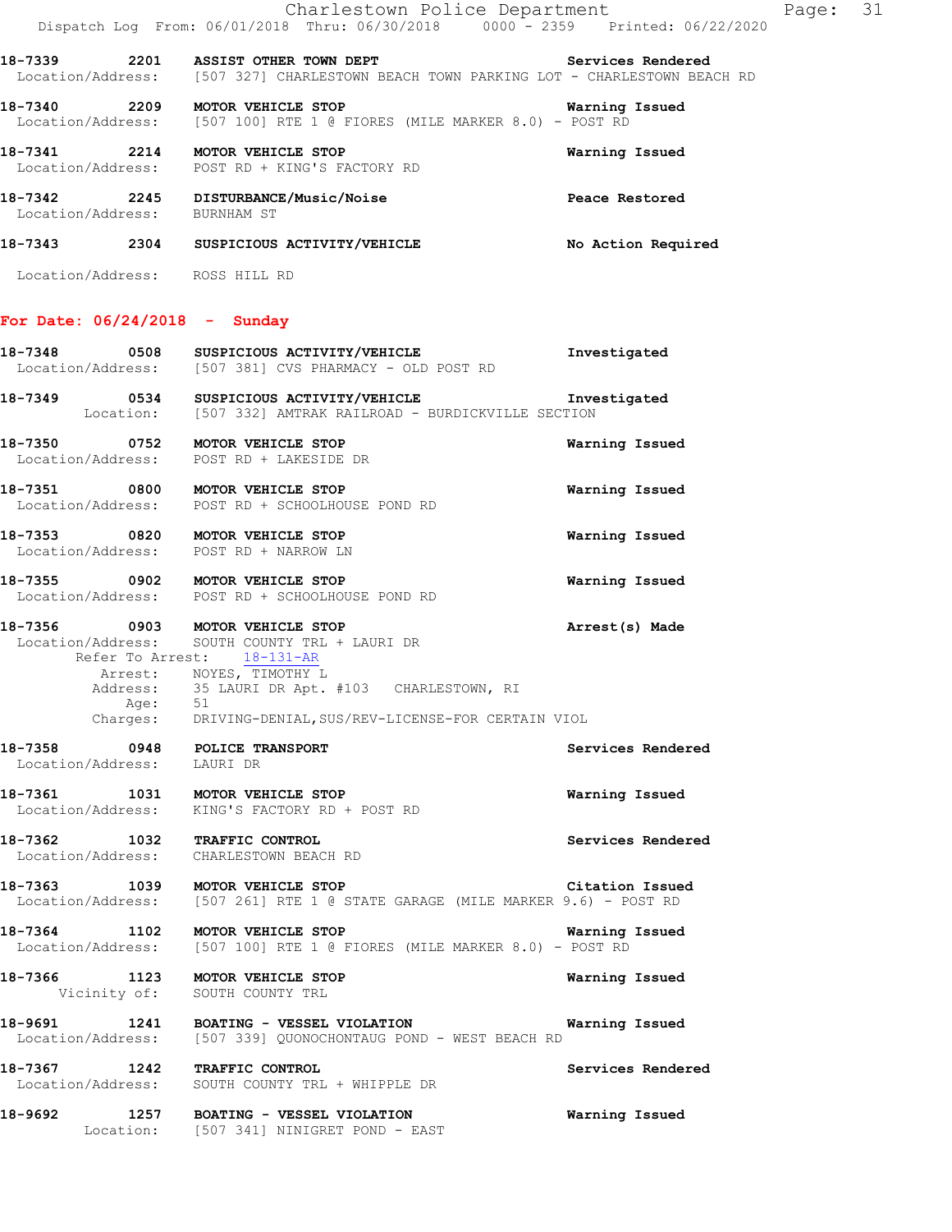18-7339 2201 ASSIST OTHER TOWN DEPT Services Rendered
Location/Address: [507 327] CHARLESTOWN BEACH TOWN PARKING LOT - CHARLESTOWN BEACH RD

18-7340 2209 MOTOR VEHICLE STOP Warning Issued
Location/Address: [507 100] RTE 1 @ FIORES (MILE MARKER 8.0) - POST RD

18-7341 2214 MOTOR VEHICLE STOP Warning Issued
Location/Address: POST RD + KING'S FACTORY RD

18-7342 2245 DISTURBANCE/Music/Noise Peace Restored
Location/Address: BURNHAM ST

18-7343 2304 SUSPICIOUS ACTIVITY/VEHICLE No Action Required
Location/Address: ROSS HILL RD

## For Date: 06/24/2018 - Sunday

18-7348 0508 SUSPICIOUS ACTIVITY/VEHICLE Investigated
Location/Address: [507 381] CVS PHARMACY - OLD POST RD

18-7349 0534 SUSPICIOUS ACTIVITY/VEHICLE Investigated
Location: [507 332] AMTRAK RAILROAD - BURDICKVILLE SECTION

18-7350 0752 MOTOR VEHICLE STOP Warning Issued
Location/Address: POST RD + LAKESIDE DR

18-7351 0800 MOTOR VEHICLE STOP Warning Issued
Location/Address: POST RD + SCHOOLHOUSE POND RD

18-7353 0820 MOTOR VEHICLE STOP Warning Issued
Location/Address: POST RD + NARROW LN

18-7355 0902 MOTOR VEHICLE STOP Warning Issued
Location/Address: POST RD + SCHOOLHOUSE POND RD

18-7356 0903 MOTOR VEHICLE STOP Arrest(s) Made
Location/Address: SOUTH COUNTY TRL + LAURI DR
Refer To Arrest: 18-131-AR
Arrest: NOYES, TIMOTHY L
Address: 35 LAURI DR Apt. #103 CHARLESTOWN, RI
Age: 51
Charges: DRIVING-DENIAL,SUS/REV-LICENSE-FOR CERTAIN VIOL

18-7358 0948 POLICE TRANSPORT Services Rendered
Location/Address: LAURI DR

18-7361 1031 MOTOR VEHICLE STOP Warning Issued
Location/Address: KING'S FACTORY RD + POST RD

18-7362 1032 TRAFFIC CONTROL Services Rendered
Location/Address: CHARLESTOWN BEACH RD

18-7363 1039 MOTOR VEHICLE STOP Citation Issued
Location/Address: [507 261] RTE 1 @ STATE GARAGE (MILE MARKER 9.6) - POST RD

18-7364 1102 MOTOR VEHICLE STOP Warning Issued
Location/Address: [507 100] RTE 1 @ FIORES (MILE MARKER 8.0) - POST RD

18-7366 1123 MOTOR VEHICLE STOP Warning Issued
Vicinity of: SOUTH COUNTY TRL

18-9691 1241 BOATING - VESSEL VIOLATION Warning Issued
Location/Address: [507 339] QUONOCHONTAUG POND - WEST BEACH RD

18-7367 1242 TRAFFIC CONTROL Services Rendered
Location/Address: SOUTH COUNTY TRL + WHIPPLE DR

18-9692 1257 BOATING - VESSEL VIOLATION Warning Issued
Location: [507 341] NINIGRET POND - EAST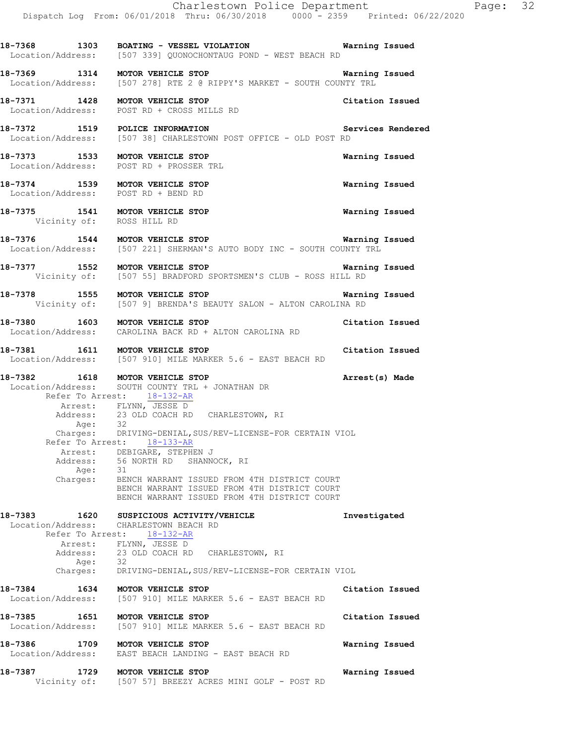18-7368 1303 BOATING - VESSEL VIOLATION Warning Issued
Location/Address: [507 339] QUONOCHONTAUG POND - WEST BEACH RD

18-7369 1314 MOTOR VEHICLE STOP Warning Issued
Location/Address: [507 278] RTE 2 @ RIPPY'S MARKET - SOUTH COUNTY TRL

18-7371 1428 MOTOR VEHICLE STOP Citation Issued
Location/Address: POST RD + CROSS MILLS RD

18-7372 1519 POLICE INFORMATION Services Rendered
Location/Address: [507 38] CHARLESTOWN POST OFFICE - OLD POST RD

18-7373 1533 MOTOR VEHICLE STOP Warning Issued
Location/Address: POST RD + PROSSER TRL

18-7374 1539 MOTOR VEHICLE STOP Warning Issued
Location/Address: POST RD + BEND RD

18-7375 1541 MOTOR VEHICLE STOP Warning Issued
Vicinity of: ROSS HILL RD

18-7376 1544 MOTOR VEHICLE STOP Warning Issued
Location/Address: [507 221] SHERMAN'S AUTO BODY INC - SOUTH COUNTY TRL

18-7377 1552 MOTOR VEHICLE STOP Warning Issued
Vicinity of: [507 55] BRADFORD SPORTSMEN'S CLUB - ROSS HILL RD

18-7378 1555 MOTOR VEHICLE STOP Warning Issued
Vicinity of: [507 9] BRENDA'S BEAUTY SALON - ALTON CAROLINA RD

18-7380 1603 MOTOR VEHICLE STOP Citation Issued
Location/Address: CAROLINA BACK RD + ALTON CAROLINA RD

18-7381 1611 MOTOR VEHICLE STOP Citation Issued
Location/Address: [507 910] MILE MARKER 5.6 - EAST BEACH RD

18-7382 1618 MOTOR VEHICLE STOP Arrest(s) Made
Location/Address: SOUTH COUNTY TRL + JONATHAN DR
Refer To Arrest: 18-132-AR
Arrest: FLYNN, JESSE D
Address: 23 OLD COACH RD CHARLESTOWN, RI
Age: 32
Charges: DRIVING-DENIAL,SUS/REV-LICENSE-FOR CERTAIN VIOL
Refer To Arrest: 18-133-AR
Arrest: DEBIGARE, STEPHEN J
Address: 56 NORTH RD SHANNOCK, RI
Age: 31
Charges: BENCH WARRANT ISSUED FROM 4TH DISTRICT COURT
BENCH WARRANT ISSUED FROM 4TH DISTRICT COURT
BENCH WARRANT ISSUED FROM 4TH DISTRICT COURT

18-7383 1620 SUSPICIOUS ACTIVITY/VEHICLE Investigated
Location/Address: CHARLESTOWN BEACH RD
Refer To Arrest: 18-132-AR
Arrest: FLYNN, JESSE D
Address: 23 OLD COACH RD CHARLESTOWN, RI
Age: 32
Charges: DRIVING-DENIAL,SUS/REV-LICENSE-FOR CERTAIN VIOL

18-7384 1634 MOTOR VEHICLE STOP Citation Issued
Location/Address: [507 910] MILE MARKER 5.6 - EAST BEACH RD

18-7385 1651 MOTOR VEHICLE STOP Citation Issued
Location/Address: [507 910] MILE MARKER 5.6 - EAST BEACH RD

18-7386 1709 MOTOR VEHICLE STOP Warning Issued
Location/Address: EAST BEACH LANDING - EAST BEACH RD

18-7387 1729 MOTOR VEHICLE STOP Warning Issued
Vicinity of: [507 57] BREEZY ACRES MINI GOLF - POST RD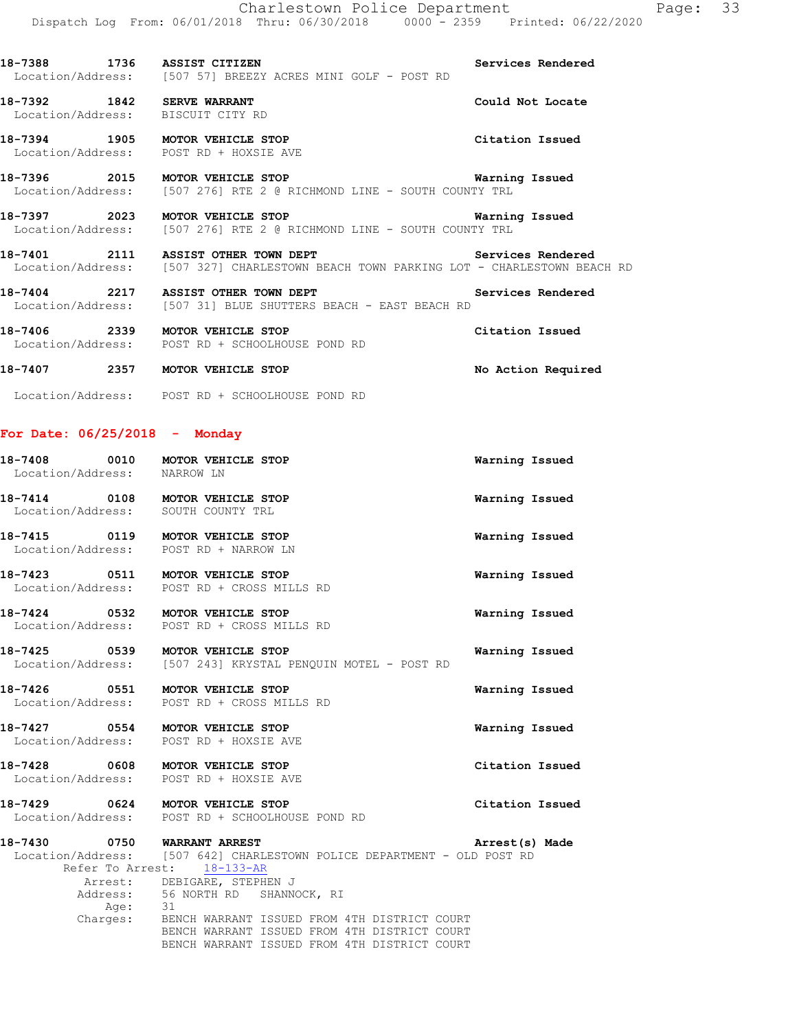18-7388 1736 **ASSIST CITIZEN** Services Rendered
Location/Address: [507 57] BREEZY ACRES MINI GOLF - POST RD

18-7392 1842 **SERVE WARRANT** Could Not Locate
Location/Address: BISCUIT CITY RD

18-7394 1905 **MOTOR VEHICLE STOP** Citation Issued
Location/Address: POST RD + HOXSIE AVE

18-7396 2015 **MOTOR VEHICLE STOP** Warning Issued
Location/Address: [507 276] RTE 2 @ RICHMOND LINE - SOUTH COUNTY TRL

18-7397 2023 **MOTOR VEHICLE STOP** Warning Issued
Location/Address: [507 276] RTE 2 @ RICHMOND LINE - SOUTH COUNTY TRL

18-7401 2111 **ASSIST OTHER TOWN DEPT** Services Rendered
Location/Address: [507 327] CHARLESTOWN BEACH TOWN PARKING LOT - CHARLESTOWN BEACH RD

18-7404 2217 **ASSIST OTHER TOWN DEPT** Services Rendered
Location/Address: [507 31] BLUE SHUTTERS BEACH - EAST BEACH RD

18-7406 2339 **MOTOR VEHICLE STOP** Citation Issued
Location/Address: POST RD + SCHOOLHOUSE POND RD

18-7407 2357 **MOTOR VEHICLE STOP** No Action Required
Location/Address: POST RD + SCHOOLHOUSE POND RD

## For Date: 06/25/2018 - Monday

18-7408 0010 **MOTOR VEHICLE STOP** Warning Issued
Location/Address: NARROW LN

18-7414 0108 **MOTOR VEHICLE STOP** Warning Issued
Location/Address: SOUTH COUNTY TRL

18-7415 0119 **MOTOR VEHICLE STOP** Warning Issued
Location/Address: POST RD + NARROW LN

18-7423 0511 **MOTOR VEHICLE STOP** Warning Issued
Location/Address: POST RD + CROSS MILLS RD

18-7424 0532 **MOTOR VEHICLE STOP** Warning Issued
Location/Address: POST RD + CROSS MILLS RD

18-7425 0539 **MOTOR VEHICLE STOP** Warning Issued
Location/Address: [507 243] KRYSTAL PENQUIN MOTEL - POST RD

18-7426 0551 **MOTOR VEHICLE STOP** Warning Issued
Location/Address: POST RD + CROSS MILLS RD

18-7427 0554 **MOTOR VEHICLE STOP** Warning Issued
Location/Address: POST RD + HOXSIE AVE

18-7428 0608 **MOTOR VEHICLE STOP** Citation Issued
Location/Address: POST RD + HOXSIE AVE

18-7429 0624 **MOTOR VEHICLE STOP** Citation Issued
Location/Address: POST RD + SCHOOLHOUSE POND RD

18-7430 0750 **WARRANT ARREST** Arrest(s) Made
Location/Address: [507 642] CHARLESTOWN POLICE DEPARTMENT - OLD POST RD
Refer To Arrest: 18-133-AR
Arrest: DEBIGARE, STEPHEN J
Address: 56 NORTH RD SHANNOCK, RI
Age: 31
Charges: BENCH WARRANT ISSUED FROM 4TH DISTRICT COURT
BENCH WARRANT ISSUED FROM 4TH DISTRICT COURT
BENCH WARRANT ISSUED FROM 4TH DISTRICT COURT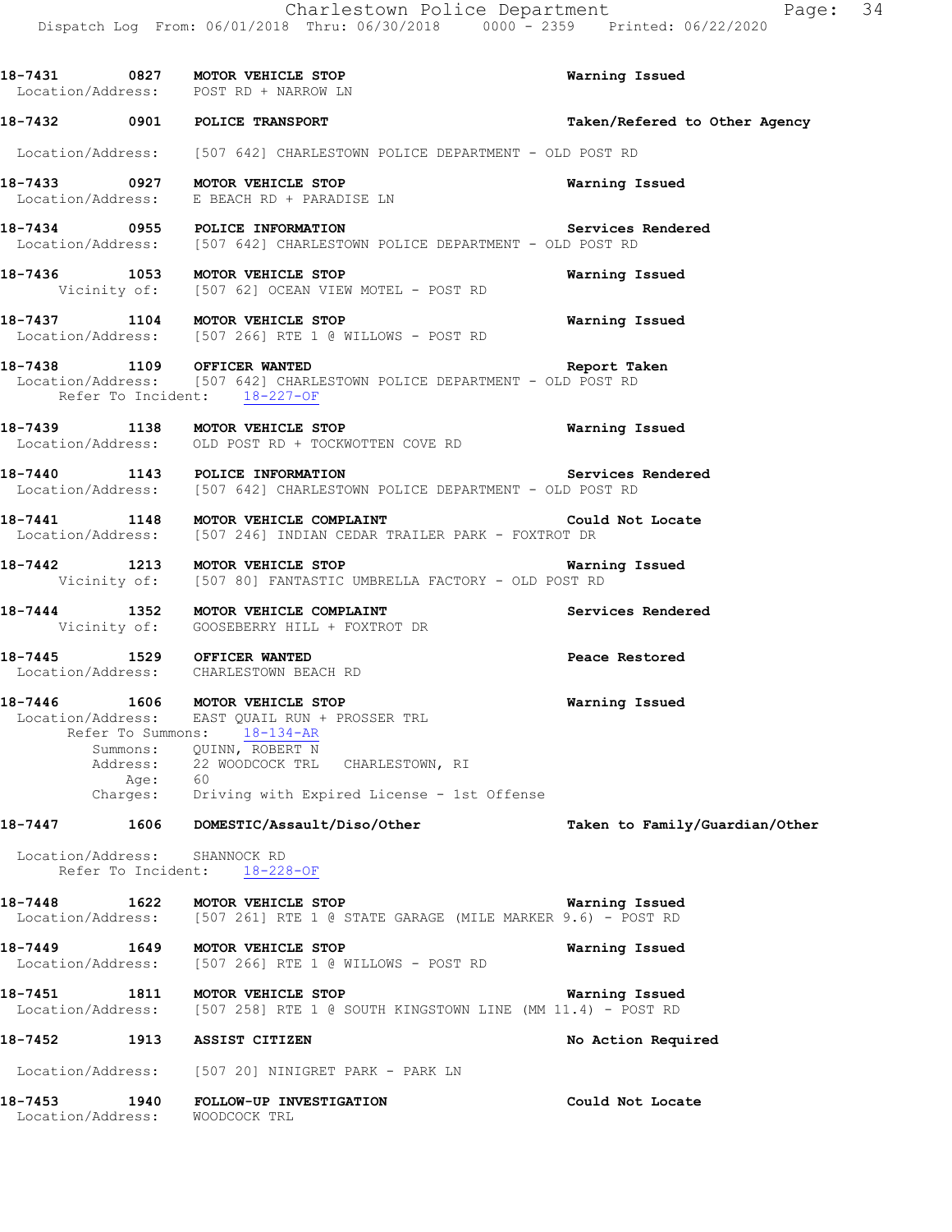18-7431 0827 MOTOR VEHICLE STOP Warning Issued
Location/Address: POST RD + NARROW LN

18-7432 0901 POLICE TRANSPORT Taken/Refered to Other Agency

Location/Address: [507 642] CHARLESTOWN POLICE DEPARTMENT - OLD POST RD

18-7433 0927 MOTOR VEHICLE STOP Warning Issued
Location/Address: E BEACH RD + PARADISE LN

18-7434 0955 POLICE INFORMATION Services Rendered
Location/Address: [507 642] CHARLESTOWN POLICE DEPARTMENT - OLD POST RD

18-7436 1053 MOTOR VEHICLE STOP Warning Issued
Vicinity of: [507 62] OCEAN VIEW MOTEL - POST RD

18-7437 1104 MOTOR VEHICLE STOP Warning Issued
Location/Address: [507 266] RTE 1 @ WILLOWS - POST RD

18-7438 1109 OFFICER WANTED Report Taken
Location/Address: [507 642] CHARLESTOWN POLICE DEPARTMENT - OLD POST RD
Refer To Incident: 18-227-OF

18-7439 1138 MOTOR VEHICLE STOP Warning Issued
Location/Address: OLD POST RD + TOCKWOTTEN COVE RD

18-7440 1143 POLICE INFORMATION Services Rendered
Location/Address: [507 642] CHARLESTOWN POLICE DEPARTMENT - OLD POST RD

18-7441 1148 MOTOR VEHICLE COMPLAINT Could Not Locate
Location/Address: [507 246] INDIAN CEDAR TRAILER PARK - FOXTROT DR

18-7442 1213 MOTOR VEHICLE STOP Warning Issued
Vicinity of: [507 80] FANTASTIC UMBRELLA FACTORY - OLD POST RD

18-7444 1352 MOTOR VEHICLE COMPLAINT Services Rendered
Vicinity of: GOOSEBERRY HILL + FOXTROT DR

18-7445 1529 OFFICER WANTED Peace Restored
Location/Address: CHARLESTOWN BEACH RD

18-7446 1606 MOTOR VEHICLE STOP Warning Issued
Location/Address: EAST QUAIL RUN + PROSSER TRL
Refer To Summons: 18-134-AR
Summons: QUINN, ROBERT N
Address: 22 WOODCOCK TRL CHARLESTOWN, RI
Age: 60
Charges: Driving with Expired License - 1st Offense

18-7447 1606 DOMESTIC/Assault/Diso/Other Taken to Family/Guardian/Other

Location/Address: SHANNOCK RD
Refer To Incident: 18-228-OF

18-7448 1622 MOTOR VEHICLE STOP Warning Issued
Location/Address: [507 261] RTE 1 @ STATE GARAGE (MILE MARKER 9.6) - POST RD

18-7449 1649 MOTOR VEHICLE STOP Warning Issued
Location/Address: [507 266] RTE 1 @ WILLOWS - POST RD

18-7451 1811 MOTOR VEHICLE STOP Warning Issued
Location/Address: [507 258] RTE 1 @ SOUTH KINGSTOWN LINE (MM 11.4) - POST RD

18-7452 1913 ASSIST CITIZEN No Action Required

Location/Address: [507 20] NINIGRET PARK - PARK LN

18-7453 1940 FOLLOW-UP INVESTIGATION Could Not Locate
Location/Address: WOODCOCK TRL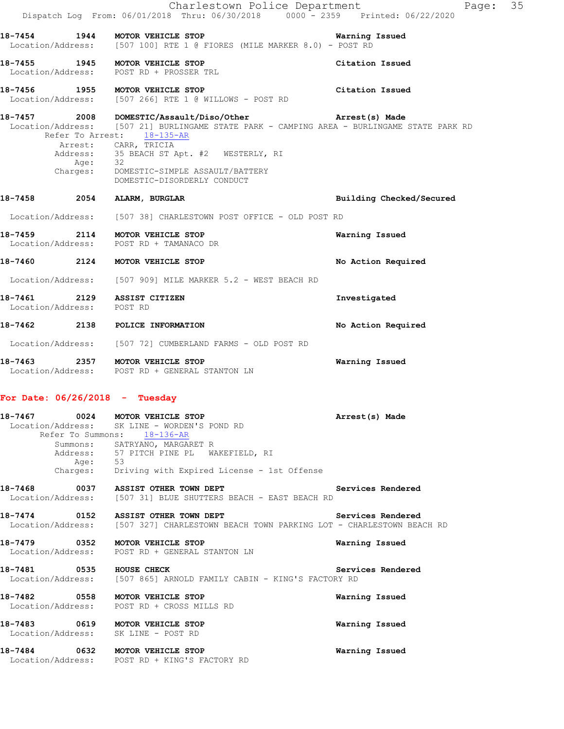**18-7454 1944 MOTOR VEHICLE STOP** Warning Issued
Location/Address: [507 100] RTE 1 @ FIORES (MILE MARKER 8.0) - POST RD

**18-7455 1945 MOTOR VEHICLE STOP** Citation Issued
Location/Address: POST RD + PROSSER TRL

**18-7456 1955 MOTOR VEHICLE STOP** Citation Issued
Location/Address: [507 266] RTE 1 @ WILLOWS - POST RD

**18-7457 2008 DOMESTIC/Assault/Diso/Other** Arrest(s) Made
Location/Address: [507 21] BURLINGAME STATE PARK - CAMPING AREA - BURLINGAME STATE PARK RD
Refer To Arrest: 18-135-AR
Arrest: CARR, TRICIA
Address: 35 BEACH ST Apt. #2 WESTERLY, RI
Age: 32
Charges: DOMESTIC-SIMPLE ASSAULT/BATTERY
DOMESTIC-DISORDERLY CONDUCT

**18-7458 2054 ALARM, BURGLAR** Building Checked/Secured
Location/Address: [507 38] CHARLESTOWN POST OFFICE - OLD POST RD

**18-7459 2114 MOTOR VEHICLE STOP** Warning Issued
Location/Address: POST RD + TAMANACO DR

**18-7460 2124 MOTOR VEHICLE STOP** No Action Required
Location/Address: [507 909] MILE MARKER 5.2 - WEST BEACH RD

**18-7461 2129 ASSIST CITIZEN** Investigated
Location/Address: POST RD

**18-7462 2138 POLICE INFORMATION** No Action Required
Location/Address: [507 72] CUMBERLAND FARMS - OLD POST RD

**18-7463 2357 MOTOR VEHICLE STOP** Warning Issued
Location/Address: POST RD + GENERAL STANTON LN

## For Date: 06/26/2018 - Tuesday

**18-7467 0024 MOTOR VEHICLE STOP** Arrest(s) Made
Location/Address: SK LINE - WORDEN'S POND RD
Refer To Summons: 18-136-AR
Summons: SATRYANO, MARGARET R
Address: 57 PITCH PINE PL WAKEFIELD, RI
Age: 53
Charges: Driving with Expired License - 1st Offense

**18-7468 0037 ASSIST OTHER TOWN DEPT** Services Rendered
Location/Address: [507 31] BLUE SHUTTERS BEACH - EAST BEACH RD

**18-7474 0152 ASSIST OTHER TOWN DEPT** Services Rendered
Location/Address: [507 327] CHARLESTOWN BEACH TOWN PARKING LOT - CHARLESTOWN BEACH RD

**18-7479 0352 MOTOR VEHICLE STOP** Warning Issued
Location/Address: POST RD + GENERAL STANTON LN

**18-7481 0535 HOUSE CHECK** Services Rendered
Location/Address: [507 865] ARNOLD FAMILY CABIN - KING'S FACTORY RD

**18-7482 0558 MOTOR VEHICLE STOP** Warning Issued
Location/Address: POST RD + CROSS MILLS RD

**18-7483 0619 MOTOR VEHICLE STOP** Warning Issued
Location/Address: SK LINE - POST RD

**18-7484 0632 MOTOR VEHICLE STOP** Warning Issued
Location/Address: POST RD + KING'S FACTORY RD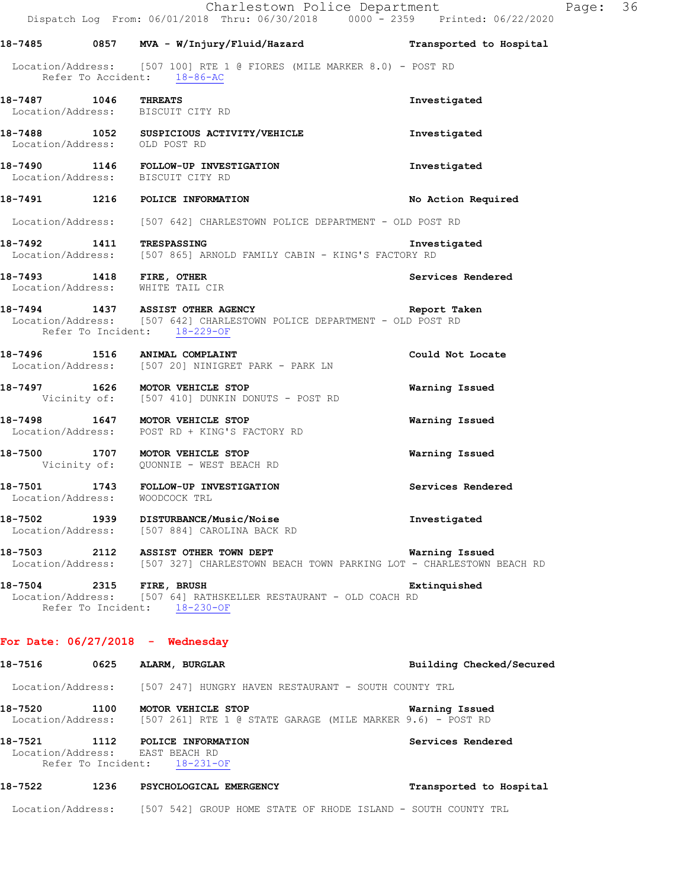**18-7485 0857 MVA - W/Injury/Fluid/Hazard** — **Transported to Hospital**
Location/Address: [507 100] RTE 1 @ FIORES (MILE MARKER 8.0) - POST RD
Refer To Accident: 18-86-AC

**18-7487 1046 THREATS** — **Investigated**
Location/Address: BISCUIT CITY RD

**18-7488 1052 SUSPICIOUS ACTIVITY/VEHICLE** — **Investigated**
Location/Address: OLD POST RD

**18-7490 1146 FOLLOW-UP INVESTIGATION** — **Investigated**
Location/Address: BISCUIT CITY RD

**18-7491 1216 POLICE INFORMATION** — **No Action Required**
Location/Address: [507 642] CHARLESTOWN POLICE DEPARTMENT - OLD POST RD

**18-7492 1411 TRESPASSING** — **Investigated**
Location/Address: [507 865] ARNOLD FAMILY CABIN - KING'S FACTORY RD

**18-7493 1418 FIRE, OTHER** — **Services Rendered**
Location/Address: WHITE TAIL CIR

**18-7494 1437 ASSIST OTHER AGENCY** — **Report Taken**
Location/Address: [507 642] CHARLESTOWN POLICE DEPARTMENT - OLD POST RD
Refer To Incident: 18-229-OF

**18-7496 1516 ANIMAL COMPLAINT** — **Could Not Locate**
Location/Address: [507 20] NINIGRET PARK - PARK LN

**18-7497 1626 MOTOR VEHICLE STOP** — **Warning Issued**
Vicinity of: [507 410] DUNKIN DONUTS - POST RD

**18-7498 1647 MOTOR VEHICLE STOP** — **Warning Issued**
Location/Address: POST RD + KING'S FACTORY RD

**18-7500 1707 MOTOR VEHICLE STOP** — **Warning Issued**
Vicinity of: QUONNIE - WEST BEACH RD

**18-7501 1743 FOLLOW-UP INVESTIGATION** — **Services Rendered**
Location/Address: WOODCOCK TRL

**18-7502 1939 DISTURBANCE/Music/Noise** — **Investigated**
Location/Address: [507 884] CAROLINA BACK RD

**18-7503 2112 ASSIST OTHER TOWN DEPT** — **Warning Issued**
Location/Address: [507 327] CHARLESTOWN BEACH TOWN PARKING LOT - CHARLESTOWN BEACH RD

**18-7504 2315 FIRE, BRUSH** — **Extinquished**
Location/Address: [507 64] RATHSKELLER RESTAURANT - OLD COACH RD
Refer To Incident: 18-230-OF

## For Date: 06/27/2018 - Wednesday

**18-7516 0625 ALARM, BURGLAR** — **Building Checked/Secured**
Location/Address: [507 247] HUNGRY HAVEN RESTAURANT - SOUTH COUNTY TRL

**18-7520 1100 MOTOR VEHICLE STOP** — **Warning Issued**
Location/Address: [507 261] RTE 1 @ STATE GARAGE (MILE MARKER 9.6) - POST RD

**18-7521 1112 POLICE INFORMATION** — **Services Rendered**
Location/Address: EAST BEACH RD
Refer To Incident: 18-231-OF

**18-7522 1236 PSYCHOLOGICAL EMERGENCY** — **Transported to Hospital**
Location/Address: [507 542] GROUP HOME STATE OF RHODE ISLAND - SOUTH COUNTY TRL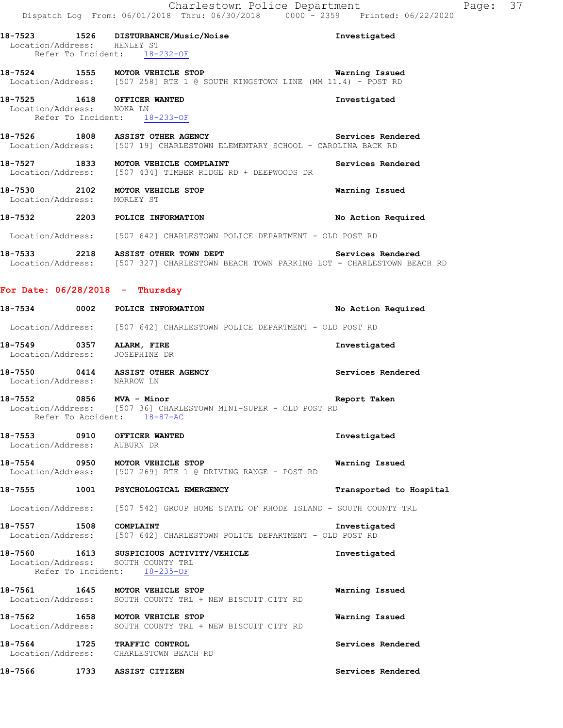18-7523 1526 **DISTURBANCE/Music/Noise** Investigated
Location/Address: HENLEY ST
Refer To Incident: 18-232-OF

18-7524 1555 **MOTOR VEHICLE STOP** Warning Issued
Location/Address: [507 258] RTE 1 @ SOUTH KINGSTOWN LINE (MM 11.4) - POST RD

18-7525 1618 **OFFICER WANTED** Investigated
Location/Address: NOKA LN
Refer To Incident: 18-233-OF

18-7526 1808 **ASSIST OTHER AGENCY** Services Rendered
Location/Address: [507 19] CHARLESTOWN ELEMENTARY SCHOOL - CAROLINA BACK RD

18-7527 1833 **MOTOR VEHICLE COMPLAINT** Services Rendered
Location/Address: [507 434] TIMBER RIDGE RD + DEEPWOODS DR

18-7530 2102 **MOTOR VEHICLE STOP** Warning Issued
Location/Address: MORLEY ST

18-7532 2203 **POLICE INFORMATION** No Action Required
Location/Address: [507 642] CHARLESTOWN POLICE DEPARTMENT - OLD POST RD

18-7533 2218 **ASSIST OTHER TOWN DEPT** Services Rendered
Location/Address: [507 327] CHARLESTOWN BEACH TOWN PARKING LOT - CHARLESTOWN BEACH RD

## For Date: 06/28/2018 - Thursday

18-7534 0002 **POLICE INFORMATION** No Action Required
Location/Address: [507 642] CHARLESTOWN POLICE DEPARTMENT - OLD POST RD

18-7549 0357 **ALARM, FIRE** Investigated
Location/Address: JOSEPHINE DR

18-7550 0414 **ASSIST OTHER AGENCY** Services Rendered
Location/Address: NARROW LN

18-7552 0856 **MVA - Minor** Report Taken
Location/Address: [507 36] CHARLESTOWN MINI-SUPER - OLD POST RD
Refer To Accident: 18-87-AC

18-7553 0910 **OFFICER WANTED** Investigated
Location/Address: AUBURN DR

18-7554 0950 **MOTOR VEHICLE STOP** Warning Issued
Location/Address: [507 269] RTE 1 @ DRIVING RANGE - POST RD

18-7555 1001 **PSYCHOLOGICAL EMERGENCY** Transported to Hospital
Location/Address: [507 542] GROUP HOME STATE OF RHODE ISLAND - SOUTH COUNTY TRL

18-7557 1508 **COMPLAINT** Investigated
Location/Address: [507 642] CHARLESTOWN POLICE DEPARTMENT - OLD POST RD

18-7560 1613 **SUSPICIOUS ACTIVITY/VEHICLE** Investigated
Location/Address: SOUTH COUNTY TRL
Refer To Incident: 18-235-OF

18-7561 1645 **MOTOR VEHICLE STOP** Warning Issued
Location/Address: SOUTH COUNTY TRL + NEW BISCUIT CITY RD

18-7562 1658 **MOTOR VEHICLE STOP** Warning Issued
Location/Address: SOUTH COUNTY TRL + NEW BISCUIT CITY RD

18-7564 1725 **TRAFFIC CONTROL** Services Rendered
Location/Address: CHARLESTOWN BEACH RD

18-7566 1733 **ASSIST CITIZEN** Services Rendered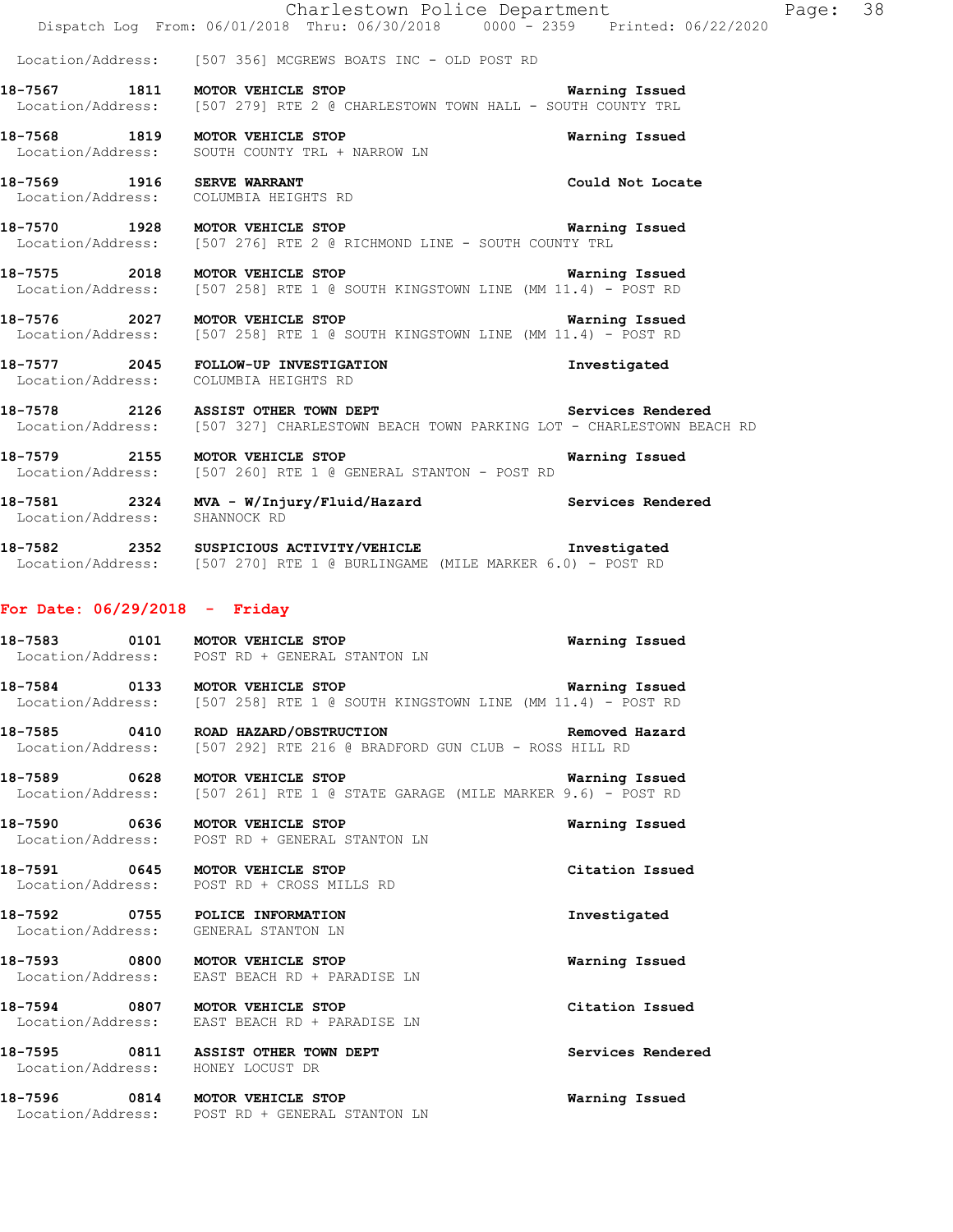Location/Address: [507 356] MCGREWS BOATS INC - OLD POST RD

**18-7567 1811 MOTOR VEHICLE STOP** Warning Issued
Location/Address: [507 279] RTE 2 @ CHARLESTOWN TOWN HALL - SOUTH COUNTY TRL

**18-7568 1819 MOTOR VEHICLE STOP** Warning Issued
Location/Address: SOUTH COUNTY TRL + NARROW LN

**18-7569 1916 SERVE WARRANT** Could Not Locate
Location/Address: COLUMBIA HEIGHTS RD

**18-7570 1928 MOTOR VEHICLE STOP** Warning Issued
Location/Address: [507 276] RTE 2 @ RICHMOND LINE - SOUTH COUNTY TRL

**18-7575 2018 MOTOR VEHICLE STOP** Warning Issued
Location/Address: [507 258] RTE 1 @ SOUTH KINGSTOWN LINE (MM 11.4) - POST RD

**18-7576 2027 MOTOR VEHICLE STOP** Warning Issued
Location/Address: [507 258] RTE 1 @ SOUTH KINGSTOWN LINE (MM 11.4) - POST RD

**18-7577 2045 FOLLOW-UP INVESTIGATION** Investigated
Location/Address: COLUMBIA HEIGHTS RD

**18-7578 2126 ASSIST OTHER TOWN DEPT** Services Rendered
Location/Address: [507 327] CHARLESTOWN BEACH TOWN PARKING LOT - CHARLESTOWN BEACH RD

**18-7579 2155 MOTOR VEHICLE STOP** Warning Issued
Location/Address: [507 260] RTE 1 @ GENERAL STANTON - POST RD

**18-7581 2324 MVA - W/Injury/Fluid/Hazard** Services Rendered
Location/Address: SHANNOCK RD

**18-7582 2352 SUSPICIOUS ACTIVITY/VEHICLE** Investigated
Location/Address: [507 270] RTE 1 @ BURLINGAME (MILE MARKER 6.0) - POST RD

## For Date: 06/29/2018 - Friday

**18-7583 0101 MOTOR VEHICLE STOP** Warning Issued
Location/Address: POST RD + GENERAL STANTON LN

**18-7584 0133 MOTOR VEHICLE STOP** Warning Issued
Location/Address: [507 258] RTE 1 @ SOUTH KINGSTOWN LINE (MM 11.4) - POST RD

**18-7585 0410 ROAD HAZARD/OBSTRUCTION** Removed Hazard
Location/Address: [507 292] RTE 216 @ BRADFORD GUN CLUB - ROSS HILL RD

**18-7589 0628 MOTOR VEHICLE STOP** Warning Issued
Location/Address: [507 261] RTE 1 @ STATE GARAGE (MILE MARKER 9.6) - POST RD

**18-7590 0636 MOTOR VEHICLE STOP** Warning Issued
Location/Address: POST RD + GENERAL STANTON LN

**18-7591 0645 MOTOR VEHICLE STOP** Citation Issued
Location/Address: POST RD + CROSS MILLS RD

**18-7592 0755 POLICE INFORMATION** Investigated
Location/Address: GENERAL STANTON LN

**18-7593 0800 MOTOR VEHICLE STOP** Warning Issued
Location/Address: EAST BEACH RD + PARADISE LN

**18-7594 0807 MOTOR VEHICLE STOP** Citation Issued
Location/Address: EAST BEACH RD + PARADISE LN

**18-7595 0811 ASSIST OTHER TOWN DEPT** Services Rendered
Location/Address: HONEY LOCUST DR

**18-7596 0814 MOTOR VEHICLE STOP** Warning Issued
Location/Address: POST RD + GENERAL STANTON LN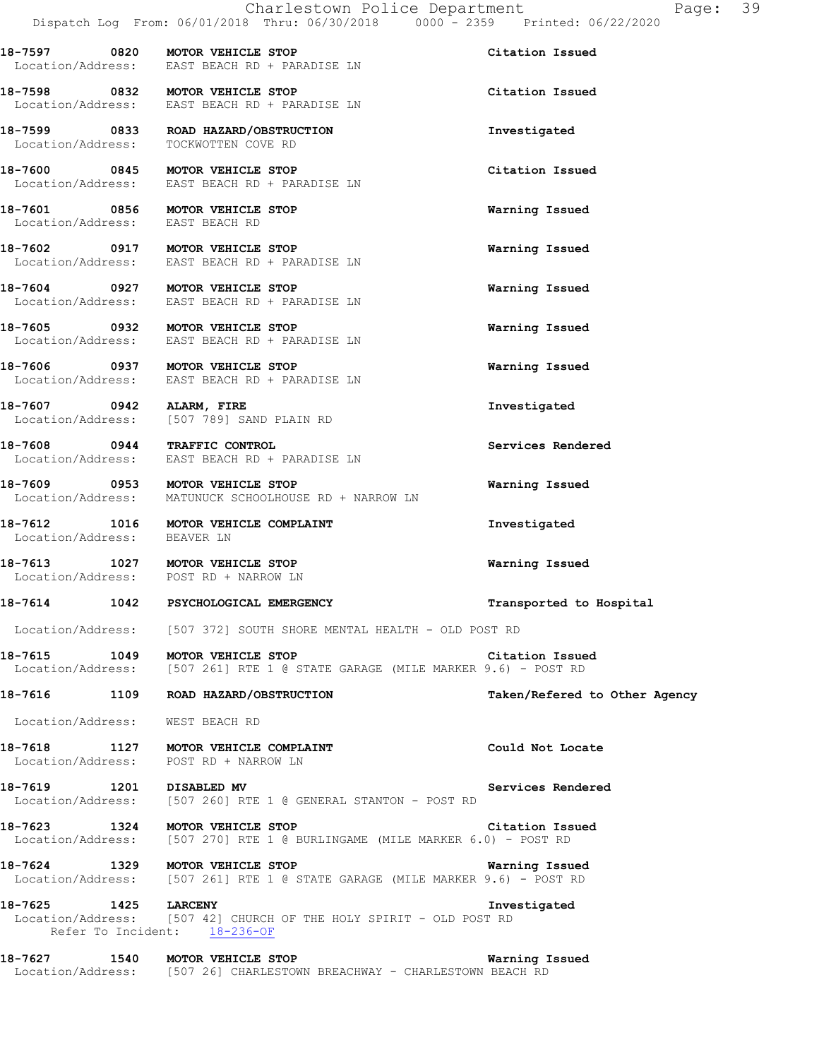18-7597 0820 MOTOR VEHICLE STOP Citation Issued
Location/Address: EAST BEACH RD + PARADISE LN

18-7598 0832 MOTOR VEHICLE STOP Citation Issued
Location/Address: EAST BEACH RD + PARADISE LN

18-7599 0833 ROAD HAZARD/OBSTRUCTION Investigated
Location/Address: TOCKWOTTEN COVE RD

18-7600 0845 MOTOR VEHICLE STOP Citation Issued
Location/Address: EAST BEACH RD + PARADISE LN

18-7601 0856 MOTOR VEHICLE STOP Warning Issued
Location/Address: EAST BEACH RD

18-7602 0917 MOTOR VEHICLE STOP Warning Issued
Location/Address: EAST BEACH RD + PARADISE LN

18-7604 0927 MOTOR VEHICLE STOP Warning Issued
Location/Address: EAST BEACH RD + PARADISE LN

18-7605 0932 MOTOR VEHICLE STOP Warning Issued
Location/Address: EAST BEACH RD + PARADISE LN

18-7606 0937 MOTOR VEHICLE STOP Warning Issued
Location/Address: EAST BEACH RD + PARADISE LN

18-7607 0942 ALARM, FIRE Investigated
Location/Address: [507 789] SAND PLAIN RD

18-7608 0944 TRAFFIC CONTROL Services Rendered
Location/Address: EAST BEACH RD + PARADISE LN

18-7609 0953 MOTOR VEHICLE STOP Warning Issued
Location/Address: MATUNUCK SCHOOLHOUSE RD + NARROW LN

18-7612 1016 MOTOR VEHICLE COMPLAINT Investigated
Location/Address: BEAVER LN

18-7613 1027 MOTOR VEHICLE STOP Warning Issued
Location/Address: POST RD + NARROW LN

18-7614 1042 PSYCHOLOGICAL EMERGENCY Transported to Hospital
Location/Address: [507 372] SOUTH SHORE MENTAL HEALTH - OLD POST RD

18-7615 1049 MOTOR VEHICLE STOP Citation Issued
Location/Address: [507 261] RTE 1 @ STATE GARAGE (MILE MARKER 9.6) - POST RD

18-7616 1109 ROAD HAZARD/OBSTRUCTION Taken/Refered to Other Agency
Location/Address: WEST BEACH RD

18-7618 1127 MOTOR VEHICLE COMPLAINT Could Not Locate
Location/Address: POST RD + NARROW LN

18-7619 1201 DISABLED MV Services Rendered
Location/Address: [507 260] RTE 1 @ GENERAL STANTON - POST RD

18-7623 1324 MOTOR VEHICLE STOP Citation Issued
Location/Address: [507 270] RTE 1 @ BURLINGAME (MILE MARKER 6.0) - POST RD

18-7624 1329 MOTOR VEHICLE STOP Warning Issued
Location/Address: [507 261] RTE 1 @ STATE GARAGE (MILE MARKER 9.6) - POST RD

18-7625 1425 LARCENY Investigated
Location/Address: [507 42] CHURCH OF THE HOLY SPIRIT - OLD POST RD
Refer To Incident: 18-236-OF

18-7627 1540 MOTOR VEHICLE STOP Warning Issued
Location/Address: [507 26] CHARLESTOWN BREACHWAY - CHARLESTOWN BEACH RD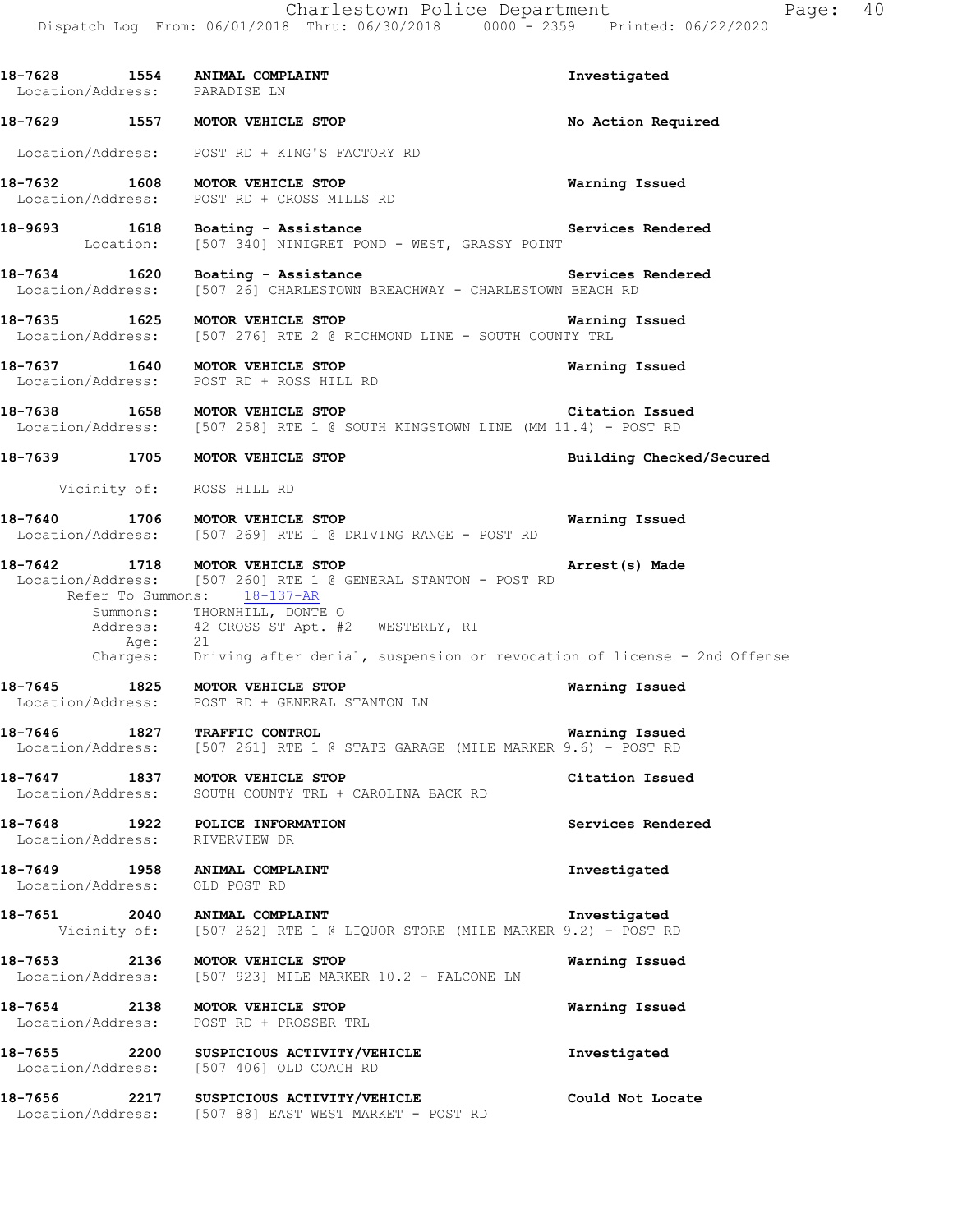**18-7628 1554 ANIMAL COMPLAINT** — **Investigated**
Location/Address: PARADISE LN

**18-7629 1557 MOTOR VEHICLE STOP** — **No Action Required**
Location/Address: POST RD + KING'S FACTORY RD

**18-7632 1608 MOTOR VEHICLE STOP** — **Warning Issued**
Location/Address: POST RD + CROSS MILLS RD

**18-9693 1618 Boating - Assistance** — **Services Rendered**
Location: [507 340] NINIGRET POND - WEST, GRASSY POINT

**18-7634 1620 Boating - Assistance** — **Services Rendered**
Location/Address: [507 26] CHARLESTOWN BREACHWAY - CHARLESTOWN BEACH RD

**18-7635 1625 MOTOR VEHICLE STOP** — **Warning Issued**
Location/Address: [507 276] RTE 2 @ RICHMOND LINE - SOUTH COUNTY TRL

**18-7637 1640 MOTOR VEHICLE STOP** — **Warning Issued**
Location/Address: POST RD + ROSS HILL RD

**18-7638 1658 MOTOR VEHICLE STOP** — **Citation Issued**
Location/Address: [507 258] RTE 1 @ SOUTH KINGSTOWN LINE (MM 11.4) - POST RD

**18-7639 1705 MOTOR VEHICLE STOP** — **Building Checked/Secured**
Vicinity of: ROSS HILL RD

**18-7640 1706 MOTOR VEHICLE STOP** — **Warning Issued**
Location/Address: [507 269] RTE 1 @ DRIVING RANGE - POST RD

**18-7642 1718 MOTOR VEHICLE STOP** — **Arrest(s) Made**
Location/Address: [507 260] RTE 1 @ GENERAL STANTON - POST RD
Refer To Summons: 18-137-AR
Summons: THORNHILL, DONTE O
Address: 42 CROSS ST Apt. #2 WESTERLY, RI
Age: 21
Charges: Driving after denial, suspension or revocation of license - 2nd Offense

**18-7645 1825 MOTOR VEHICLE STOP** — **Warning Issued**
Location/Address: POST RD + GENERAL STANTON LN

**18-7646 1827 TRAFFIC CONTROL** — **Warning Issued**
Location/Address: [507 261] RTE 1 @ STATE GARAGE (MILE MARKER 9.6) - POST RD

**18-7647 1837 MOTOR VEHICLE STOP** — **Citation Issued**
Location/Address: SOUTH COUNTY TRL + CAROLINA BACK RD

**18-7648 1922 POLICE INFORMATION** — **Services Rendered**
Location/Address: RIVERVIEW DR

**18-7649 1958 ANIMAL COMPLAINT** — **Investigated**
Location/Address: OLD POST RD

**18-7651 2040 ANIMAL COMPLAINT** — **Investigated**
Vicinity of: [507 262] RTE 1 @ LIQUOR STORE (MILE MARKER 9.2) - POST RD

**18-7653 2136 MOTOR VEHICLE STOP** — **Warning Issued**
Location/Address: [507 923] MILE MARKER 10.2 - FALCONE LN

**18-7654 2138 MOTOR VEHICLE STOP** — **Warning Issued**
Location/Address: POST RD + PROSSER TRL

**18-7655 2200 SUSPICIOUS ACTIVITY/VEHICLE** — **Investigated**
Location/Address: [507 406] OLD COACH RD

**18-7656 2217 SUSPICIOUS ACTIVITY/VEHICLE** — **Could Not Locate**
Location/Address: [507 88] EAST WEST MARKET - POST RD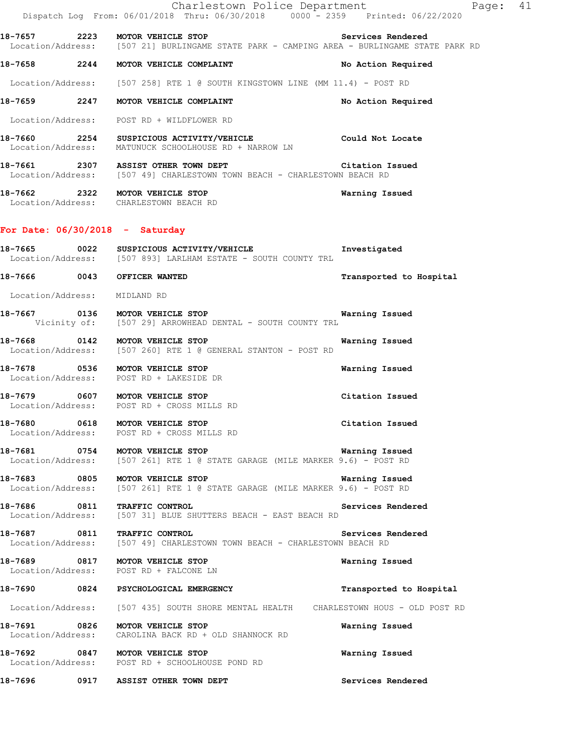18-7657 2223 MOTOR VEHICLE STOP Services Rendered
Location/Address: [507 21] BURLINGAME STATE PARK - CAMPING AREA - BURLINGAME STATE PARK RD

18-7658 2244 MOTOR VEHICLE COMPLAINT No Action Required

Location/Address: [507 258] RTE 1 @ SOUTH KINGSTOWN LINE (MM 11.4) - POST RD

18-7659 2247 MOTOR VEHICLE COMPLAINT No Action Required

Location/Address: POST RD + WILDFLOWER RD

18-7660 2254 SUSPICIOUS ACTIVITY/VEHICLE Could Not Locate
Location/Address: MATUNUCK SCHOOLHOUSE RD + NARROW LN

18-7661 2307 ASSIST OTHER TOWN DEPT Citation Issued
Location/Address: [507 49] CHARLESTOWN TOWN BEACH - CHARLESTOWN BEACH RD

18-7662 2322 MOTOR VEHICLE STOP Warning Issued
Location/Address: CHARLESTOWN BEACH RD

**For Date: 06/30/2018 - Saturday**

18-7665 0022 SUSPICIOUS ACTIVITY/VEHICLE Investigated
Location/Address: [507 893] LARLHAM ESTATE - SOUTH COUNTY TRL

18-7666 0043 OFFICER WANTED Transported to Hospital

Location/Address: MIDLAND RD

18-7667 0136 MOTOR VEHICLE STOP Warning Issued
Vicinity of: [507 29] ARROWHEAD DENTAL - SOUTH COUNTY TRL

18-7668 0142 MOTOR VEHICLE STOP Warning Issued
Location/Address: [507 260] RTE 1 @ GENERAL STANTON - POST RD

18-7678 0536 MOTOR VEHICLE STOP Warning Issued
Location/Address: POST RD + LAKESIDE DR

18-7679 0607 MOTOR VEHICLE STOP Citation Issued
Location/Address: POST RD + CROSS MILLS RD

18-7680 0618 MOTOR VEHICLE STOP Citation Issued
Location/Address: POST RD + CROSS MILLS RD

18-7681 0754 MOTOR VEHICLE STOP Warning Issued
Location/Address: [507 261] RTE 1 @ STATE GARAGE (MILE MARKER 9.6) - POST RD

18-7683 0805 MOTOR VEHICLE STOP Warning Issued
Location/Address: [507 261] RTE 1 @ STATE GARAGE (MILE MARKER 9.6) - POST RD

18-7686 0811 TRAFFIC CONTROL Services Rendered
Location/Address: [507 31] BLUE SHUTTERS BEACH - EAST BEACH RD

18-7687 0811 TRAFFIC CONTROL Services Rendered
Location/Address: [507 49] CHARLESTOWN TOWN BEACH - CHARLESTOWN BEACH RD

18-7689 0817 MOTOR VEHICLE STOP Warning Issued
Location/Address: POST RD + FALCONE LN

18-7690 0824 PSYCHOLOGICAL EMERGENCY Transported to Hospital

Location/Address: [507 435] SOUTH SHORE MENTAL HEALTH CHARLESTOWN HOUS - OLD POST RD

18-7691 0826 MOTOR VEHICLE STOP Warning Issued
Location/Address: CAROLINA BACK RD + OLD SHANNOCK RD

18-7692 0847 MOTOR VEHICLE STOP Warning Issued
Location/Address: POST RD + SCHOOLHOUSE POND RD

18-7696 0917 ASSIST OTHER TOWN DEPT Services Rendered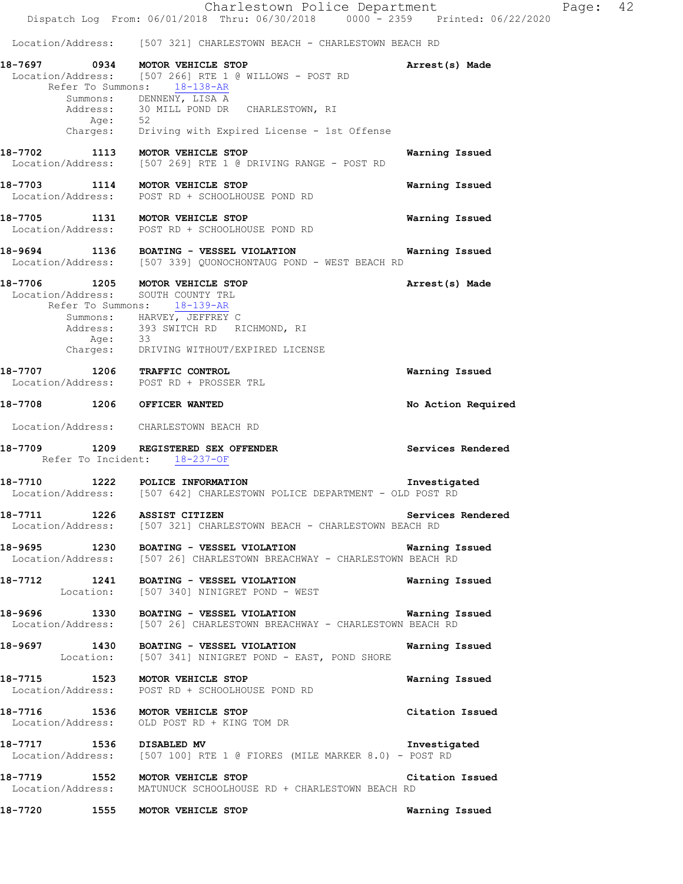Location/Address: [507 321] CHARLESTOWN BEACH - CHARLESTOWN BEACH RD

**18-7697 0934 MOTOR VEHICLE STOP** — Arrest(s) Made
Location/Address: [507 266] RTE 1 @ WILLOWS - POST RD
Refer To Summons: 18-138-AR
Summons: DENNENY, LISA A
Address: 30 MILL POND DR CHARLESTOWN, RI
Age: 52
Charges: Driving with Expired License - 1st Offense

**18-7702 1113 MOTOR VEHICLE STOP** — Warning Issued
Location/Address: [507 269] RTE 1 @ DRIVING RANGE - POST RD

**18-7703 1114 MOTOR VEHICLE STOP** — Warning Issued
Location/Address: POST RD + SCHOOLHOUSE POND RD

**18-7705 1131 MOTOR VEHICLE STOP** — Warning Issued
Location/Address: POST RD + SCHOOLHOUSE POND RD

**18-9694 1136 BOATING - VESSEL VIOLATION** — Warning Issued
Location/Address: [507 339] QUONOCHONTAUG POND - WEST BEACH RD

**18-7706 1205 MOTOR VEHICLE STOP** — Arrest(s) Made
Location/Address: SOUTH COUNTY TRL
Refer To Summons: 18-139-AR
Summons: HARVEY, JEFFREY C
Address: 393 SWITCH RD RICHMOND, RI
Age: 33
Charges: DRIVING WITHOUT/EXPIRED LICENSE

**18-7707 1206 TRAFFIC CONTROL** — Warning Issued
Location/Address: POST RD + PROSSER TRL

**18-7708 1206 OFFICER WANTED** — No Action Required
Location/Address: CHARLESTOWN BEACH RD

**18-7709 1209 REGISTERED SEX OFFENDER** — Services Rendered
Refer To Incident: 18-237-OF

**18-7710 1222 POLICE INFORMATION** — Investigated
Location/Address: [507 642] CHARLESTOWN POLICE DEPARTMENT - OLD POST RD

**18-7711 1226 ASSIST CITIZEN** — Services Rendered
Location/Address: [507 321] CHARLESTOWN BEACH - CHARLESTOWN BEACH RD

**18-9695 1230 BOATING - VESSEL VIOLATION** — Warning Issued
Location/Address: [507 26] CHARLESTOWN BREACHWAY - CHARLESTOWN BEACH RD

**18-7712 1241 BOATING - VESSEL VIOLATION** — Warning Issued
Location: [507 340] NINIGRET POND - WEST

**18-9696 1330 BOATING - VESSEL VIOLATION** — Warning Issued
Location/Address: [507 26] CHARLESTOWN BREACHWAY - CHARLESTOWN BEACH RD

**18-9697 1430 BOATING - VESSEL VIOLATION** — Warning Issued
Location: [507 341] NINIGRET POND - EAST, POND SHORE

**18-7715 1523 MOTOR VEHICLE STOP** — Warning Issued
Location/Address: POST RD + SCHOOLHOUSE POND RD

**18-7716 1536 MOTOR VEHICLE STOP** — Citation Issued
Location/Address: OLD POST RD + KING TOM DR

**18-7717 1536 DISABLED MV** — Investigated
Location/Address: [507 100] RTE 1 @ FIORES (MILE MARKER 8.0) - POST RD

**18-7719 1552 MOTOR VEHICLE STOP** — Citation Issued
Location/Address: MATUNUCK SCHOOLHOUSE RD + CHARLESTOWN BEACH RD

**18-7720 1555 MOTOR VEHICLE STOP** — Warning Issued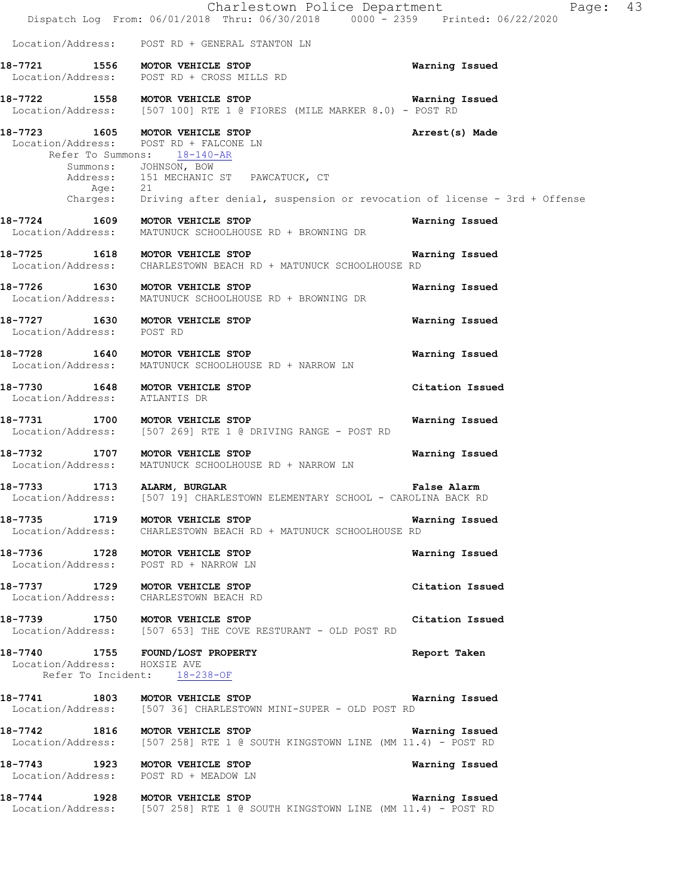Location/Address: POST RD + GENERAL STANTON LN

**18-7721 1556 MOTOR VEHICLE STOP** **Warning Issued**
Location/Address: POST RD + CROSS MILLS RD

**18-7722 1558 MOTOR VEHICLE STOP** **Warning Issued**
Location/Address: [507 100] RTE 1 @ FIORES (MILE MARKER 8.0) - POST RD

**18-7723 1605 MOTOR VEHICLE STOP** **Arrest(s) Made**
Location/Address: POST RD + FALCONE LN
Refer To Summons: 18-140-AR
Summons: JOHNSON, BOW
Address: 151 MECHANIC ST PAWCATUCK, CT
Age: 21
Charges: Driving after denial, suspension or revocation of license - 3rd + Offense

**18-7724 1609 MOTOR VEHICLE STOP** **Warning Issued**
Location/Address: MATUNUCK SCHOOLHOUSE RD + BROWNING DR

**18-7725 1618 MOTOR VEHICLE STOP** **Warning Issued**
Location/Address: CHARLESTOWN BEACH RD + MATUNUCK SCHOOLHOUSE RD

**18-7726 1630 MOTOR VEHICLE STOP** **Warning Issued**
Location/Address: MATUNUCK SCHOOLHOUSE RD + BROWNING DR

**18-7727 1630 MOTOR VEHICLE STOP** **Warning Issued**
Location/Address: POST RD

**18-7728 1640 MOTOR VEHICLE STOP** **Warning Issued**
Location/Address: MATUNUCK SCHOOLHOUSE RD + NARROW LN

**18-7730 1648 MOTOR VEHICLE STOP** **Citation Issued**
Location/Address: ATLANTIS DR

**18-7731 1700 MOTOR VEHICLE STOP** **Warning Issued**
Location/Address: [507 269] RTE 1 @ DRIVING RANGE - POST RD

**18-7732 1707 MOTOR VEHICLE STOP** **Warning Issued**
Location/Address: MATUNUCK SCHOOLHOUSE RD + NARROW LN

**18-7733 1713 ALARM, BURGLAR** **False Alarm**
Location/Address: [507 19] CHARLESTOWN ELEMENTARY SCHOOL - CAROLINA BACK RD

**18-7735 1719 MOTOR VEHICLE STOP** **Warning Issued**
Location/Address: CHARLESTOWN BEACH RD + MATUNUCK SCHOOLHOUSE RD

**18-7736 1728 MOTOR VEHICLE STOP** **Warning Issued**
Location/Address: POST RD + NARROW LN

**18-7737 1729 MOTOR VEHICLE STOP** **Citation Issued**
Location/Address: CHARLESTOWN BEACH RD

**18-7739 1750 MOTOR VEHICLE STOP** **Citation Issued**
Location/Address: [507 653] THE COVE RESTURANT - OLD POST RD

**18-7740 1755 FOUND/LOST PROPERTY** **Report Taken**
Location/Address: HOXSIE AVE
Refer To Incident: 18-238-OF

**18-7741 1803 MOTOR VEHICLE STOP** **Warning Issued**
Location/Address: [507 36] CHARLESTOWN MINI-SUPER - OLD POST RD

**18-7742 1816 MOTOR VEHICLE STOP** **Warning Issued**
Location/Address: [507 258] RTE 1 @ SOUTH KINGSTOWN LINE (MM 11.4) - POST RD

**18-7743 1923 MOTOR VEHICLE STOP** **Warning Issued**
Location/Address: POST RD + MEADOW LN

**18-7744 1928 MOTOR VEHICLE STOP** **Warning Issued**
Location/Address: [507 258] RTE 1 @ SOUTH KINGSTOWN LINE (MM 11.4) - POST RD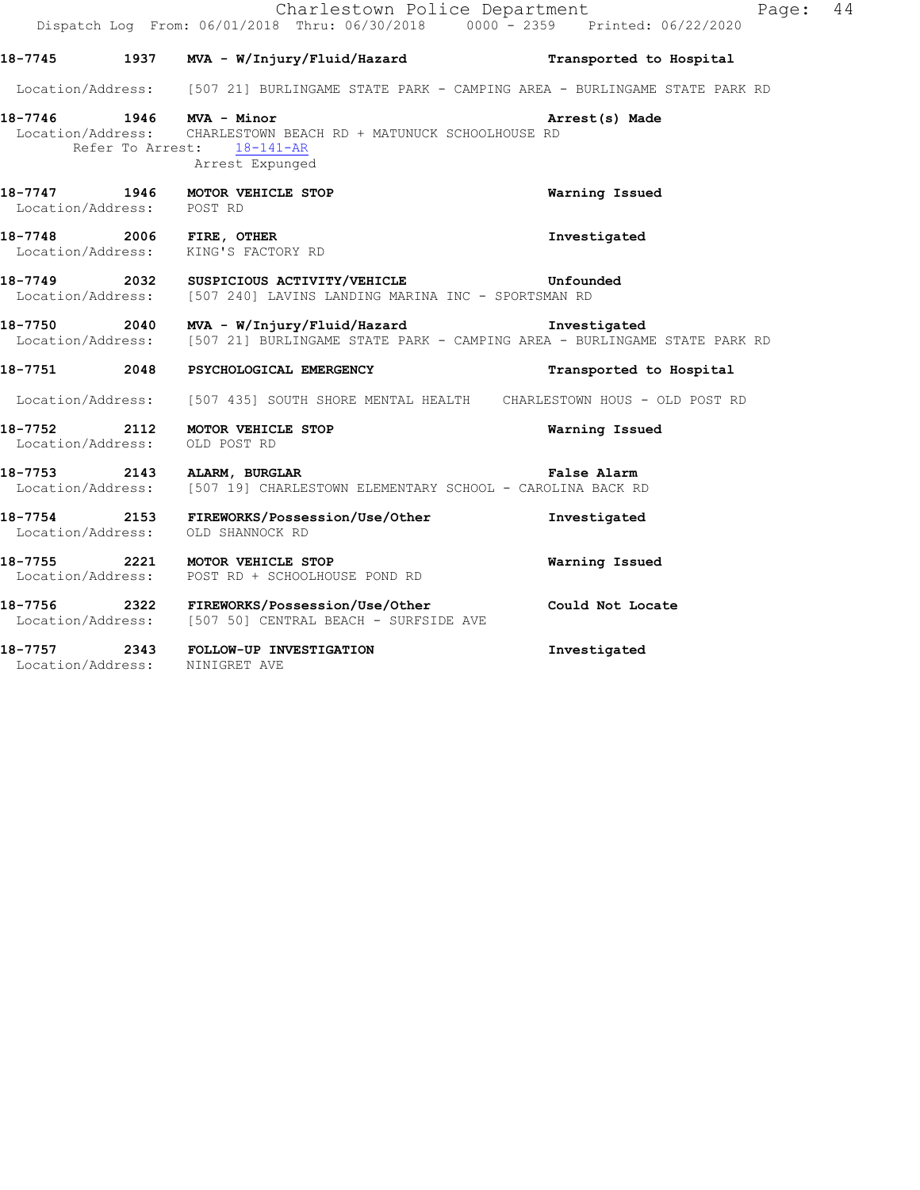**18-7745 1937 MVA - W/Injury/Fluid/Hazard** **Transported to Hospital**

Location/Address: [507 21] BURLINGAME STATE PARK - CAMPING AREA - BURLINGAME STATE PARK RD

**18-7746 1946 MVA - Minor** **Arrest(s) Made**
Location/Address: CHARLESTOWN BEACH RD + MATUNUCK SCHOOLHOUSE RD
Refer To Arrest: 18-141-AR
Arrest Expunged

**18-7747 1946 MOTOR VEHICLE STOP** **Warning Issued**
Location/Address: POST RD

**18-7748 2006 FIRE, OTHER** **Investigated**
Location/Address: KING'S FACTORY RD

**18-7749 2032 SUSPICIOUS ACTIVITY/VEHICLE** **Unfounded**
Location/Address: [507 240] LAVINS LANDING MARINA INC - SPORTSMAN RD

**18-7750 2040 MVA - W/Injury/Fluid/Hazard** **Investigated**
Location/Address: [507 21] BURLINGAME STATE PARK - CAMPING AREA - BURLINGAME STATE PARK RD

**18-7751 2048 PSYCHOLOGICAL EMERGENCY** **Transported to Hospital**

Location/Address: [507 435] SOUTH SHORE MENTAL HEALTH CHARLESTOWN HOUS - OLD POST RD

**18-7752 2112 MOTOR VEHICLE STOP** **Warning Issued**
Location/Address: OLD POST RD

**18-7753 2143 ALARM, BURGLAR** **False Alarm**
Location/Address: [507 19] CHARLESTOWN ELEMENTARY SCHOOL - CAROLINA BACK RD

**18-7754 2153 FIREWORKS/Possession/Use/Other** **Investigated**
Location/Address: OLD SHANNOCK RD

**18-7755 2221 MOTOR VEHICLE STOP** **Warning Issued**
Location/Address: POST RD + SCHOOLHOUSE POND RD

**18-7756 2322 FIREWORKS/Possession/Use/Other** **Could Not Locate**
Location/Address: [507 50] CENTRAL BEACH - SURFSIDE AVE

**18-7757 2343 FOLLOW-UP INVESTIGATION** **Investigated**
Location/Address: NINIGRET AVE